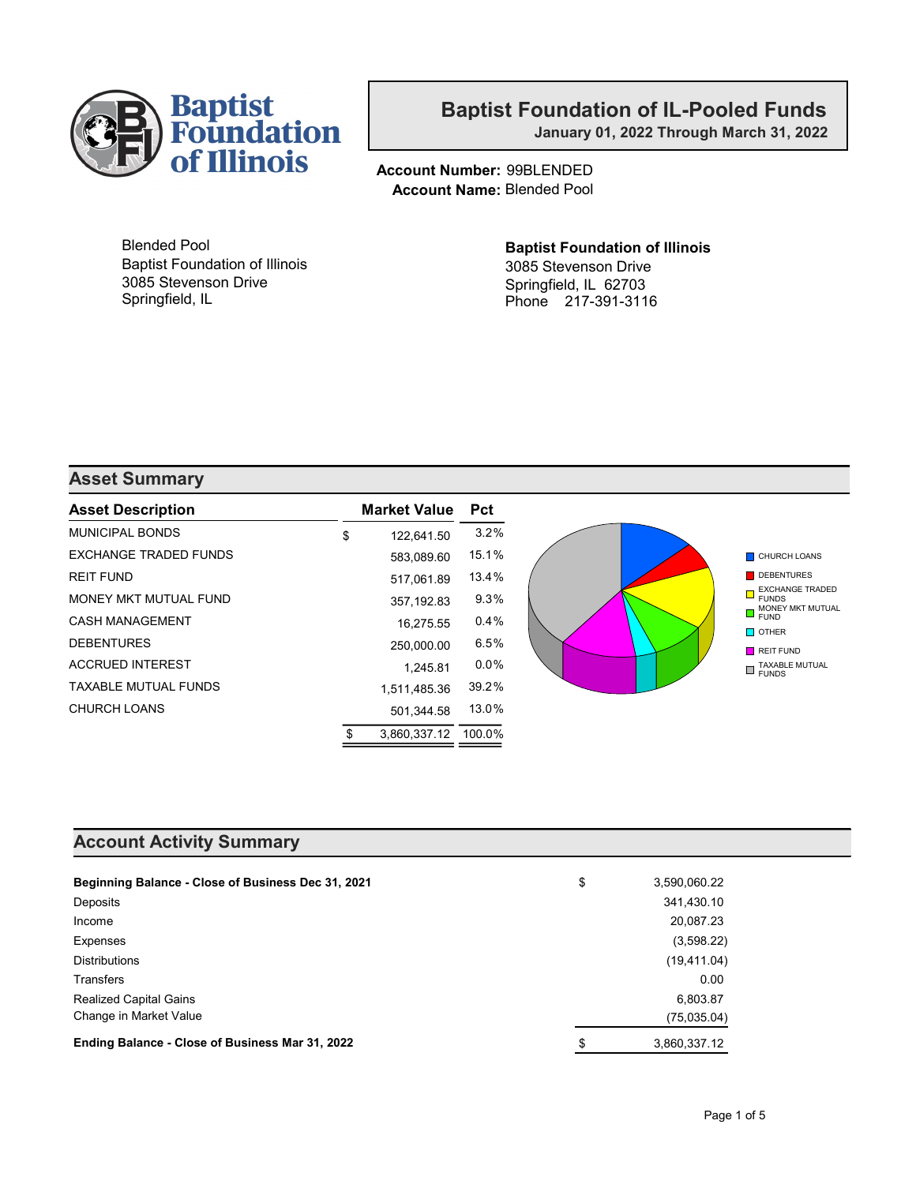# Baptist Foundation of Illinois

## Baptist Foundation of IL-Pooled Funds

**January 01, 2022 Through March 31, 2022**

**Account Number:** 99BLENDED
**Account Name:** Blended Pool

Blended Pool
Baptist Foundation of Illinois
3085 Stevenson Drive
Springfield, IL

**Baptist Foundation of Illinois**
3085 Stevenson Drive
Springfield, IL 62703
Phone 217-391-3116

## Asset Summary

| Asset Description | | Market Value | Pct |
|---|---|---|---|
| MUNICIPAL BONDS | $ | 122,641.50 | 3.2% |
| EXCHANGE TRADED FUNDS | | 583,089.60 | 15.1% |
| REIT FUND | | 517,061.89 | 13.4% |
| MONEY MKT MUTUAL FUND | | 357,192.83 | 9.3% |
| CASH MANAGEMENT | | 16,275.55 | 0.4% |
| DEBENTURES | | 250,000.00 | 6.5% |
| ACCRUED INTEREST | | 1,245.81 | 0.0% |
| TAXABLE MUTUAL FUNDS | | 1,511,485.36 | 39.2% |
| CHURCH LOANS | | 501,344.58 | 13.0% |
| | $ | 3,860,337.12 | 100.0% |

CHURCH LOANS
DEBENTURES
EXCHANGE TRADED FUNDS
MONEY MKT MUTUAL FUND
OTHER
REIT FUND
TAXABLE MUTUAL FUNDS

## Account Activity Summary

| | | |
|---|---|---|
| **Beginning Balance - Close of Business Dec 31, 2021** | $ | 3,590,060.22 |
| Deposits | | 341,430.10 |
| Income | | 20,087.23 |
| Expenses | | (3,598.22) |
| Distributions | | (19,411.04) |
| Transfers | | 0.00 |
| Realized Capital Gains | | 6,803.87 |
| Change in Market Value | | (75,035.04) |
| **Ending Balance - Close of Business Mar 31, 2022** | $ | 3,860,337.12 |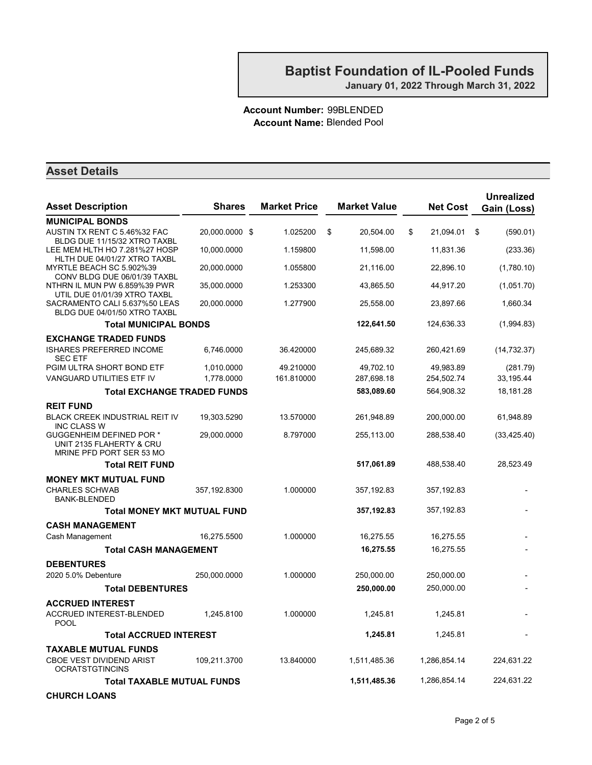# Baptist Foundation of IL-Pooled Funds

**January 01, 2022 Through March 31, 2022**

**Account Number:** 99BLENDED
**Account Name:** Blended Pool

## Asset Details

| Asset Description | Shares | Market Price | Market Value | Net Cost | Unrealized Gain (Loss) |
|---|---|---|---|---|---|
| **MUNICIPAL BONDS** | | | | | |
| AUSTIN TX RENT C 5.46%32 FAC BLDG DUE 11/15/32 XTRO TAXBL | 20,000.0000 | $ 1.025200 | $ 20,504.00 | $ 21,094.01 | $ (590.01) |
| LEE MEM HLTH HO 7.281%27 HOSP HLTH DUE 04/01/27 XTRO TAXBL | 10,000.0000 | 1.159800 | 11,598.00 | 11,831.36 | (233.36) |
| MYRTLE BEACH SC 5.902%39 CONV BLDG DUE 06/01/39 TAXBL | 20,000.0000 | 1.055800 | 21,116.00 | 22,896.10 | (1,780.10) |
| NTHRN IL MUN PW 6.859%39 PWR UTIL DUE 01/01/39 XTRO TAXBL | 35,000.0000 | 1.253300 | 43,865.50 | 44,917.20 | (1,051.70) |
| SACRAMENTO CALI 5.637%50 LEAS BLDG DUE 04/01/50 XTRO TAXBL | 20,000.0000 | 1.277900 | 25,558.00 | 23,897.66 | 1,660.34 |
| **Total MUNICIPAL BONDS** | | | **122,641.50** | 124,636.33 | (1,994.83) |
| **EXCHANGE TRADED FUNDS** | | | | | |
| ISHARES PREFERRED INCOME SEC ETF | 6,746.0000 | 36.420000 | 245,689.32 | 260,421.69 | (14,732.37) |
| PGIM ULTRA SHORT BOND ETF | 1,010.0000 | 49.210000 | 49,702.10 | 49,983.89 | (281.79) |
| VANGUARD UTILITIES ETF IV | 1,778.0000 | 161.810000 | 287,698.18 | 254,502.74 | 33,195.44 |
| **Total EXCHANGE TRADED FUNDS** | | | **583,089.60** | 564,908.32 | 18,181.28 |
| **REIT FUND** | | | | | |
| BLACK CREEK INDUSTRIAL REIT IV INC CLASS W | 19,303.5290 | 13.570000 | 261,948.89 | 200,000.00 | 61,948.89 |
| GUGGENHEIM DEFINED POR * UNIT 2135 FLAHERTY & CRU MRINE PFD PORT SER 53 MO | 29,000.0000 | 8.797000 | 255,113.00 | 288,538.40 | (33,425.40) |
| **Total REIT FUND** | | | **517,061.89** | 488,538.40 | 28,523.49 |
| **MONEY MKT MUTUAL FUND** | | | | | |
| CHARLES SCHWAB BANK-BLENDED | 357,192.8300 | 1.000000 | 357,192.83 | 357,192.83 | - |
| **Total MONEY MKT MUTUAL FUND** | | | **357,192.83** | 357,192.83 | - |
| **CASH MANAGEMENT** | | | | | |
| Cash Management | 16,275.5500 | 1.000000 | 16,275.55 | 16,275.55 | - |
| **Total CASH MANAGEMENT** | | | **16,275.55** | 16,275.55 | - |
| **DEBENTURES** | | | | | |
| 2020 5.0% Debenture | 250,000.0000 | 1.000000 | 250,000.00 | 250,000.00 | - |
| **Total DEBENTURES** | | | **250,000.00** | 250,000.00 | - |
| **ACCRUED INTEREST** | | | | | |
| ACCRUED INTEREST-BLENDED POOL | 1,245.8100 | 1.000000 | 1,245.81 | 1,245.81 | - |
| **Total ACCRUED INTEREST** | | | **1,245.81** | 1,245.81 | - |
| **TAXABLE MUTUAL FUNDS** | | | | | |
| CBOE VEST DIVIDEND ARIST OCRATSTGTINCINS | 109,211.3700 | 13.840000 | 1,511,485.36 | 1,286,854.14 | 224,631.22 |
| **Total TAXABLE MUTUAL FUNDS** | | | **1,511,485.36** | 1,286,854.14 | 224,631.22 |
| **CHURCH LOANS** | | | | | |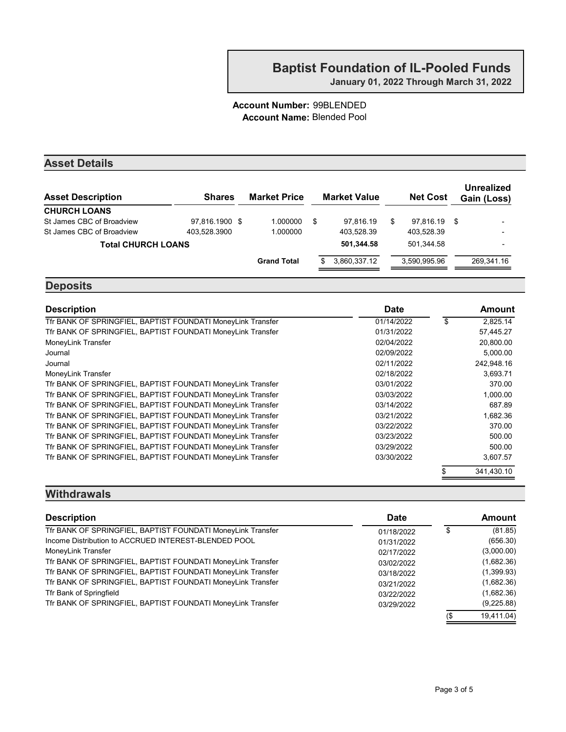# Baptist Foundation of IL-Pooled Funds

**January 01, 2022 Through March 31, 2022**

**Account Number:** 99BLENDED
**Account Name:** Blended Pool

## Asset Details

| Asset Description | Shares | Market Price | Market Value | Net Cost | Unrealized Gain (Loss) |
|---|---|---|---|---|---|
| **CHURCH LOANS** | | | | | |
| St James CBC of Broadview | 97,816.1900 | $ 1.000000 | $ 97,816.19 | $ 97,816.19 | $ - |
| St James CBC of Broadview | 403,528.3900 | 1.000000 | 403,528.39 | 403,528.39 | - |
| **Total CHURCH LOANS** | | | **501,344.58** | 501,344.58 | - |
| | | **Grand Total** | $ 3,860,337.12 | 3,590,995.96 | 269,341.16 |

## Deposits

| Description | Date | Amount |
|---|---|---|
| Tfr BANK OF SPRINGFIEL, BAPTIST FOUNDATI MoneyLink Transfer | 01/14/2022 | $ 2,825.14 |
| Tfr BANK OF SPRINGFIEL, BAPTIST FOUNDATI MoneyLink Transfer | 01/31/2022 | 57,445.27 |
| MoneyLink Transfer | 02/04/2022 | 20,800.00 |
| Journal | 02/09/2022 | 5,000.00 |
| Journal | 02/11/2022 | 242,948.16 |
| MoneyLink Transfer | 02/18/2022 | 3,693.71 |
| Tfr BANK OF SPRINGFIEL, BAPTIST FOUNDATI MoneyLink Transfer | 03/01/2022 | 370.00 |
| Tfr BANK OF SPRINGFIEL, BAPTIST FOUNDATI MoneyLink Transfer | 03/03/2022 | 1,000.00 |
| Tfr BANK OF SPRINGFIEL, BAPTIST FOUNDATI MoneyLink Transfer | 03/14/2022 | 687.89 |
| Tfr BANK OF SPRINGFIEL, BAPTIST FOUNDATI MoneyLink Transfer | 03/21/2022 | 1,682.36 |
| Tfr BANK OF SPRINGFIEL, BAPTIST FOUNDATI MoneyLink Transfer | 03/22/2022 | 370.00 |
| Tfr BANK OF SPRINGFIEL, BAPTIST FOUNDATI MoneyLink Transfer | 03/23/2022 | 500.00 |
| Tfr BANK OF SPRINGFIEL, BAPTIST FOUNDATI MoneyLink Transfer | 03/29/2022 | 500.00 |
| Tfr BANK OF SPRINGFIEL, BAPTIST FOUNDATI MoneyLink Transfer | 03/30/2022 | 3,607.57 |
| | | $ 341,430.10 |

## Withdrawals

| Description | Date | Amount |
|---|---|---|
| Tfr BANK OF SPRINGFIEL, BAPTIST FOUNDATI MoneyLink Transfer | 01/18/2022 | $ (81.85) |
| Income Distribution to ACCRUED INTEREST-BLENDED POOL | 01/31/2022 | (656.30) |
| MoneyLink Transfer | 02/17/2022 | (3,000.00) |
| Tfr BANK OF SPRINGFIEL, BAPTIST FOUNDATI MoneyLink Transfer | 03/02/2022 | (1,682.36) |
| Tfr BANK OF SPRINGFIEL, BAPTIST FOUNDATI MoneyLink Transfer | 03/18/2022 | (1,399.93) |
| Tfr BANK OF SPRINGFIEL, BAPTIST FOUNDATI MoneyLink Transfer | 03/21/2022 | (1,682.36) |
| Tfr Bank of Springfield | 03/22/2022 | (1,682.36) |
| Tfr BANK OF SPRINGFIEL, BAPTIST FOUNDATI MoneyLink Transfer | 03/29/2022 | (9,225.88) |
| | | ($ 19,411.04) |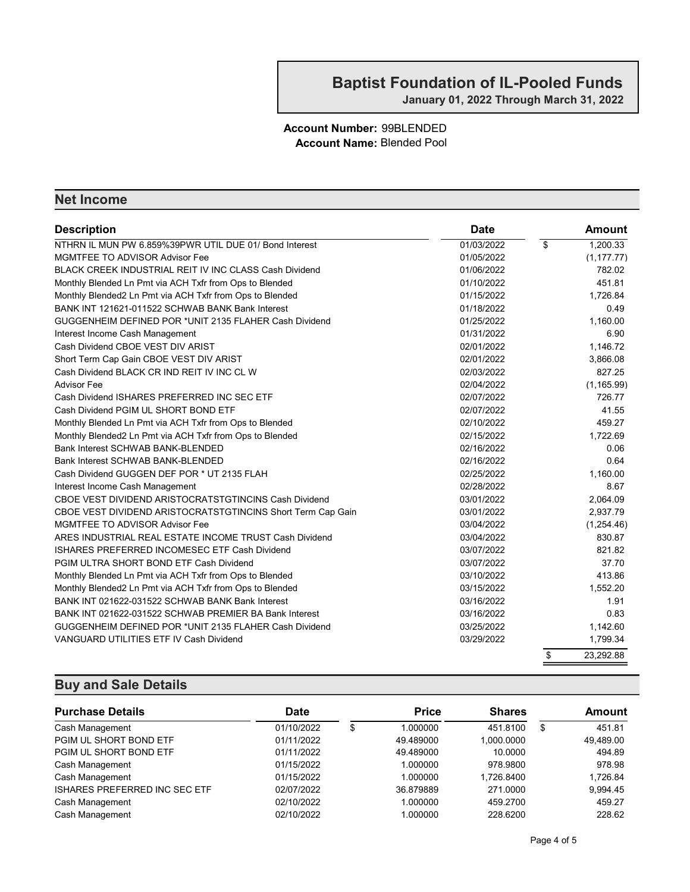# Baptist Foundation of IL-Pooled Funds

**January 01, 2022 Through March 31, 2022**

**Account Number:** 99BLENDED
**Account Name:** Blended Pool

## Net Income

| Description | Date | Amount |
|---|---|---|
| NTHRN IL MUN PW 6.859%39PWR UTIL DUE 01/ Bond Interest | 01/03/2022 | $ 1,200.33 |
| MGMTFEE TO ADVISOR Advisor Fee | 01/05/2022 | (1,177.77) |
| BLACK CREEK INDUSTRIAL REIT IV INC CLASS Cash Dividend | 01/06/2022 | 782.02 |
| Monthly Blended Ln Pmt via ACH Txfr from Ops to Blended | 01/10/2022 | 451.81 |
| Monthly Blended2 Ln Pmt via ACH Txfr from Ops to Blended | 01/15/2022 | 1,726.84 |
| BANK INT 121621-011522 SCHWAB BANK Bank Interest | 01/18/2022 | 0.49 |
| GUGGENHEIM DEFINED POR *UNIT 2135 FLAHER Cash Dividend | 01/25/2022 | 1,160.00 |
| Interest Income Cash Management | 01/31/2022 | 6.90 |
| Cash Dividend CBOE VEST DIV ARIST | 02/01/2022 | 1,146.72 |
| Short Term Cap Gain CBOE VEST DIV ARIST | 02/01/2022 | 3,866.08 |
| Cash Dividend BLACK CR IND REIT IV INC CL W | 02/03/2022 | 827.25 |
| Advisor Fee | 02/04/2022 | (1,165.99) |
| Cash Dividend ISHARES PREFERRED INC SEC ETF | 02/07/2022 | 726.77 |
| Cash Dividend PGIM UL SHORT BOND ETF | 02/07/2022 | 41.55 |
| Monthly Blended Ln Pmt via ACH Txfr from Ops to Blended | 02/10/2022 | 459.27 |
| Monthly Blended2 Ln Pmt via ACH Txfr from Ops to Blended | 02/15/2022 | 1,722.69 |
| Bank Interest SCHWAB BANK-BLENDED | 02/16/2022 | 0.06 |
| Bank Interest SCHWAB BANK-BLENDED | 02/16/2022 | 0.64 |
| Cash Dividend GUGGEN DEF POR * UT 2135 FLAH | 02/25/2022 | 1,160.00 |
| Interest Income Cash Management | 02/28/2022 | 8.67 |
| CBOE VEST DIVIDEND ARISTOCRATSTGTINCINS Cash Dividend | 03/01/2022 | 2,064.09 |
| CBOE VEST DIVIDEND ARISTOCRATSTGTINCINS Short Term Cap Gain | 03/01/2022 | 2,937.79 |
| MGMTFEE TO ADVISOR Advisor Fee | 03/04/2022 | (1,254.46) |
| ARES INDUSTRIAL REAL ESTATE INCOME TRUST Cash Dividend | 03/04/2022 | 830.87 |
| ISHARES PREFERRED INCOMESEC ETF Cash Dividend | 03/07/2022 | 821.82 |
| PGIM ULTRA SHORT BOND ETF Cash Dividend | 03/07/2022 | 37.70 |
| Monthly Blended Ln Pmt via ACH Txfr from Ops to Blended | 03/10/2022 | 413.86 |
| Monthly Blended2 Ln Pmt via ACH Txfr from Ops to Blended | 03/15/2022 | 1,552.20 |
| BANK INT 021622-031522 SCHWAB BANK Bank Interest | 03/16/2022 | 1.91 |
| BANK INT 021622-031522 SCHWAB PREMIER BA Bank Interest | 03/16/2022 | 0.83 |
| GUGGENHEIM DEFINED POR *UNIT 2135 FLAHER Cash Dividend | 03/25/2022 | 1,142.60 |
| VANGUARD UTILITIES ETF IV Cash Dividend | 03/29/2022 | 1,799.34 |
| | | $ 23,292.88 |

## Buy and Sale Details

| Purchase Details | Date | Price | Shares | Amount |
|---|---|---|---|---|
| Cash Management | 01/10/2022 | $ 1.000000 | 451.8100 | $ 451.81 |
| PGIM UL SHORT BOND ETF | 01/11/2022 | 49.489000 | 1,000.0000 | 49,489.00 |
| PGIM UL SHORT BOND ETF | 01/11/2022 | 49.489000 | 10.0000 | 494.89 |
| Cash Management | 01/15/2022 | 1.000000 | 978.9800 | 978.98 |
| Cash Management | 01/15/2022 | 1.000000 | 1,726.8400 | 1,726.84 |
| ISHARES PREFERRED INC SEC ETF | 02/07/2022 | 36.879889 | 271.0000 | 9,994.45 |
| Cash Management | 02/10/2022 | 1.000000 | 459.2700 | 459.27 |
| Cash Management | 02/10/2022 | 1.000000 | 228.6200 | 228.62 |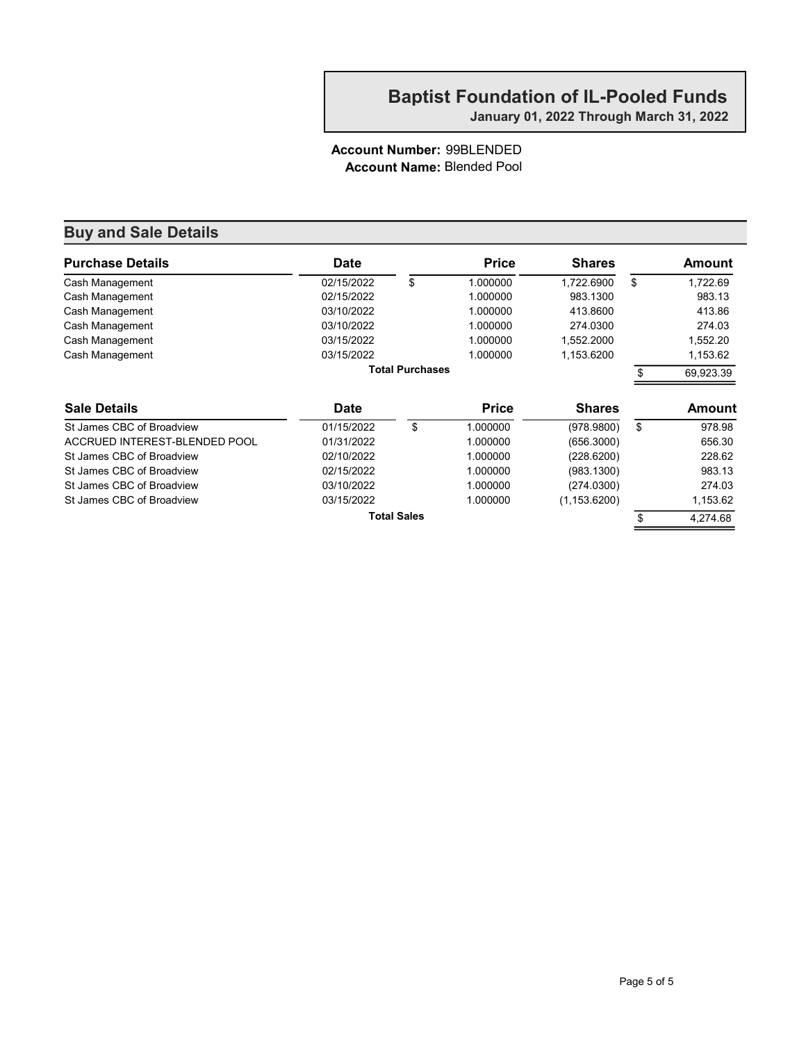# Baptist Foundation of IL-Pooled Funds

**January 01, 2022 Through March 31, 2022**

**Account Number:** 99BLENDED
**Account Name:** Blended Pool

## Buy and Sale Details

| Purchase Details | Date | | Price | Shares | | Amount |
|---|---|---|---|---|---|---|
| Cash Management | 02/15/2022 | $ | 1.000000 | 1,722.6900 | $ | 1,722.69 |
| Cash Management | 02/15/2022 | | 1.000000 | 983.1300 | | 983.13 |
| Cash Management | 03/10/2022 | | 1.000000 | 413.8600 | | 413.86 |
| Cash Management | 03/10/2022 | | 1.000000 | 274.0300 | | 274.03 |
| Cash Management | 03/15/2022 | | 1.000000 | 1,552.2000 | | 1,552.20 |
| Cash Management | 03/15/2022 | | 1.000000 | 1,153.6200 | | 1,153.62 |
| | **Total Purchases** | | | | $ | 69,923.39 |

| Sale Details | Date | | Price | Shares | | Amount |
|---|---|---|---|---|---|---|
| St James CBC of Broadview | 01/15/2022 | $ | 1.000000 | (978.9800) | $ | 978.98 |
| ACCRUED INTEREST-BLENDED POOL | 01/31/2022 | | 1.000000 | (656.3000) | | 656.30 |
| St James CBC of Broadview | 02/10/2022 | | 1.000000 | (228.6200) | | 228.62 |
| St James CBC of Broadview | 02/15/2022 | | 1.000000 | (983.1300) | | 983.13 |
| St James CBC of Broadview | 03/10/2022 | | 1.000000 | (274.0300) | | 274.03 |
| St James CBC of Broadview | 03/15/2022 | | 1.000000 | (1,153.6200) | | 1,153.62 |
| | **Total Sales** | | | | $ | 4,274.68 |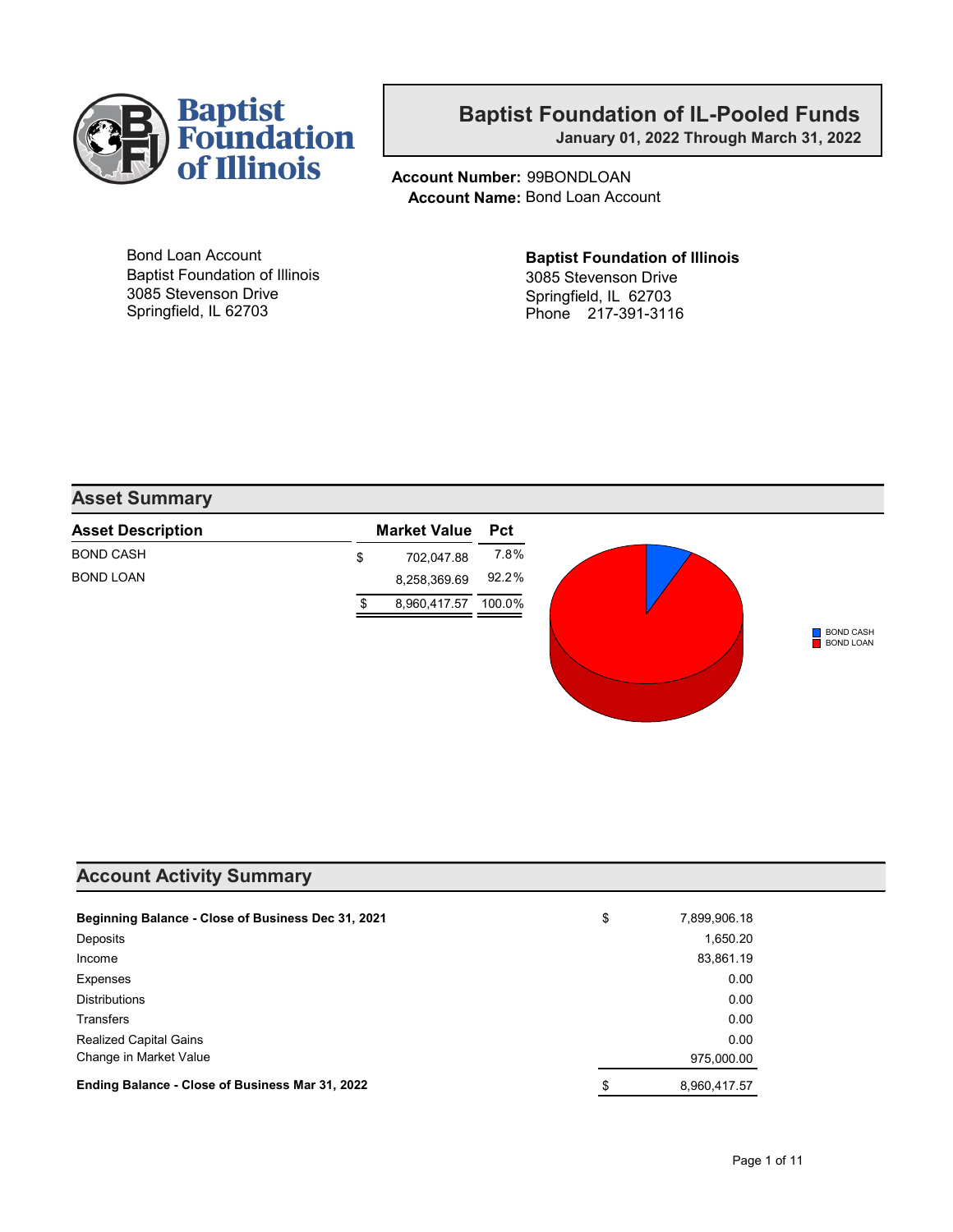Baptist Foundation of Illinois

# Baptist Foundation of IL-Pooled Funds

**January 01, 2022 Through March 31, 2022**

**Account Number:** 99BONDLOAN
**Account Name:** Bond Loan Account

Bond Loan Account
Baptist Foundation of Illinois
3085 Stevenson Drive
Springfield, IL 62703

**Baptist Foundation of Illinois**
3085 Stevenson Drive
Springfield, IL 62703
Phone 217-391-3116

## Asset Summary

| Asset Description | Market Value | Pct |
|---|---|---|
| BOND CASH | $ 702,047.88 | 7.8% |
| BOND LOAN | 8,258,369.69 | 92.2% |
| | $ 8,960,417.57 | 100.0% |

## Account Activity Summary

| | |
|---|---|
| **Beginning Balance - Close of Business Dec 31, 2021** | $ 7,899,906.18 |
| Deposits | 1,650.20 |
| Income | 83,861.19 |
| Expenses | 0.00 |
| Distributions | 0.00 |
| Transfers | 0.00 |
| Realized Capital Gains | 0.00 |
| Change in Market Value | 975,000.00 |
| **Ending Balance - Close of Business Mar 31, 2022** | $ 8,960,417.57 |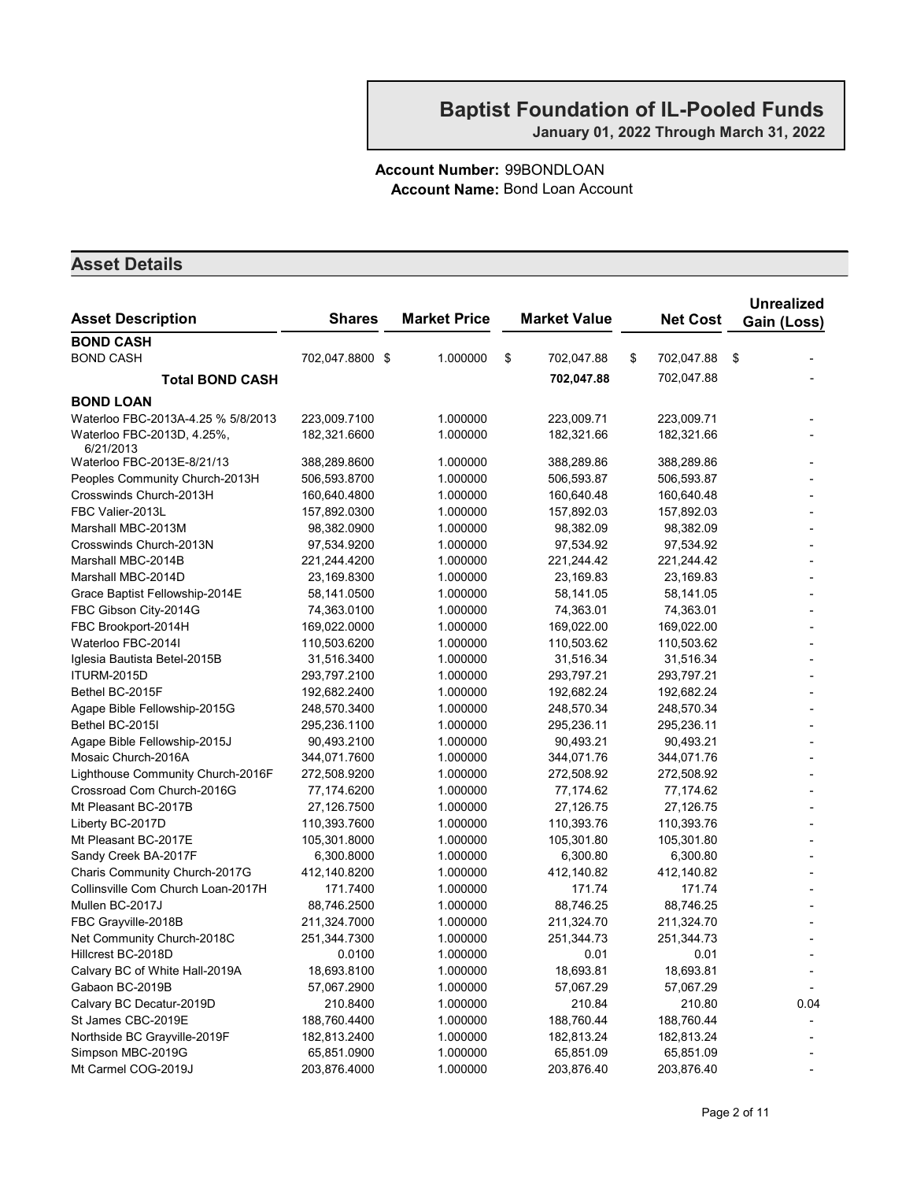# Baptist Foundation of IL-Pooled Funds

**January 01, 2022 Through March 31, 2022**

**Account Number:** 99BONDLOAN
**Account Name:** Bond Loan Account

## Asset Details

| Asset Description | Shares | Market Price | Market Value | Net Cost | Unrealized Gain (Loss) |
|---|---|---|---|---|---|
| **BOND CASH** | | | | | |
| BOND CASH | 702,047.8800 | $ 1.000000 | $ 702,047.88 | $ 702,047.88 | $ - |
| **Total BOND CASH** | | | **702,047.88** | 702,047.88 | - |
| **BOND LOAN** | | | | | |
| Waterloo FBC-2013A-4.25 % 5/8/2013 | 223,009.7100 | 1.000000 | 223,009.71 | 223,009.71 | - |
| Waterloo FBC-2013D, 4.25%, 6/21/2013 | 182,321.6600 | 1.000000 | 182,321.66 | 182,321.66 | - |
| Waterloo FBC-2013E-8/21/13 | 388,289.8600 | 1.000000 | 388,289.86 | 388,289.86 | - |
| Peoples Community Church-2013H | 506,593.8700 | 1.000000 | 506,593.87 | 506,593.87 | - |
| Crosswinds Church-2013H | 160,640.4800 | 1.000000 | 160,640.48 | 160,640.48 | - |
| FBC Valier-2013L | 157,892.0300 | 1.000000 | 157,892.03 | 157,892.03 | - |
| Marshall MBC-2013M | 98,382.0900 | 1.000000 | 98,382.09 | 98,382.09 | - |
| Crosswinds Church-2013N | 97,534.9200 | 1.000000 | 97,534.92 | 97,534.92 | - |
| Marshall MBC-2014B | 221,244.4200 | 1.000000 | 221,244.42 | 221,244.42 | - |
| Marshall MBC-2014D | 23,169.8300 | 1.000000 | 23,169.83 | 23,169.83 | - |
| Grace Baptist Fellowship-2014E | 58,141.0500 | 1.000000 | 58,141.05 | 58,141.05 | - |
| FBC Gibson City-2014G | 74,363.0100 | 1.000000 | 74,363.01 | 74,363.01 | - |
| FBC Brookport-2014H | 169,022.0000 | 1.000000 | 169,022.00 | 169,022.00 | - |
| Waterloo FBC-2014I | 110,503.6200 | 1.000000 | 110,503.62 | 110,503.62 | - |
| Iglesia Bautista Betel-2015B | 31,516.3400 | 1.000000 | 31,516.34 | 31,516.34 | - |
| ITURM-2015D | 293,797.2100 | 1.000000 | 293,797.21 | 293,797.21 | - |
| Bethel BC-2015F | 192,682.2400 | 1.000000 | 192,682.24 | 192,682.24 | - |
| Agape Bible Fellowship-2015G | 248,570.3400 | 1.000000 | 248,570.34 | 248,570.34 | - |
| Bethel BC-2015I | 295,236.1100 | 1.000000 | 295,236.11 | 295,236.11 | - |
| Agape Bible Fellowship-2015J | 90,493.2100 | 1.000000 | 90,493.21 | 90,493.21 | - |
| Mosaic Church-2016A | 344,071.7600 | 1.000000 | 344,071.76 | 344,071.76 | - |
| Lighthouse Community Church-2016F | 272,508.9200 | 1.000000 | 272,508.92 | 272,508.92 | - |
| Crossroad Com Church-2016G | 77,174.6200 | 1.000000 | 77,174.62 | 77,174.62 | - |
| Mt Pleasant BC-2017B | 27,126.7500 | 1.000000 | 27,126.75 | 27,126.75 | - |
| Liberty BC-2017D | 110,393.7600 | 1.000000 | 110,393.76 | 110,393.76 | - |
| Mt Pleasant BC-2017E | 105,301.8000 | 1.000000 | 105,301.80 | 105,301.80 | - |
| Sandy Creek BA-2017F | 6,300.8000 | 1.000000 | 6,300.80 | 6,300.80 | - |
| Charis Community Church-2017G | 412,140.8200 | 1.000000 | 412,140.82 | 412,140.82 | - |
| Collinsville Com Church Loan-2017H | 171.7400 | 1.000000 | 171.74 | 171.74 | - |
| Mullen BC-2017J | 88,746.2500 | 1.000000 | 88,746.25 | 88,746.25 | - |
| FBC Grayville-2018B | 211,324.7000 | 1.000000 | 211,324.70 | 211,324.70 | - |
| Net Community Church-2018C | 251,344.7300 | 1.000000 | 251,344.73 | 251,344.73 | - |
| Hillcrest BC-2018D | 0.0100 | 1.000000 | 0.01 | 0.01 | - |
| Calvary BC of White Hall-2019A | 18,693.8100 | 1.000000 | 18,693.81 | 18,693.81 | - |
| Gabaon BC-2019B | 57,067.2900 | 1.000000 | 57,067.29 | 57,067.29 | - |
| Calvary BC Decatur-2019D | 210.8400 | 1.000000 | 210.84 | 210.80 | 0.04 |
| St James CBC-2019E | 188,760.4400 | 1.000000 | 188,760.44 | 188,760.44 | - |
| Northside BC Grayville-2019F | 182,813.2400 | 1.000000 | 182,813.24 | 182,813.24 | - |
| Simpson MBC-2019G | 65,851.0900 | 1.000000 | 65,851.09 | 65,851.09 | - |
| Mt Carmel COG-2019J | 203,876.4000 | 1.000000 | 203,876.40 | 203,876.40 | - |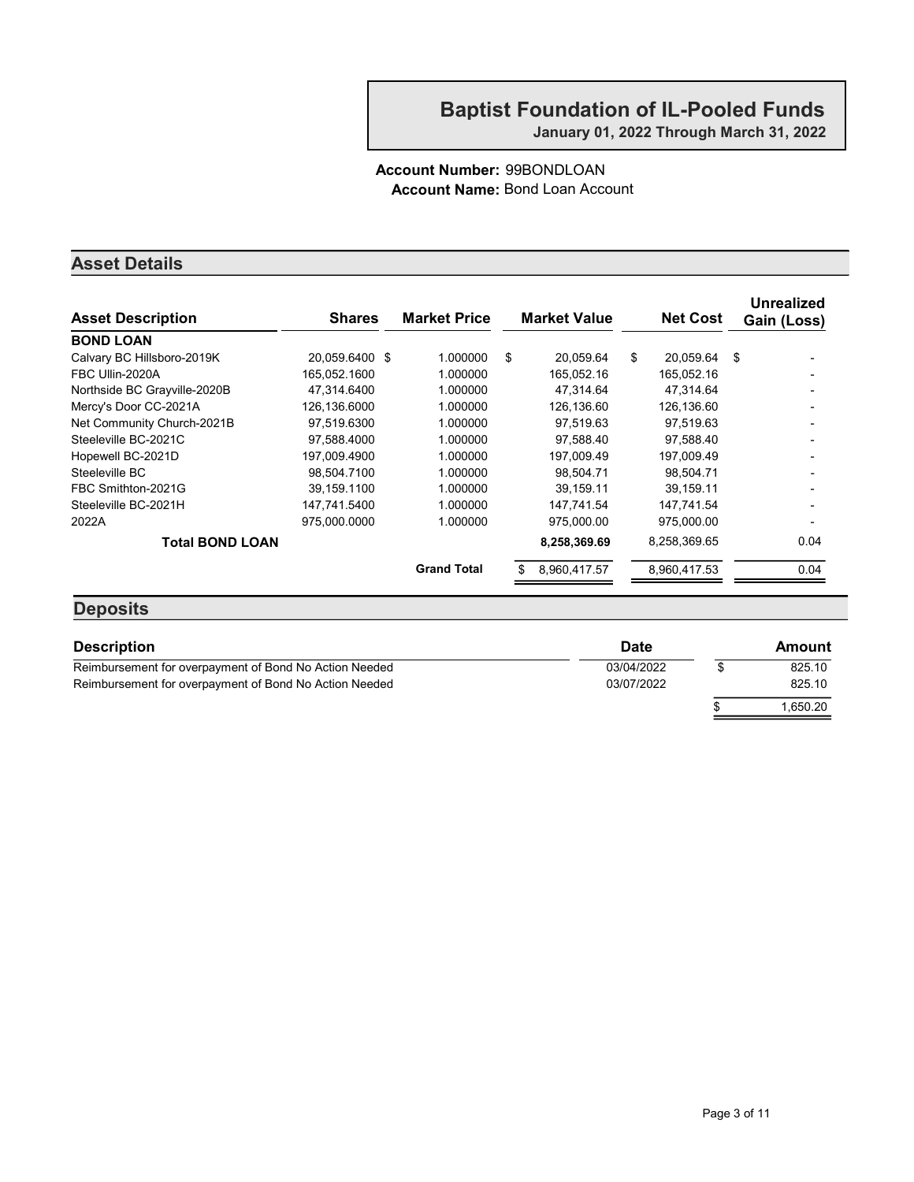# Baptist Foundation of IL-Pooled Funds

**January 01, 2022 Through March 31, 2022**

**Account Number:** 99BONDLOAN
**Account Name:** Bond Loan Account

## Asset Details

| Asset Description | Shares | Market Price | Market Value | Net Cost | Unrealized Gain (Loss) |
|---|---|---|---|---|---|
| **BOND LOAN** | | | | | |
| Calvary BC Hillsboro-2019K | 20,059.6400 | $ 1.000000 | $ 20,059.64 | $ 20,059.64 | $ - |
| FBC Ullin-2020A | 165,052.1600 | 1.000000 | 165,052.16 | 165,052.16 | - |
| Northside BC Grayville-2020B | 47,314.6400 | 1.000000 | 47,314.64 | 47,314.64 | - |
| Mercy's Door CC-2021A | 126,136.6000 | 1.000000 | 126,136.60 | 126,136.60 | - |
| Net Community Church-2021B | 97,519.6300 | 1.000000 | 97,519.63 | 97,519.63 | - |
| Steeleville BC-2021C | 97,588.4000 | 1.000000 | 97,588.40 | 97,588.40 | - |
| Hopewell BC-2021D | 197,009.4900 | 1.000000 | 197,009.49 | 197,009.49 | - |
| Steeleville BC | 98,504.7100 | 1.000000 | 98,504.71 | 98,504.71 | - |
| FBC Smithton-2021G | 39,159.1100 | 1.000000 | 39,159.11 | 39,159.11 | - |
| Steeleville BC-2021H | 147,741.5400 | 1.000000 | 147,741.54 | 147,741.54 | - |
| 2022A | 975,000.0000 | 1.000000 | 975,000.00 | 975,000.00 | - |
| **Total BOND LOAN** | | | **8,258,369.69** | 8,258,369.65 | 0.04 |
| | | **Grand Total** | $ 8,960,417.57 | 8,960,417.53 | 0.04 |

## Deposits

| Description | Date | Amount |
|---|---|---|
| Reimbursement for overpayment of Bond No Action Needed | 03/04/2022 | $ 825.10 |
| Reimbursement for overpayment of Bond No Action Needed | 03/07/2022 | 825.10 |
| | | $ 1,650.20 |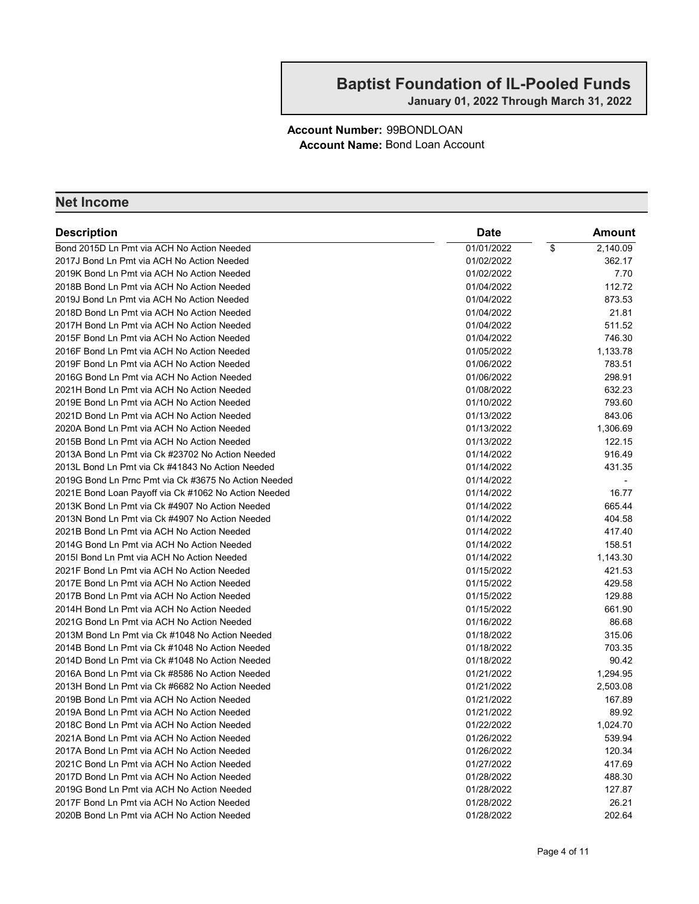# Baptist Foundation of IL-Pooled Funds

**January 01, 2022 Through March 31, 2022**

**Account Number:** 99BONDLOAN
**Account Name:** Bond Loan Account

## Net Income

| Description | Date | Amount |
|---|---|---|
| Bond 2015D Ln Pmt via ACH No Action Needed | 01/01/2022 | $ 2,140.09 |
| 2017J Bond Ln Pmt via ACH No Action Needed | 01/02/2022 | 362.17 |
| 2019K Bond Ln Pmt via ACH No Action Needed | 01/02/2022 | 7.70 |
| 2018B Bond Ln Pmt via ACH No Action Needed | 01/04/2022 | 112.72 |
| 2019J Bond Ln Pmt via ACH No Action Needed | 01/04/2022 | 873.53 |
| 2018D Bond Ln Pmt via ACH No Action Needed | 01/04/2022 | 21.81 |
| 2017H Bond Ln Pmt via ACH No Action Needed | 01/04/2022 | 511.52 |
| 2015F Bond Ln Pmt via ACH No Action Needed | 01/04/2022 | 746.30 |
| 2016F Bond Ln Pmt via ACH No Action Needed | 01/05/2022 | 1,133.78 |
| 2019F Bond Ln Pmt via ACH No Action Needed | 01/06/2022 | 783.51 |
| 2016G Bond Ln Pmt via ACH No Action Needed | 01/06/2022 | 298.91 |
| 2021H Bond Ln Pmt via ACH No Action Needed | 01/08/2022 | 632.23 |
| 2019E Bond Ln Pmt via ACH No Action Needed | 01/10/2022 | 793.60 |
| 2021D Bond Ln Pmt via ACH No Action Needed | 01/13/2022 | 843.06 |
| 2020A Bond Ln Pmt via ACH No Action Needed | 01/13/2022 | 1,306.69 |
| 2015B Bond Ln Pmt via ACH No Action Needed | 01/13/2022 | 122.15 |
| 2013A Bond Ln Pmt via Ck #23702 No Action Needed | 01/14/2022 | 916.49 |
| 2013L Bond Ln Pmt via Ck #41843 No Action Needed | 01/14/2022 | 431.35 |
| 2019G Bond Ln Prnc Pmt via Ck #3675 No Action Needed | 01/14/2022 | - |
| 2021E Bond Loan Payoff via Ck #1062 No Action Needed | 01/14/2022 | 16.77 |
| 2013K Bond Ln Pmt via Ck #4907 No Action Needed | 01/14/2022 | 665.44 |
| 2013N Bond Ln Pmt via Ck #4907 No Action Needed | 01/14/2022 | 404.58 |
| 2021B Bond Ln Pmt via ACH No Action Needed | 01/14/2022 | 417.40 |
| 2014G Bond Ln Pmt via ACH No Action Needed | 01/14/2022 | 158.51 |
| 2015I Bond Ln Pmt via ACH No Action Needed | 01/14/2022 | 1,143.30 |
| 2021F Bond Ln Pmt via ACH No Action Needed | 01/15/2022 | 421.53 |
| 2017E Bond Ln Pmt via ACH No Action Needed | 01/15/2022 | 429.58 |
| 2017B Bond Ln Pmt via ACH No Action Needed | 01/15/2022 | 129.88 |
| 2014H Bond Ln Pmt via ACH No Action Needed | 01/15/2022 | 661.90 |
| 2021G Bond Ln Pmt via ACH No Action Needed | 01/16/2022 | 86.68 |
| 2013M Bond Ln Pmt via Ck #1048 No Action Needed | 01/18/2022 | 315.06 |
| 2014B Bond Ln Pmt via Ck #1048 No Action Needed | 01/18/2022 | 703.35 |
| 2014D Bond Ln Pmt via Ck #1048 No Action Needed | 01/18/2022 | 90.42 |
| 2016A Bond Ln Pmt via Ck #8586 No Action Needed | 01/21/2022 | 1,294.95 |
| 2013H Bond Ln Pmt via Ck #6682 No Action Needed | 01/21/2022 | 2,503.08 |
| 2019B Bond Ln Pmt via ACH No Action Needed | 01/21/2022 | 167.89 |
| 2019A Bond Ln Pmt via ACH No Action Needed | 01/21/2022 | 89.92 |
| 2018C Bond Ln Pmt via ACH No Action Needed | 01/22/2022 | 1,024.70 |
| 2021A Bond Ln Pmt via ACH No Action Needed | 01/26/2022 | 539.94 |
| 2017A Bond Ln Pmt via ACH No Action Needed | 01/26/2022 | 120.34 |
| 2021C Bond Ln Pmt via ACH No Action Needed | 01/27/2022 | 417.69 |
| 2017D Bond Ln Pmt via ACH No Action Needed | 01/28/2022 | 488.30 |
| 2019G Bond Ln Pmt via ACH No Action Needed | 01/28/2022 | 127.87 |
| 2017F Bond Ln Pmt via ACH No Action Needed | 01/28/2022 | 26.21 |
| 2020B Bond Ln Pmt via ACH No Action Needed | 01/28/2022 | 202.64 |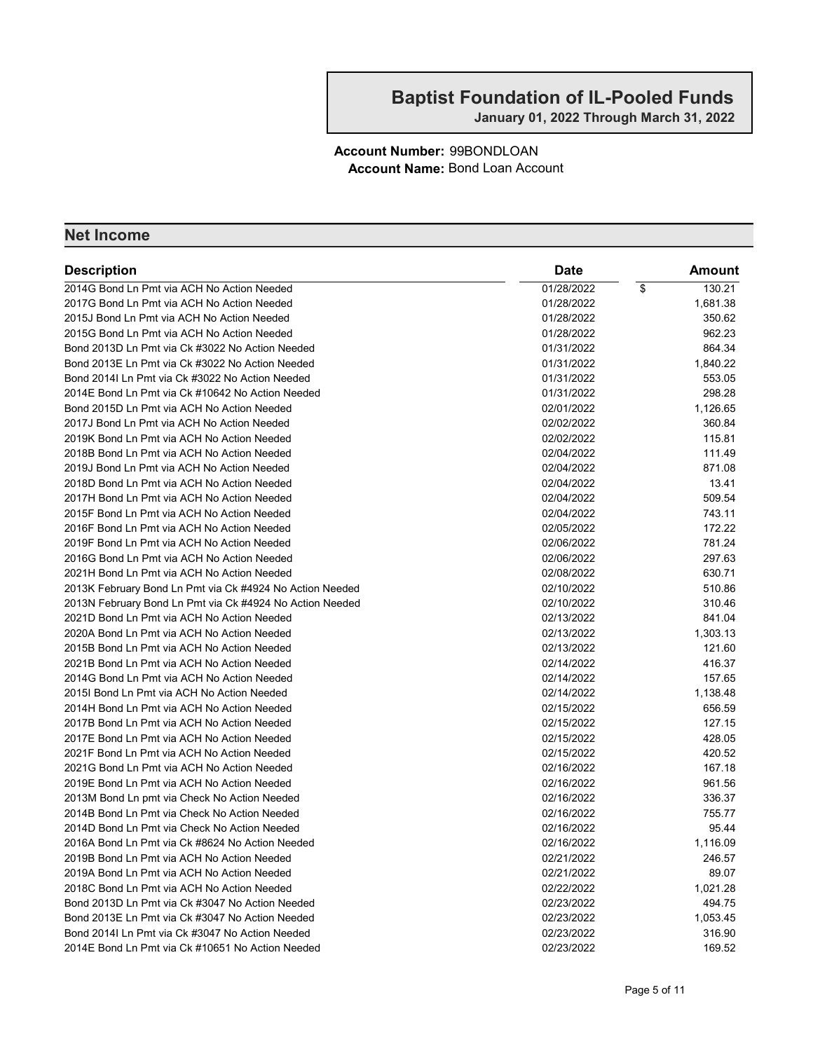## Baptist Foundation of IL-Pooled Funds

**January 01, 2022 Through March 31, 2022**

**Account Number:** 99BONDLOAN
**Account Name:** Bond Loan Account

## Net Income

| Description | Date | Amount |
|---|---|---|
| 2014G Bond Ln Pmt via ACH No Action Needed | 01/28/2022 | $ 130.21 |
| 2017G Bond Ln Pmt via ACH No Action Needed | 01/28/2022 | 1,681.38 |
| 2015J Bond Ln Pmt via ACH No Action Needed | 01/28/2022 | 350.62 |
| 2015G Bond Ln Pmt via ACH No Action Needed | 01/28/2022 | 962.23 |
| Bond 2013D Ln Pmt via Ck #3022 No Action Needed | 01/31/2022 | 864.34 |
| Bond 2013E Ln Pmt via Ck #3022 No Action Needed | 01/31/2022 | 1,840.22 |
| Bond 2014I Ln Pmt via Ck #3022 No Action Needed | 01/31/2022 | 553.05 |
| 2014E Bond Ln Pmt via Ck #10642 No Action Needed | 01/31/2022 | 298.28 |
| Bond 2015D Ln Pmt via ACH No Action Needed | 02/01/2022 | 1,126.65 |
| 2017J Bond Ln Pmt via ACH No Action Needed | 02/02/2022 | 360.84 |
| 2019K Bond Ln Pmt via ACH No Action Needed | 02/02/2022 | 115.81 |
| 2018B Bond Ln Pmt via ACH No Action Needed | 02/04/2022 | 111.49 |
| 2019J Bond Ln Pmt via ACH No Action Needed | 02/04/2022 | 871.08 |
| 2018D Bond Ln Pmt via ACH No Action Needed | 02/04/2022 | 13.41 |
| 2017H Bond Ln Pmt via ACH No Action Needed | 02/04/2022 | 509.54 |
| 2015F Bond Ln Pmt via ACH No Action Needed | 02/04/2022 | 743.11 |
| 2016F Bond Ln Pmt via ACH No Action Needed | 02/05/2022 | 172.22 |
| 2019F Bond Ln Pmt via ACH No Action Needed | 02/06/2022 | 781.24 |
| 2016G Bond Ln Pmt via ACH No Action Needed | 02/06/2022 | 297.63 |
| 2021H Bond Ln Pmt via ACH No Action Needed | 02/08/2022 | 630.71 |
| 2013K February Bond Ln Pmt via Ck #4924 No Action Needed | 02/10/2022 | 510.86 |
| 2013N February Bond Ln Pmt via Ck #4924 No Action Needed | 02/10/2022 | 310.46 |
| 2021D Bond Ln Pmt via ACH No Action Needed | 02/13/2022 | 841.04 |
| 2020A Bond Ln Pmt via ACH No Action Needed | 02/13/2022 | 1,303.13 |
| 2015B Bond Ln Pmt via ACH No Action Needed | 02/13/2022 | 121.60 |
| 2021B Bond Ln Pmt via ACH No Action Needed | 02/14/2022 | 416.37 |
| 2014G Bond Ln Pmt via ACH No Action Needed | 02/14/2022 | 157.65 |
| 2015I Bond Ln Pmt via ACH No Action Needed | 02/14/2022 | 1,138.48 |
| 2014H Bond Ln Pmt via ACH No Action Needed | 02/15/2022 | 656.59 |
| 2017B Bond Ln Pmt via ACH No Action Needed | 02/15/2022 | 127.15 |
| 2017E Bond Ln Pmt via ACH No Action Needed | 02/15/2022 | 428.05 |
| 2021F Bond Ln Pmt via ACH No Action Needed | 02/15/2022 | 420.52 |
| 2021G Bond Ln Pmt via ACH No Action Needed | 02/16/2022 | 167.18 |
| 2019E Bond Ln Pmt via ACH No Action Needed | 02/16/2022 | 961.56 |
| 2013M Bond Ln pmt via Check No Action Needed | 02/16/2022 | 336.37 |
| 2014B Bond Ln Pmt via Check No Action Needed | 02/16/2022 | 755.77 |
| 2014D Bond Ln Pmt via Check No Action Needed | 02/16/2022 | 95.44 |
| 2016A Bond Ln Pmt via Ck #8624 No Action Needed | 02/16/2022 | 1,116.09 |
| 2019B Bond Ln Pmt via ACH No Action Needed | 02/21/2022 | 246.57 |
| 2019A Bond Ln Pmt via ACH No Action Needed | 02/21/2022 | 89.07 |
| 2018C Bond Ln Pmt via ACH No Action Needed | 02/22/2022 | 1,021.28 |
| Bond 2013D Ln Pmt via Ck #3047 No Action Needed | 02/23/2022 | 494.75 |
| Bond 2013E Ln Pmt via Ck #3047 No Action Needed | 02/23/2022 | 1,053.45 |
| Bond 2014I Ln Pmt via Ck #3047 No Action Needed | 02/23/2022 | 316.90 |
| 2014E Bond Ln Pmt via Ck #10651 No Action Needed | 02/23/2022 | 169.52 |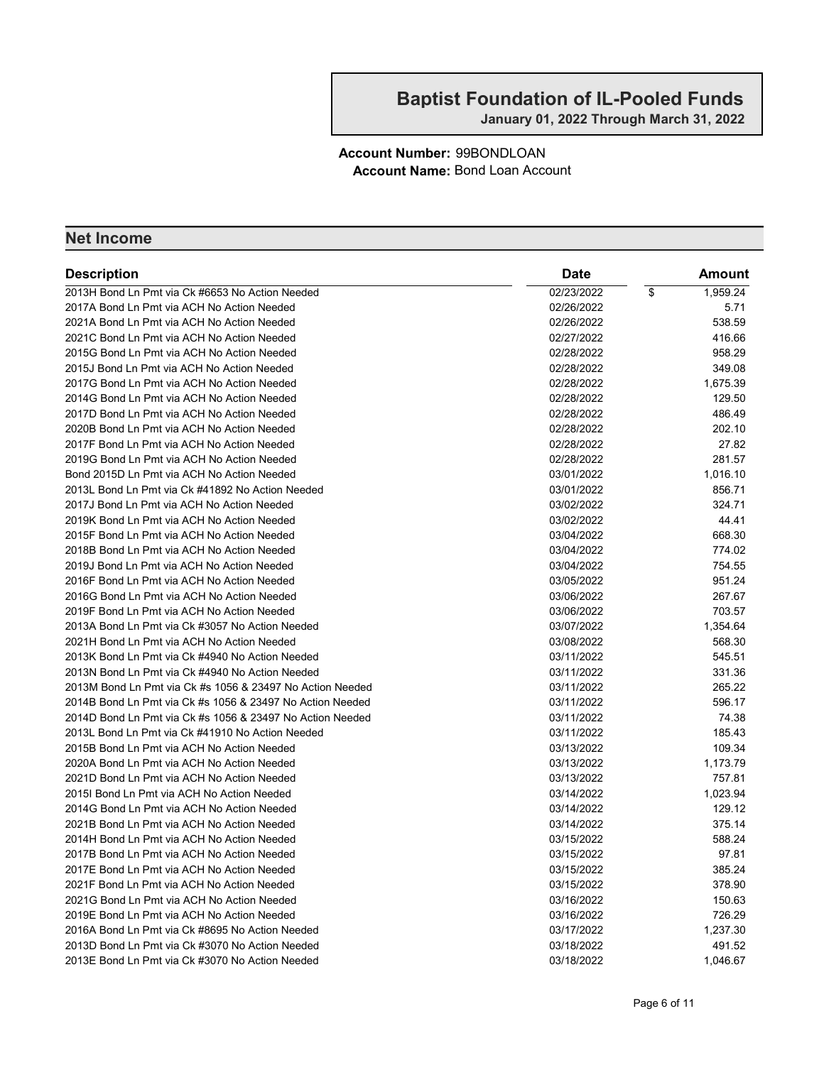# Baptist Foundation of IL-Pooled Funds

**January 01, 2022 Through March 31, 2022**

**Account Number:** 99BONDLOAN
**Account Name:** Bond Loan Account

## Net Income

| Description | Date | Amount |
|---|---|---|
| 2013H Bond Ln Pmt via Ck #6653 No Action Needed | 02/23/2022 | $ 1,959.24 |
| 2017A Bond Ln Pmt via ACH No Action Needed | 02/26/2022 | 5.71 |
| 2021A Bond Ln Pmt via ACH No Action Needed | 02/26/2022 | 538.59 |
| 2021C Bond Ln Pmt via ACH No Action Needed | 02/27/2022 | 416.66 |
| 2015G Bond Ln Pmt via ACH No Action Needed | 02/28/2022 | 958.29 |
| 2015J Bond Ln Pmt via ACH No Action Needed | 02/28/2022 | 349.08 |
| 2017G Bond Ln Pmt via ACH No Action Needed | 02/28/2022 | 1,675.39 |
| 2014G Bond Ln Pmt via ACH No Action Needed | 02/28/2022 | 129.50 |
| 2017D Bond Ln Pmt via ACH No Action Needed | 02/28/2022 | 486.49 |
| 2020B Bond Ln Pmt via ACH No Action Needed | 02/28/2022 | 202.10 |
| 2017F Bond Ln Pmt via ACH No Action Needed | 02/28/2022 | 27.82 |
| 2019G Bond Ln Pmt via ACH No Action Needed | 02/28/2022 | 281.57 |
| Bond 2015D Ln Pmt via ACH No Action Needed | 03/01/2022 | 1,016.10 |
| 2013L Bond Ln Pmt via Ck #41892 No Action Needed | 03/01/2022 | 856.71 |
| 2017J Bond Ln Pmt via ACH No Action Needed | 03/02/2022 | 324.71 |
| 2019K Bond Ln Pmt via ACH No Action Needed | 03/02/2022 | 44.41 |
| 2015F Bond Ln Pmt via ACH No Action Needed | 03/04/2022 | 668.30 |
| 2018B Bond Ln Pmt via ACH No Action Needed | 03/04/2022 | 774.02 |
| 2019J Bond Ln Pmt via ACH No Action Needed | 03/04/2022 | 754.55 |
| 2016F Bond Ln Pmt via ACH No Action Needed | 03/05/2022 | 951.24 |
| 2016G Bond Ln Pmt via ACH No Action Needed | 03/06/2022 | 267.67 |
| 2019F Bond Ln Pmt via ACH No Action Needed | 03/06/2022 | 703.57 |
| 2013A Bond Ln Pmt via Ck #3057 No Action Needed | 03/07/2022 | 1,354.64 |
| 2021H Bond Ln Pmt via ACH No Action Needed | 03/08/2022 | 568.30 |
| 2013K Bond Ln Pmt via Ck #4940 No Action Needed | 03/11/2022 | 545.51 |
| 2013N Bond Ln Pmt via Ck #4940 No Action Needed | 03/11/2022 | 331.36 |
| 2013M Bond Ln Pmt via Ck #s 1056 & 23497 No Action Needed | 03/11/2022 | 265.22 |
| 2014B Bond Ln Pmt via Ck #s 1056 & 23497 No Action Needed | 03/11/2022 | 596.17 |
| 2014D Bond Ln Pmt via Ck #s 1056 & 23497 No Action Needed | 03/11/2022 | 74.38 |
| 2013L Bond Ln Pmt via Ck #41910 No Action Needed | 03/11/2022 | 185.43 |
| 2015B Bond Ln Pmt via ACH No Action Needed | 03/13/2022 | 109.34 |
| 2020A Bond Ln Pmt via ACH No Action Needed | 03/13/2022 | 1,173.79 |
| 2021D Bond Ln Pmt via ACH No Action Needed | 03/13/2022 | 757.81 |
| 2015I Bond Ln Pmt via ACH No Action Needed | 03/14/2022 | 1,023.94 |
| 2014G Bond Ln Pmt via ACH No Action Needed | 03/14/2022 | 129.12 |
| 2021B Bond Ln Pmt via ACH No Action Needed | 03/14/2022 | 375.14 |
| 2014H Bond Ln Pmt via ACH No Action Needed | 03/15/2022 | 588.24 |
| 2017B Bond Ln Pmt via ACH No Action Needed | 03/15/2022 | 97.81 |
| 2017E Bond Ln Pmt via ACH No Action Needed | 03/15/2022 | 385.24 |
| 2021F Bond Ln Pmt via ACH No Action Needed | 03/15/2022 | 378.90 |
| 2021G Bond Ln Pmt via ACH No Action Needed | 03/16/2022 | 150.63 |
| 2019E Bond Ln Pmt via ACH No Action Needed | 03/16/2022 | 726.29 |
| 2016A Bond Ln Pmt via Ck #8695 No Action Needed | 03/17/2022 | 1,237.30 |
| 2013D Bond Ln Pmt via Ck #3070 No Action Needed | 03/18/2022 | 491.52 |
| 2013E Bond Ln Pmt via Ck #3070 No Action Needed | 03/18/2022 | 1,046.67 |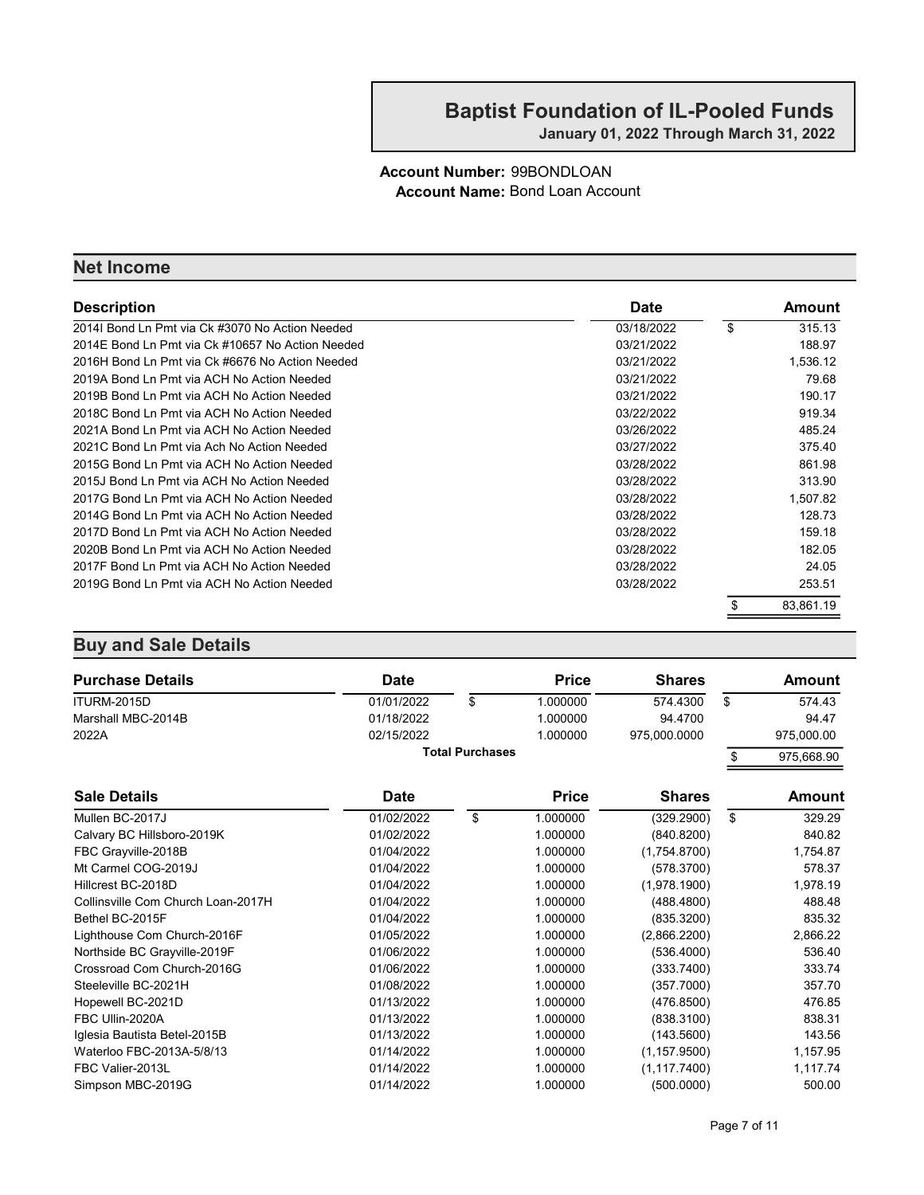# Baptist Foundation of IL-Pooled Funds

**January 01, 2022 Through March 31, 2022**

**Account Number:** 99BONDLOAN
**Account Name:** Bond Loan Account

## Net Income

| Description | Date | Amount |
|---|---|---|
| 2014I Bond Ln Pmt via Ck #3070 No Action Needed | 03/18/2022 | $ 315.13 |
| 2014E Bond Ln Pmt via Ck #10657 No Action Needed | 03/21/2022 | 188.97 |
| 2016H Bond Ln Pmt via Ck #6676 No Action Needed | 03/21/2022 | 1,536.12 |
| 2019A Bond Ln Pmt via ACH No Action Needed | 03/21/2022 | 79.68 |
| 2019B Bond Ln Pmt via ACH No Action Needed | 03/21/2022 | 190.17 |
| 2018C Bond Ln Pmt via ACH No Action Needed | 03/22/2022 | 919.34 |
| 2021A Bond Ln Pmt via ACH No Action Needed | 03/26/2022 | 485.24 |
| 2021C Bond Ln Pmt via Ach No Action Needed | 03/27/2022 | 375.40 |
| 2015G Bond Ln Pmt via ACH No Action Needed | 03/28/2022 | 861.98 |
| 2015J Bond Ln Pmt via ACH No Action Needed | 03/28/2022 | 313.90 |
| 2017G Bond Ln Pmt via ACH No Action Needed | 03/28/2022 | 1,507.82 |
| 2014G Bond Ln Pmt via ACH No Action Needed | 03/28/2022 | 128.73 |
| 2017D Bond Ln Pmt via ACH No Action Needed | 03/28/2022 | 159.18 |
| 2020B Bond Ln Pmt via ACH No Action Needed | 03/28/2022 | 182.05 |
| 2017F Bond Ln Pmt via ACH No Action Needed | 03/28/2022 | 24.05 |
| 2019G Bond Ln Pmt via ACH No Action Needed | 03/28/2022 | 253.51 |
| | | $ 83,861.19 |

## Buy and Sale Details

| Purchase Details | Date | Price | Shares | Amount |
|---|---|---|---|---|
| ITURM-2015D | 01/01/2022 | $ 1.000000 | 574.4300 | $ 574.43 |
| Marshall MBC-2014B | 01/18/2022 | 1.000000 | 94.4700 | 94.47 |
| 2022A | 02/15/2022 | 1.000000 | 975,000.0000 | 975,000.00 |
| | | **Total Purchases** | | $ 975,668.90 |

| Sale Details | Date | Price | Shares | Amount |
|---|---|---|---|---|
| Mullen BC-2017J | 01/02/2022 | $ 1.000000 | (329.2900) | $ 329.29 |
| Calvary BC Hillsboro-2019K | 01/02/2022 | 1.000000 | (840.8200) | 840.82 |
| FBC Grayville-2018B | 01/04/2022 | 1.000000 | (1,754.8700) | 1,754.87 |
| Mt Carmel COG-2019J | 01/04/2022 | 1.000000 | (578.3700) | 578.37 |
| Hillcrest BC-2018D | 01/04/2022 | 1.000000 | (1,978.1900) | 1,978.19 |
| Collinsville Com Church Loan-2017H | 01/04/2022 | 1.000000 | (488.4800) | 488.48 |
| Bethel BC-2015F | 01/04/2022 | 1.000000 | (835.3200) | 835.32 |
| Lighthouse Com Church-2016F | 01/05/2022 | 1.000000 | (2,866.2200) | 2,866.22 |
| Northside BC Grayville-2019F | 01/06/2022 | 1.000000 | (536.4000) | 536.40 |
| Crossroad Com Church-2016G | 01/06/2022 | 1.000000 | (333.7400) | 333.74 |
| Steeleville BC-2021H | 01/08/2022 | 1.000000 | (357.7000) | 357.70 |
| Hopewell BC-2021D | 01/13/2022 | 1.000000 | (476.8500) | 476.85 |
| FBC Ullin-2020A | 01/13/2022 | 1.000000 | (838.3100) | 838.31 |
| Iglesia Bautista Betel-2015B | 01/13/2022 | 1.000000 | (143.5600) | 143.56 |
| Waterloo FBC-2013A-5/8/13 | 01/14/2022 | 1.000000 | (1,157.9500) | 1,157.95 |
| FBC Valier-2013L | 01/14/2022 | 1.000000 | (1,117.7400) | 1,117.74 |
| Simpson MBC-2019G | 01/14/2022 | 1.000000 | (500.0000) | 500.00 |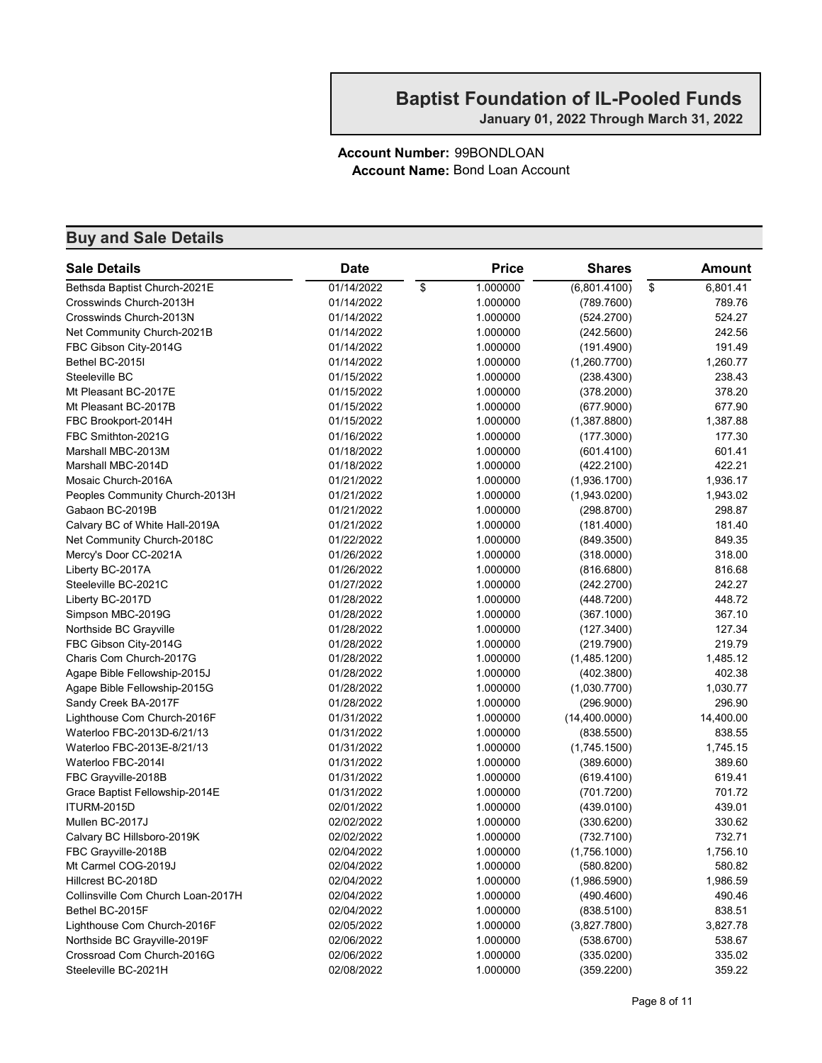# Baptist Foundation of IL-Pooled Funds

**January 01, 2022 Through March 31, 2022**

**Account Number:** 99BONDLOAN
**Account Name:** Bond Loan Account

## Buy and Sale Details

| Sale Details | Date | Price | Shares | Amount |
|---|---|---|---|---|
| Bethsda Baptist Church-2021E | 01/14/2022 | $ 1.000000 | (6,801.4100) | $ 6,801.41 |
| Crosswinds Church-2013H | 01/14/2022 | 1.000000 | (789.7600) | 789.76 |
| Crosswinds Church-2013N | 01/14/2022 | 1.000000 | (524.2700) | 524.27 |
| Net Community Church-2021B | 01/14/2022 | 1.000000 | (242.5600) | 242.56 |
| FBC Gibson City-2014G | 01/14/2022 | 1.000000 | (191.4900) | 191.49 |
| Bethel BC-2015I | 01/14/2022 | 1.000000 | (1,260.7700) | 1,260.77 |
| Steeleville BC | 01/15/2022 | 1.000000 | (238.4300) | 238.43 |
| Mt Pleasant BC-2017E | 01/15/2022 | 1.000000 | (378.2000) | 378.20 |
| Mt Pleasant BC-2017B | 01/15/2022 | 1.000000 | (677.9000) | 677.90 |
| FBC Brookport-2014H | 01/15/2022 | 1.000000 | (1,387.8800) | 1,387.88 |
| FBC Smithton-2021G | 01/16/2022 | 1.000000 | (177.3000) | 177.30 |
| Marshall MBC-2013M | 01/18/2022 | 1.000000 | (601.4100) | 601.41 |
| Marshall MBC-2014D | 01/18/2022 | 1.000000 | (422.2100) | 422.21 |
| Mosaic Church-2016A | 01/21/2022 | 1.000000 | (1,936.1700) | 1,936.17 |
| Peoples Community Church-2013H | 01/21/2022 | 1.000000 | (1,943.0200) | 1,943.02 |
| Gabaon BC-2019B | 01/21/2022 | 1.000000 | (298.8700) | 298.87 |
| Calvary BC of White Hall-2019A | 01/21/2022 | 1.000000 | (181.4000) | 181.40 |
| Net Community Church-2018C | 01/22/2022 | 1.000000 | (849.3500) | 849.35 |
| Mercy's Door CC-2021A | 01/26/2022 | 1.000000 | (318.0000) | 318.00 |
| Liberty BC-2017A | 01/26/2022 | 1.000000 | (816.6800) | 816.68 |
| Steeleville BC-2021C | 01/27/2022 | 1.000000 | (242.2700) | 242.27 |
| Liberty BC-2017D | 01/28/2022 | 1.000000 | (448.7200) | 448.72 |
| Simpson MBC-2019G | 01/28/2022 | 1.000000 | (367.1000) | 367.10 |
| Northside BC Grayville | 01/28/2022 | 1.000000 | (127.3400) | 127.34 |
| FBC Gibson City-2014G | 01/28/2022 | 1.000000 | (219.7900) | 219.79 |
| Charis Com Church-2017G | 01/28/2022 | 1.000000 | (1,485.1200) | 1,485.12 |
| Agape Bible Fellowship-2015J | 01/28/2022 | 1.000000 | (402.3800) | 402.38 |
| Agape Bible Fellowship-2015G | 01/28/2022 | 1.000000 | (1,030.7700) | 1,030.77 |
| Sandy Creek BA-2017F | 01/28/2022 | 1.000000 | (296.9000) | 296.90 |
| Lighthouse Com Church-2016F | 01/31/2022 | 1.000000 | (14,400.0000) | 14,400.00 |
| Waterloo FBC-2013D-6/21/13 | 01/31/2022 | 1.000000 | (838.5500) | 838.55 |
| Waterloo FBC-2013E-8/21/13 | 01/31/2022 | 1.000000 | (1,745.1500) | 1,745.15 |
| Waterloo FBC-2014I | 01/31/2022 | 1.000000 | (389.6000) | 389.60 |
| FBC Grayville-2018B | 01/31/2022 | 1.000000 | (619.4100) | 619.41 |
| Grace Baptist Fellowship-2014E | 01/31/2022 | 1.000000 | (701.7200) | 701.72 |
| ITURM-2015D | 02/01/2022 | 1.000000 | (439.0100) | 439.01 |
| Mullen BC-2017J | 02/02/2022 | 1.000000 | (330.6200) | 330.62 |
| Calvary BC Hillsboro-2019K | 02/02/2022 | 1.000000 | (732.7100) | 732.71 |
| FBC Grayville-2018B | 02/04/2022 | 1.000000 | (1,756.1000) | 1,756.10 |
| Mt Carmel COG-2019J | 02/04/2022 | 1.000000 | (580.8200) | 580.82 |
| Hillcrest BC-2018D | 02/04/2022 | 1.000000 | (1,986.5900) | 1,986.59 |
| Collinsville Com Church Loan-2017H | 02/04/2022 | 1.000000 | (490.4600) | 490.46 |
| Bethel BC-2015F | 02/04/2022 | 1.000000 | (838.5100) | 838.51 |
| Lighthouse Com Church-2016F | 02/05/2022 | 1.000000 | (3,827.7800) | 3,827.78 |
| Northside BC Grayville-2019F | 02/06/2022 | 1.000000 | (538.6700) | 538.67 |
| Crossroad Com Church-2016G | 02/06/2022 | 1.000000 | (335.0200) | 335.02 |
| Steeleville BC-2021H | 02/08/2022 | 1.000000 | (359.2200) | 359.22 |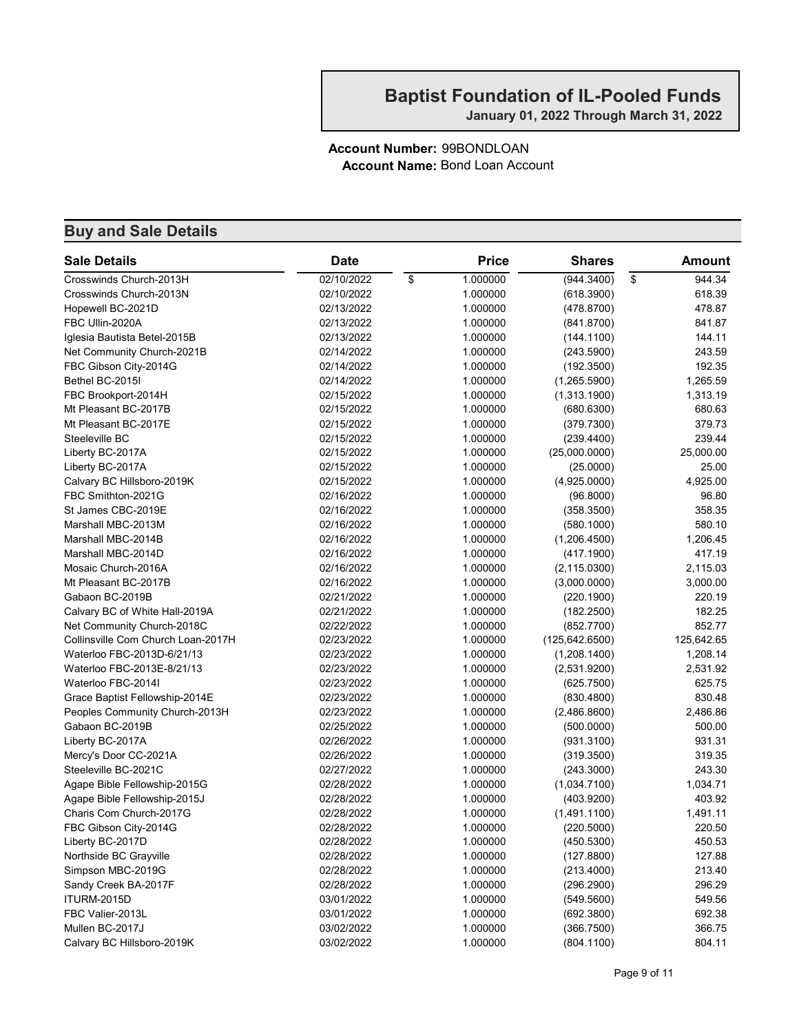# Baptist Foundation of IL-Pooled Funds

**January 01, 2022 Through March 31, 2022**

**Account Number:** 99BONDLOAN
**Account Name:** Bond Loan Account

## Buy and Sale Details

| Sale Details | Date | Price | Shares | Amount |
|---|---|---|---|---|
| Crosswinds Church-2013H | 02/10/2022 | $ 1.000000 | (944.3400) | $ 944.34 |
| Crosswinds Church-2013N | 02/10/2022 | 1.000000 | (618.3900) | 618.39 |
| Hopewell BC-2021D | 02/13/2022 | 1.000000 | (478.8700) | 478.87 |
| FBC Ullin-2020A | 02/13/2022 | 1.000000 | (841.8700) | 841.87 |
| Iglesia Bautista Betel-2015B | 02/13/2022 | 1.000000 | (144.1100) | 144.11 |
| Net Community Church-2021B | 02/14/2022 | 1.000000 | (243.5900) | 243.59 |
| FBC Gibson City-2014G | 02/14/2022 | 1.000000 | (192.3500) | 192.35 |
| Bethel BC-2015I | 02/14/2022 | 1.000000 | (1,265.5900) | 1,265.59 |
| FBC Brookport-2014H | 02/15/2022 | 1.000000 | (1,313.1900) | 1,313.19 |
| Mt Pleasant BC-2017B | 02/15/2022 | 1.000000 | (680.6300) | 680.63 |
| Mt Pleasant BC-2017E | 02/15/2022 | 1.000000 | (379.7300) | 379.73 |
| Steeleville BC | 02/15/2022 | 1.000000 | (239.4400) | 239.44 |
| Liberty BC-2017A | 02/15/2022 | 1.000000 | (25,000.0000) | 25,000.00 |
| Liberty BC-2017A | 02/15/2022 | 1.000000 | (25.0000) | 25.00 |
| Calvary BC Hillsboro-2019K | 02/15/2022 | 1.000000 | (4,925.0000) | 4,925.00 |
| FBC Smithton-2021G | 02/16/2022 | 1.000000 | (96.8000) | 96.80 |
| St James CBC-2019E | 02/16/2022 | 1.000000 | (358.3500) | 358.35 |
| Marshall MBC-2013M | 02/16/2022 | 1.000000 | (580.1000) | 580.10 |
| Marshall MBC-2014B | 02/16/2022 | 1.000000 | (1,206.4500) | 1,206.45 |
| Marshall MBC-2014D | 02/16/2022 | 1.000000 | (417.1900) | 417.19 |
| Mosaic Church-2016A | 02/16/2022 | 1.000000 | (2,115.0300) | 2,115.03 |
| Mt Pleasant BC-2017B | 02/16/2022 | 1.000000 | (3,000.0000) | 3,000.00 |
| Gabaon BC-2019B | 02/21/2022 | 1.000000 | (220.1900) | 220.19 |
| Calvary BC of White Hall-2019A | 02/21/2022 | 1.000000 | (182.2500) | 182.25 |
| Net Community Church-2018C | 02/22/2022 | 1.000000 | (852.7700) | 852.77 |
| Collinsville Com Church Loan-2017H | 02/23/2022 | 1.000000 | (125,642.6500) | 125,642.65 |
| Waterloo FBC-2013D-6/21/13 | 02/23/2022 | 1.000000 | (1,208.1400) | 1,208.14 |
| Waterloo FBC-2013E-8/21/13 | 02/23/2022 | 1.000000 | (2,531.9200) | 2,531.92 |
| Waterloo FBC-2014I | 02/23/2022 | 1.000000 | (625.7500) | 625.75 |
| Grace Baptist Fellowship-2014E | 02/23/2022 | 1.000000 | (830.4800) | 830.48 |
| Peoples Community Church-2013H | 02/23/2022 | 1.000000 | (2,486.8600) | 2,486.86 |
| Gabaon BC-2019B | 02/25/2022 | 1.000000 | (500.0000) | 500.00 |
| Liberty BC-2017A | 02/26/2022 | 1.000000 | (931.3100) | 931.31 |
| Mercy's Door CC-2021A | 02/26/2022 | 1.000000 | (319.3500) | 319.35 |
| Steeleville BC-2021C | 02/27/2022 | 1.000000 | (243.3000) | 243.30 |
| Agape Bible Fellowship-2015G | 02/28/2022 | 1.000000 | (1,034.7100) | 1,034.71 |
| Agape Bible Fellowship-2015J | 02/28/2022 | 1.000000 | (403.9200) | 403.92 |
| Charis Com Church-2017G | 02/28/2022 | 1.000000 | (1,491.1100) | 1,491.11 |
| FBC Gibson City-2014G | 02/28/2022 | 1.000000 | (220.5000) | 220.50 |
| Liberty BC-2017D | 02/28/2022 | 1.000000 | (450.5300) | 450.53 |
| Northside BC Grayville | 02/28/2022 | 1.000000 | (127.8800) | 127.88 |
| Simpson MBC-2019G | 02/28/2022 | 1.000000 | (213.4000) | 213.40 |
| Sandy Creek BA-2017F | 02/28/2022 | 1.000000 | (296.2900) | 296.29 |
| ITURM-2015D | 03/01/2022 | 1.000000 | (549.5600) | 549.56 |
| FBC Valier-2013L | 03/01/2022 | 1.000000 | (692.3800) | 692.38 |
| Mullen BC-2017J | 03/02/2022 | 1.000000 | (366.7500) | 366.75 |
| Calvary BC Hillsboro-2019K | 03/02/2022 | 1.000000 | (804.1100) | 804.11 |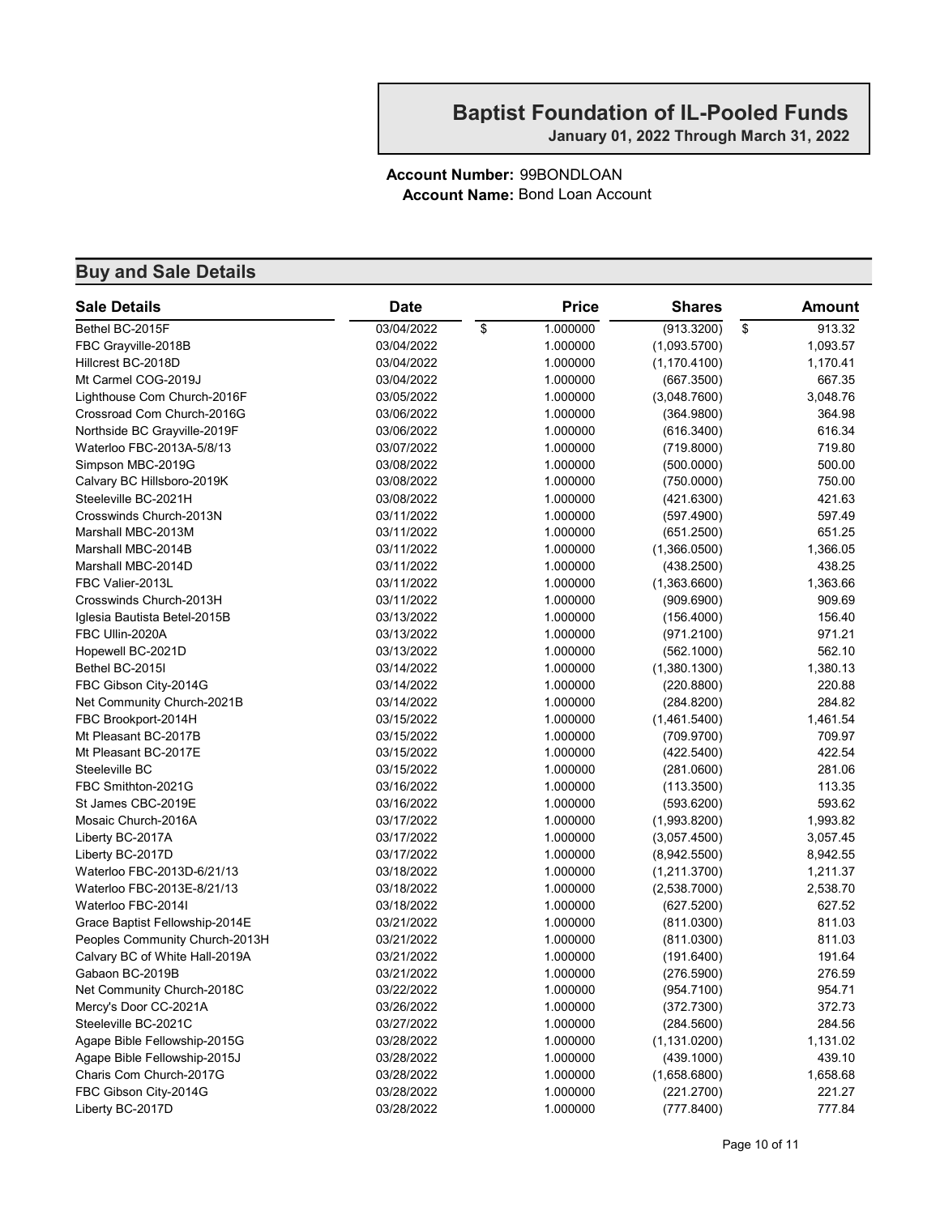# Baptist Foundation of IL-Pooled Funds

**January 01, 2022 Through March 31, 2022**

**Account Number:** 99BONDLOAN
**Account Name:** Bond Loan Account

## Buy and Sale Details

| Sale Details | Date | Price | Shares | Amount |
|---|---|---|---|---|
| Bethel BC-2015F | 03/04/2022 | $ 1.000000 | (913.3200) | $ 913.32 |
| FBC Grayville-2018B | 03/04/2022 | 1.000000 | (1,093.5700) | 1,093.57 |
| Hillcrest BC-2018D | 03/04/2022 | 1.000000 | (1,170.4100) | 1,170.41 |
| Mt Carmel COG-2019J | 03/04/2022 | 1.000000 | (667.3500) | 667.35 |
| Lighthouse Com Church-2016F | 03/05/2022 | 1.000000 | (3,048.7600) | 3,048.76 |
| Crossroad Com Church-2016G | 03/06/2022 | 1.000000 | (364.9800) | 364.98 |
| Northside BC Grayville-2019F | 03/06/2022 | 1.000000 | (616.3400) | 616.34 |
| Waterloo FBC-2013A-5/8/13 | 03/07/2022 | 1.000000 | (719.8000) | 719.80 |
| Simpson MBC-2019G | 03/08/2022 | 1.000000 | (500.0000) | 500.00 |
| Calvary BC Hillsboro-2019K | 03/08/2022 | 1.000000 | (750.0000) | 750.00 |
| Steeleville BC-2021H | 03/08/2022 | 1.000000 | (421.6300) | 421.63 |
| Crosswinds Church-2013N | 03/11/2022 | 1.000000 | (597.4900) | 597.49 |
| Marshall MBC-2013M | 03/11/2022 | 1.000000 | (651.2500) | 651.25 |
| Marshall MBC-2014B | 03/11/2022 | 1.000000 | (1,366.0500) | 1,366.05 |
| Marshall MBC-2014D | 03/11/2022 | 1.000000 | (438.2500) | 438.25 |
| FBC Valier-2013L | 03/11/2022 | 1.000000 | (1,363.6600) | 1,363.66 |
| Crosswinds Church-2013H | 03/11/2022 | 1.000000 | (909.6900) | 909.69 |
| Iglesia Bautista Betel-2015B | 03/13/2022 | 1.000000 | (156.4000) | 156.40 |
| FBC Ullin-2020A | 03/13/2022 | 1.000000 | (971.2100) | 971.21 |
| Hopewell BC-2021D | 03/13/2022 | 1.000000 | (562.1000) | 562.10 |
| Bethel BC-2015I | 03/14/2022 | 1.000000 | (1,380.1300) | 1,380.13 |
| FBC Gibson City-2014G | 03/14/2022 | 1.000000 | (220.8800) | 220.88 |
| Net Community Church-2021B | 03/14/2022 | 1.000000 | (284.8200) | 284.82 |
| FBC Brookport-2014H | 03/15/2022 | 1.000000 | (1,461.5400) | 1,461.54 |
| Mt Pleasant BC-2017B | 03/15/2022 | 1.000000 | (709.9700) | 709.97 |
| Mt Pleasant BC-2017E | 03/15/2022 | 1.000000 | (422.5400) | 422.54 |
| Steeleville BC | 03/15/2022 | 1.000000 | (281.0600) | 281.06 |
| FBC Smithton-2021G | 03/16/2022 | 1.000000 | (113.3500) | 113.35 |
| St James CBC-2019E | 03/16/2022 | 1.000000 | (593.6200) | 593.62 |
| Mosaic Church-2016A | 03/17/2022 | 1.000000 | (1,993.8200) | 1,993.82 |
| Liberty BC-2017A | 03/17/2022 | 1.000000 | (3,057.4500) | 3,057.45 |
| Liberty BC-2017D | 03/17/2022 | 1.000000 | (8,942.5500) | 8,942.55 |
| Waterloo FBC-2013D-6/21/13 | 03/18/2022 | 1.000000 | (1,211.3700) | 1,211.37 |
| Waterloo FBC-2013E-8/21/13 | 03/18/2022 | 1.000000 | (2,538.7000) | 2,538.70 |
| Waterloo FBC-2014I | 03/18/2022 | 1.000000 | (627.5200) | 627.52 |
| Grace Baptist Fellowship-2014E | 03/21/2022 | 1.000000 | (811.0300) | 811.03 |
| Peoples Community Church-2013H | 03/21/2022 | 1.000000 | (811.0300) | 811.03 |
| Calvary BC of White Hall-2019A | 03/21/2022 | 1.000000 | (191.6400) | 191.64 |
| Gabaon BC-2019B | 03/21/2022 | 1.000000 | (276.5900) | 276.59 |
| Net Community Church-2018C | 03/22/2022 | 1.000000 | (954.7100) | 954.71 |
| Mercy's Door CC-2021A | 03/26/2022 | 1.000000 | (372.7300) | 372.73 |
| Steeleville BC-2021C | 03/27/2022 | 1.000000 | (284.5600) | 284.56 |
| Agape Bible Fellowship-2015G | 03/28/2022 | 1.000000 | (1,131.0200) | 1,131.02 |
| Agape Bible Fellowship-2015J | 03/28/2022 | 1.000000 | (439.1000) | 439.10 |
| Charis Com Church-2017G | 03/28/2022 | 1.000000 | (1,658.6800) | 1,658.68 |
| FBC Gibson City-2014G | 03/28/2022 | 1.000000 | (221.2700) | 221.27 |
| Liberty BC-2017D | 03/28/2022 | 1.000000 | (777.8400) | 777.84 |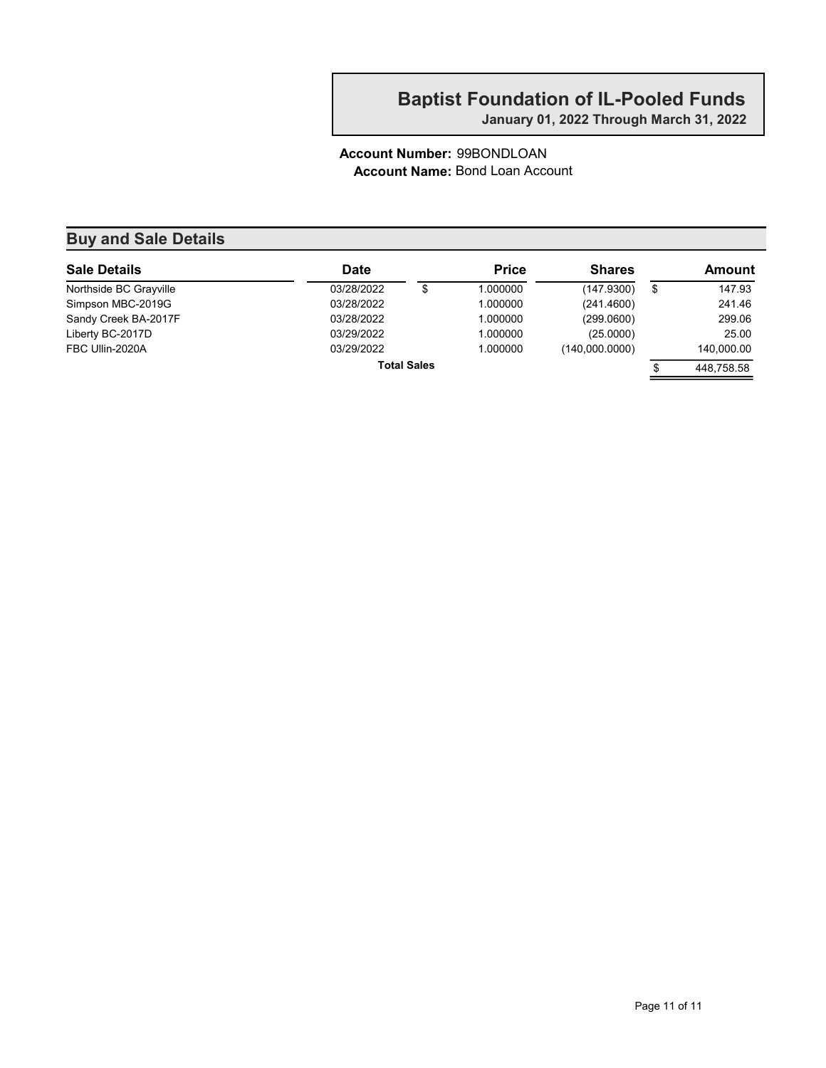## Baptist Foundation of IL-Pooled Funds

**January 01, 2022 Through March 31, 2022**

**Account Number:** 99BONDLOAN
**Account Name:** Bond Loan Account

## Buy and Sale Details

| Sale Details | Date | Price | Shares | Amount |
|---|---|---|---|---|
| Northside BC Grayville | 03/28/2022 | $ 1.000000 | (147.9300) | $ 147.93 |
| Simpson MBC-2019G | 03/28/2022 | 1.000000 | (241.4600) | 241.46 |
| Sandy Creek BA-2017F | 03/28/2022 | 1.000000 | (299.0600) | 299.06 |
| Liberty BC-2017D | 03/29/2022 | 1.000000 | (25.0000) | 25.00 |
| FBC Ullin-2020A | 03/29/2022 | 1.000000 | (140,000.0000) | 140,000.00 |
| | **Total Sales** | | | $ 448,758.58 |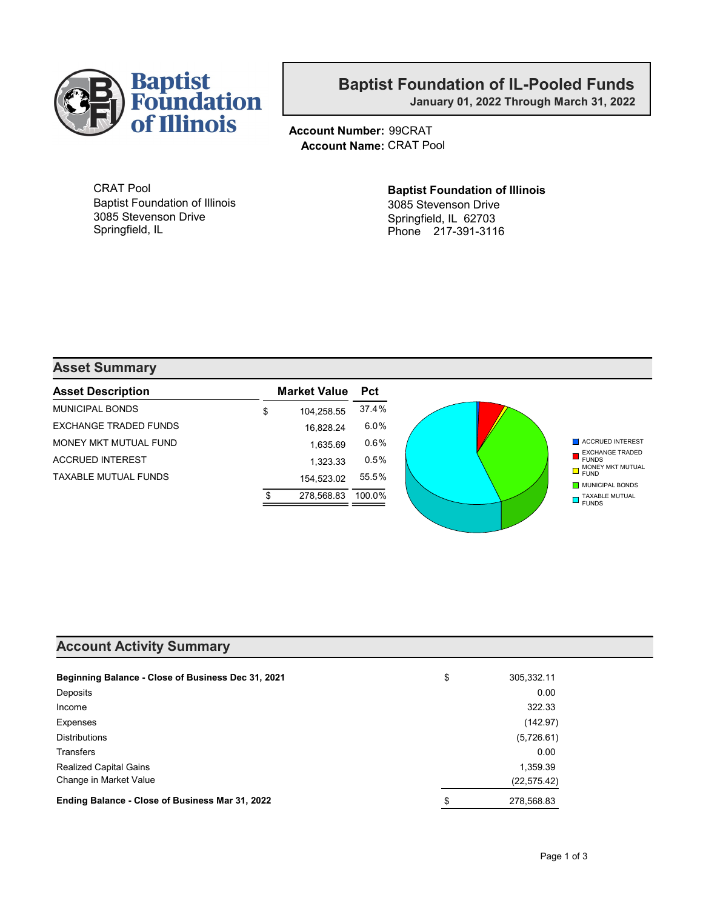Baptist Foundation of Illinois

# Baptist Foundation of IL-Pooled Funds

**January 01, 2022 Through March 31, 2022**

**Account Number:** 99CRAT
**Account Name:** CRAT Pool

CRAT Pool
Baptist Foundation of Illinois
3085 Stevenson Drive
Springfield, IL

**Baptist Foundation of Illinois**
3085 Stevenson Drive
Springfield, IL 62703
Phone 217-391-3116

## Asset Summary

| Asset Description | Market Value | Pct |
|---|---|---|
| MUNICIPAL BONDS | $ 104,258.55 | 37.4% |
| EXCHANGE TRADED FUNDS | 16,828.24 | 6.0% |
| MONEY MKT MUTUAL FUND | 1,635.69 | 0.6% |
| ACCRUED INTEREST | 1,323.33 | 0.5% |
| TAXABLE MUTUAL FUNDS | 154,523.02 | 55.5% |
| | $ 278,568.83 | 100.0% |

## Account Activity Summary

| | |
|---|---|
| **Beginning Balance - Close of Business Dec 31, 2021** | $ 305,332.11 |
| Deposits | 0.00 |
| Income | 322.33 |
| Expenses | (142.97) |
| Distributions | (5,726.61) |
| Transfers | 0.00 |
| Realized Capital Gains | 1,359.39 |
| Change in Market Value | (22,575.42) |
| **Ending Balance - Close of Business Mar 31, 2022** | $ 278,568.83 |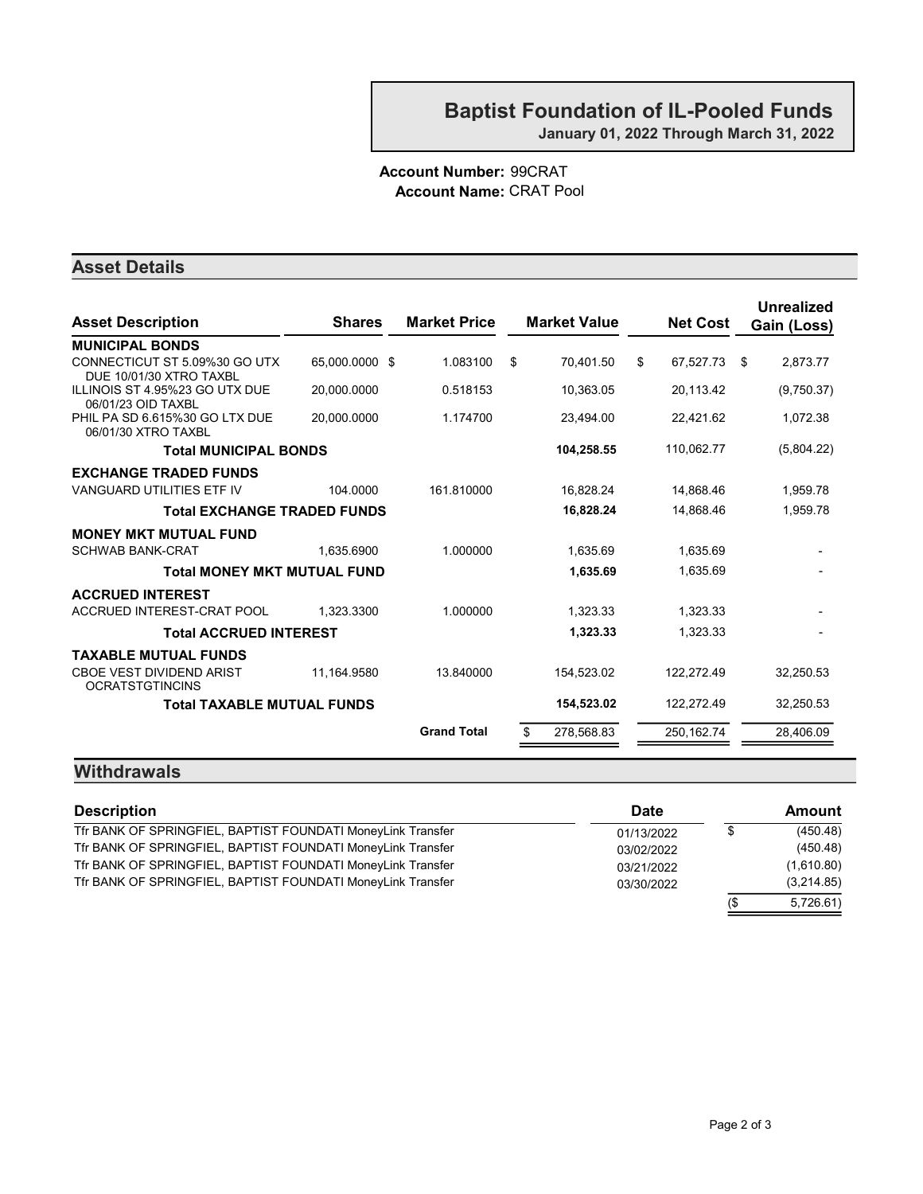# Baptist Foundation of IL-Pooled Funds

**January 01, 2022 Through March 31, 2022**

**Account Number:** 99CRAT
**Account Name:** CRAT Pool

## Asset Details

| Asset Description | Shares | Market Price | Market Value | Net Cost | Unrealized Gain (Loss) |
|---|---|---|---|---|---|
| **MUNICIPAL BONDS** | | | | | |
| CONNECTICUT ST 5.09%30 GO UTX DUE 10/01/30 XTRO TAXBL | 65,000.0000 | $ 1.083100 | $ 70,401.50 | $ 67,527.73 | $ 2,873.77 |
| ILLINOIS ST 4.95%23 GO UTX DUE 06/01/23 OID TAXBL | 20,000.0000 | 0.518153 | 10,363.05 | 20,113.42 | (9,750.37) |
| PHIL PA SD 6.615%30 GO LTX DUE 06/01/30 XTRO TAXBL | 20,000.0000 | 1.174700 | 23,494.00 | 22,421.62 | 1,072.38 |
| **Total MUNICIPAL BONDS** | | | **104,258.55** | 110,062.77 | (5,804.22) |
| **EXCHANGE TRADED FUNDS** | | | | | |
| VANGUARD UTILITIES ETF IV | 104.0000 | 161.810000 | 16,828.24 | 14,868.46 | 1,959.78 |
| **Total EXCHANGE TRADED FUNDS** | | | **16,828.24** | 14,868.46 | 1,959.78 |
| **MONEY MKT MUTUAL FUND** | | | | | |
| SCHWAB BANK-CRAT | 1,635.6900 | 1.000000 | 1,635.69 | 1,635.69 | - |
| **Total MONEY MKT MUTUAL FUND** | | | **1,635.69** | 1,635.69 | - |
| **ACCRUED INTEREST** | | | | | |
| ACCRUED INTEREST-CRAT POOL | 1,323.3300 | 1.000000 | 1,323.33 | 1,323.33 | - |
| **Total ACCRUED INTEREST** | | | **1,323.33** | 1,323.33 | - |
| **TAXABLE MUTUAL FUNDS** | | | | | |
| CBOE VEST DIVIDEND ARIST OCRATSTGTINCINS | 11,164.9580 | 13.840000 | 154,523.02 | 122,272.49 | 32,250.53 |
| **Total TAXABLE MUTUAL FUNDS** | | | **154,523.02** | 122,272.49 | 32,250.53 |
| | | **Grand Total** | $ 278,568.83 | 250,162.74 | 28,406.09 |

## Withdrawals

| Description | Date | Amount |
|---|---|---|
| Tfr BANK OF SPRINGFIEL, BAPTIST FOUNDATI MoneyLink Transfer | 01/13/2022 | $ (450.48) |
| Tfr BANK OF SPRINGFIEL, BAPTIST FOUNDATI MoneyLink Transfer | 03/02/2022 | (450.48) |
| Tfr BANK OF SPRINGFIEL, BAPTIST FOUNDATI MoneyLink Transfer | 03/21/2022 | (1,610.80) |
| Tfr BANK OF SPRINGFIEL, BAPTIST FOUNDATI MoneyLink Transfer | 03/30/2022 | (3,214.85) |
| | | ($ 5,726.61) |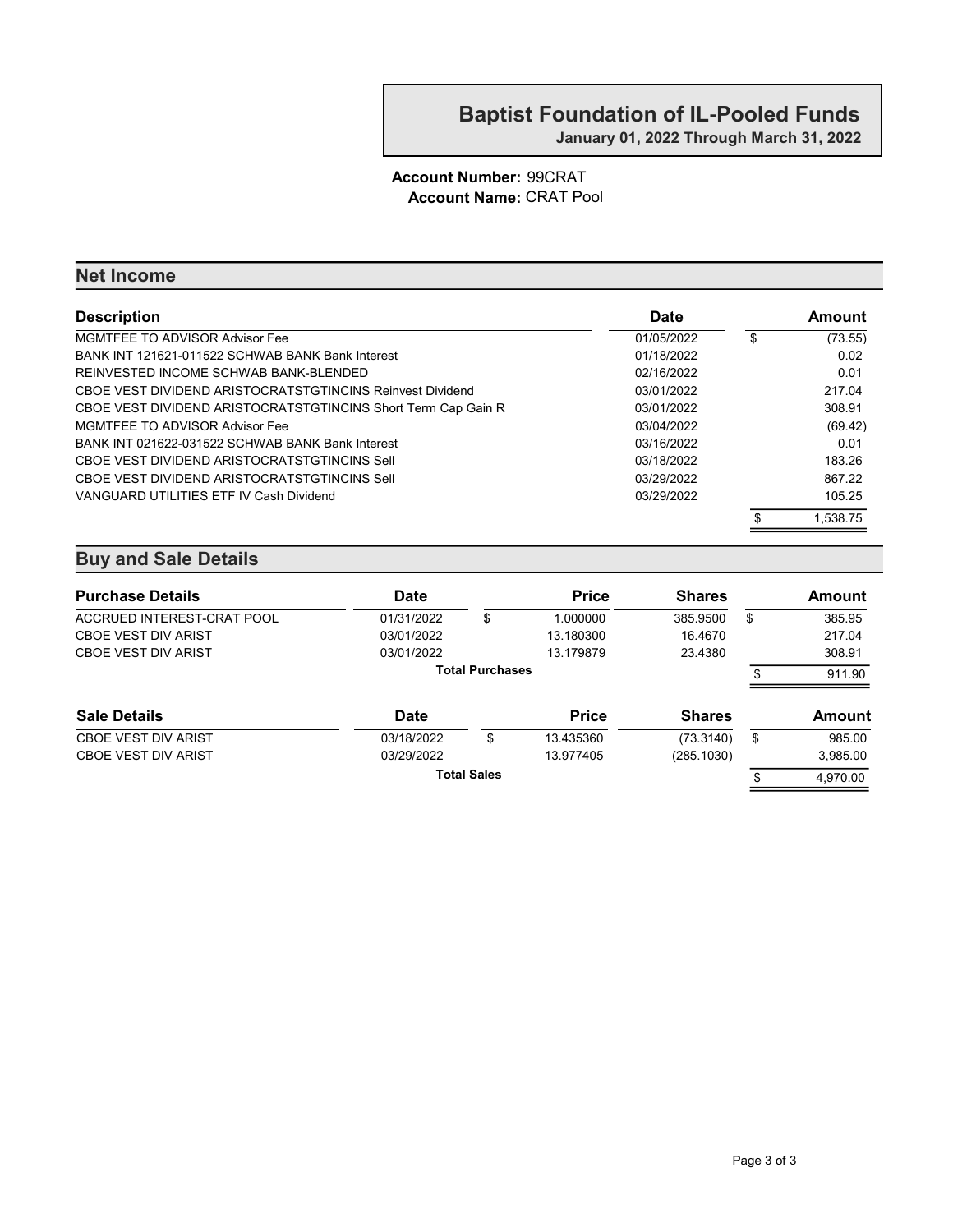# Baptist Foundation of IL-Pooled Funds

**January 01, 2022 Through March 31, 2022**

**Account Number:** 99CRAT
**Account Name:** CRAT Pool

## Net Income

| Description | Date | Amount |
|---|---|---|
| MGMTFEE TO ADVISOR Advisor Fee | 01/05/2022 | $ (73.55) |
| BANK INT 121621-011522 SCHWAB BANK Bank Interest | 01/18/2022 | 0.02 |
| REINVESTED INCOME SCHWAB BANK-BLENDED | 02/16/2022 | 0.01 |
| CBOE VEST DIVIDEND ARISTOCRATSTGTINCINS Reinvest Dividend | 03/01/2022 | 217.04 |
| CBOE VEST DIVIDEND ARISTOCRATSTGTINCINS Short Term Cap Gain R | 03/01/2022 | 308.91 |
| MGMTFEE TO ADVISOR Advisor Fee | 03/04/2022 | (69.42) |
| BANK INT 021622-031522 SCHWAB BANK Bank Interest | 03/16/2022 | 0.01 |
| CBOE VEST DIVIDEND ARISTOCRATSTGTINCINS Sell | 03/18/2022 | 183.26 |
| CBOE VEST DIVIDEND ARISTOCRATSTGTINCINS Sell | 03/29/2022 | 867.22 |
| VANGUARD UTILITIES ETF IV Cash Dividend | 03/29/2022 | 105.25 |
| | | $ 1,538.75 |

## Buy and Sale Details

| Purchase Details | Date | Price | Shares | Amount |
|---|---|---|---|---|
| ACCRUED INTEREST-CRAT POOL | 01/31/2022 | $ 1.000000 | 385.9500 | $ 385.95 |
| CBOE VEST DIV ARIST | 03/01/2022 | 13.180300 | 16.4670 | 217.04 |
| CBOE VEST DIV ARIST | 03/01/2022 | 13.179879 | 23.4380 | 308.91 |
| | **Total Purchases** | | | $ 911.90 |

| Sale Details | Date | Price | Shares | Amount |
|---|---|---|---|---|
| CBOE VEST DIV ARIST | 03/18/2022 | $ 13.435360 | (73.3140) | $ 985.00 |
| CBOE VEST DIV ARIST | 03/29/2022 | 13.977405 | (285.1030) | 3,985.00 |
| | **Total Sales** | | | $ 4,970.00 |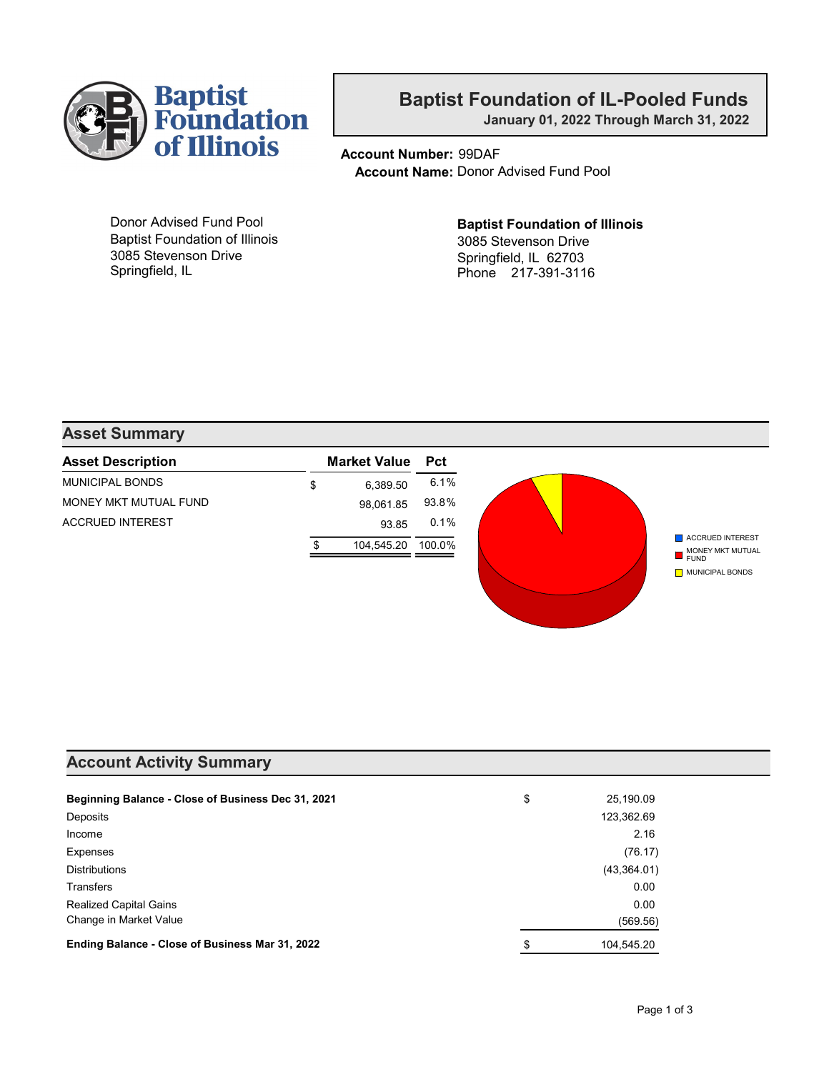# Baptist Foundation of IL-Pooled Funds

**January 01, 2022 Through March 31, 2022**

**Account Number:** 99DAF
**Account Name:** Donor Advised Fund Pool

Donor Advised Fund Pool
Baptist Foundation of Illinois
3085 Stevenson Drive
Springfield, IL

**Baptist Foundation of Illinois**
3085 Stevenson Drive
Springfield, IL 62703
Phone 217-391-3116

## Asset Summary

| Asset Description | Market Value | Pct |
|---|---|---|
| MUNICIPAL BONDS | $ 6,389.50 | 6.1% |
| MONEY MKT MUTUAL FUND | 98,061.85 | 93.8% |
| ACCRUED INTEREST | 93.85 | 0.1% |
| | $ 104,545.20 | 100.0% |

ACCRUED INTEREST
MONEY MKT MUTUAL FUND
MUNICIPAL BONDS

## Account Activity Summary

| | |
|---|---|
| **Beginning Balance - Close of Business Dec 31, 2021** | $ 25,190.09 |
| Deposits | 123,362.69 |
| Income | 2.16 |
| Expenses | (76.17) |
| Distributions | (43,364.01) |
| Transfers | 0.00 |
| Realized Capital Gains | 0.00 |
| Change in Market Value | (569.56) |
| **Ending Balance - Close of Business Mar 31, 2022** | $ 104,545.20 |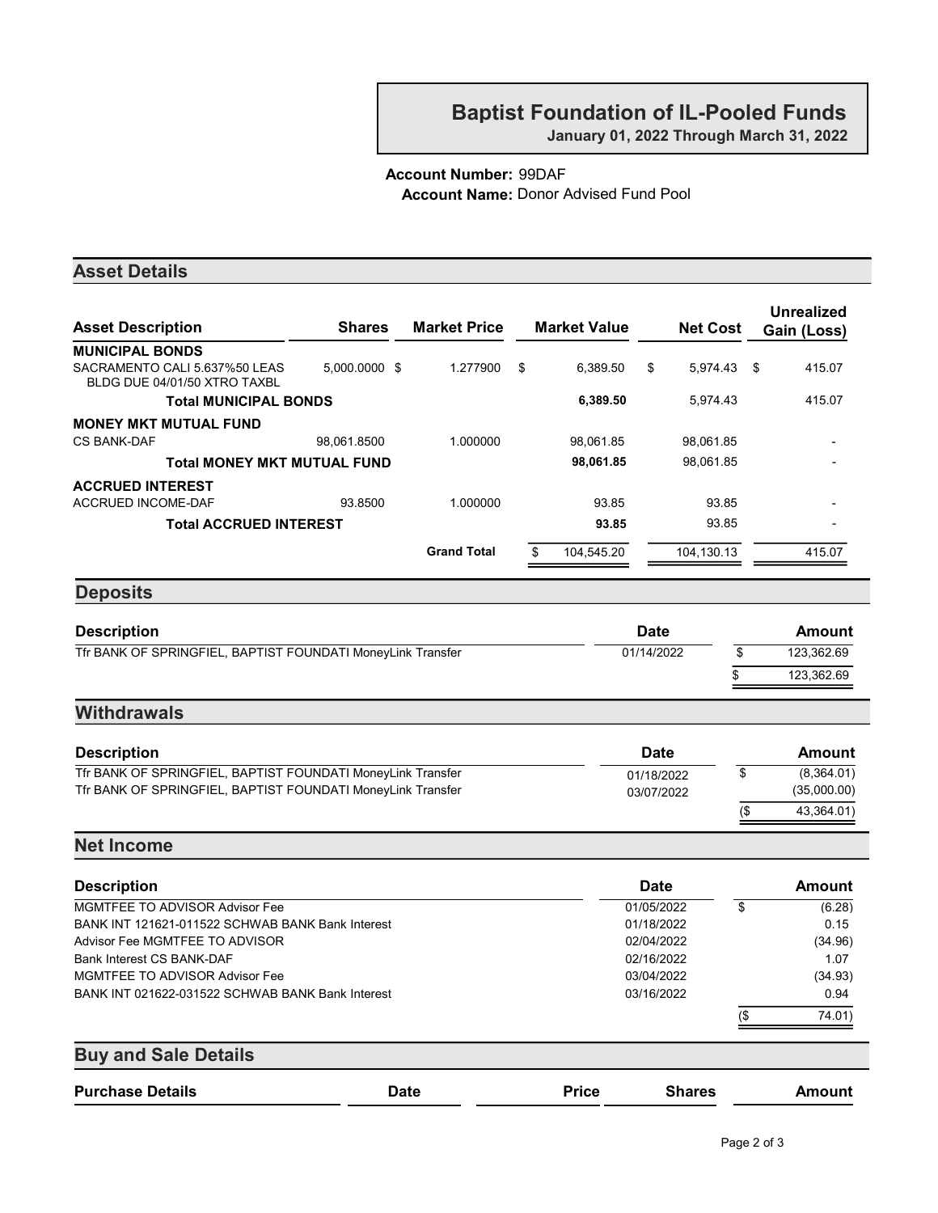# Baptist Foundation of IL-Pooled Funds

**January 01, 2022 Through March 31, 2022**

**Account Number:** 99DAF
**Account Name:** Donor Advised Fund Pool

## Asset Details

| Asset Description | Shares | Market Price | Market Value | Net Cost | Unrealized Gain (Loss) |
|---|---|---|---|---|---|
| **MUNICIPAL BONDS** | | | | | |
| SACRAMENTO CALI 5.637%50 LEAS BLDG DUE 04/01/50 XTRO TAXBL | 5,000.0000 | $ 1.277900 | $ 6,389.50 | $ 5,974.43 | $ 415.07 |
| **Total MUNICIPAL BONDS** | | | **6,389.50** | 5,974.43 | 415.07 |
| **MONEY MKT MUTUAL FUND** | | | | | |
| CS BANK-DAF | 98,061.8500 | 1.000000 | 98,061.85 | 98,061.85 | - |
| **Total MONEY MKT MUTUAL FUND** | | | **98,061.85** | 98,061.85 | - |
| **ACCRUED INTEREST** | | | | | |
| ACCRUED INCOME-DAF | 93.8500 | 1.000000 | 93.85 | 93.85 | - |
| **Total ACCRUED INTEREST** | | | **93.85** | 93.85 | - |
| | | **Grand Total** | $ 104,545.20 | 104,130.13 | 415.07 |

## Deposits

| Description | Date | Amount |
|---|---|---|
| Tfr BANK OF SPRINGFIEL, BAPTIST FOUNDATI MoneyLink Transfer | 01/14/2022 | $ 123,362.69 |
| | | $ 123,362.69 |

## Withdrawals

| Description | Date | Amount |
|---|---|---|
| Tfr BANK OF SPRINGFIEL, BAPTIST FOUNDATI MoneyLink Transfer | 01/18/2022 | $ (8,364.01) |
| Tfr BANK OF SPRINGFIEL, BAPTIST FOUNDATI MoneyLink Transfer | 03/07/2022 | (35,000.00) |
| | | ($ 43,364.01) |

## Net Income

| Description | Date | Amount |
|---|---|---|
| MGMTFEE TO ADVISOR Advisor Fee | 01/05/2022 | $ (6.28) |
| BANK INT 121621-011522 SCHWAB BANK Bank Interest | 01/18/2022 | 0.15 |
| Advisor Fee MGMTFEE TO ADVISOR | 02/04/2022 | (34.96) |
| Bank Interest CS BANK-DAF | 02/16/2022 | 1.07 |
| MGMTFEE TO ADVISOR Advisor Fee | 03/04/2022 | (34.93) |
| BANK INT 021622-031522 SCHWAB BANK Bank Interest | 03/16/2022 | 0.94 |
| | | ($ 74.01) |

## Buy and Sale Details

| Purchase Details | Date | Price | Shares | Amount |
|---|---|---|---|---|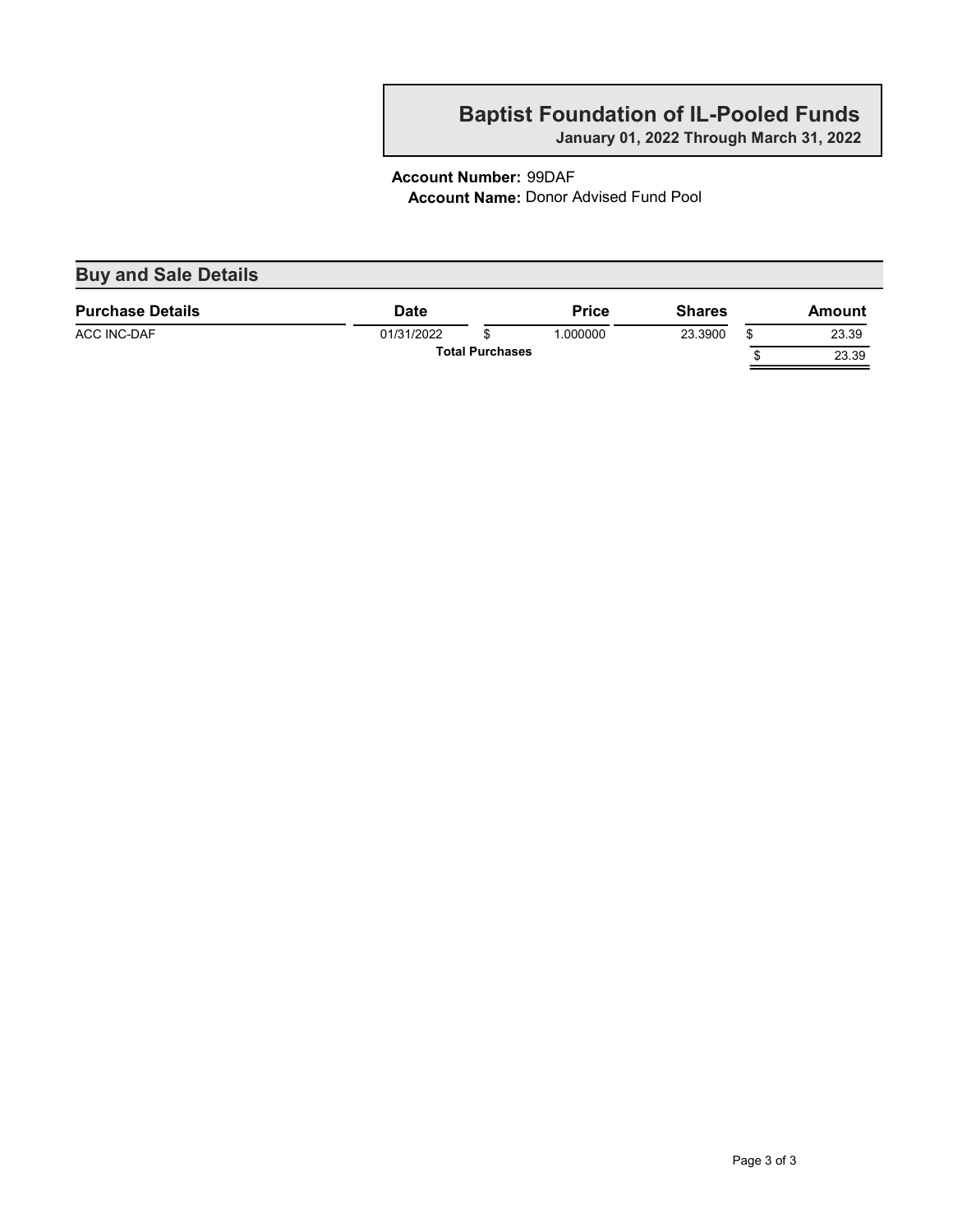# Baptist Foundation of IL-Pooled Funds

**January 01, 2022 Through March 31, 2022**

**Account Number:** 99DAF
**Account Name:** Donor Advised Fund Pool

## Buy and Sale Details

| Purchase Details | Date | Price | Shares | Amount |
|---|---|---|---|---|
| ACC INC-DAF | 01/31/2022 | $ 1.000000 | 23.3900 | $ 23.39 |
| | **Total Purchases** | | | $ 23.39 |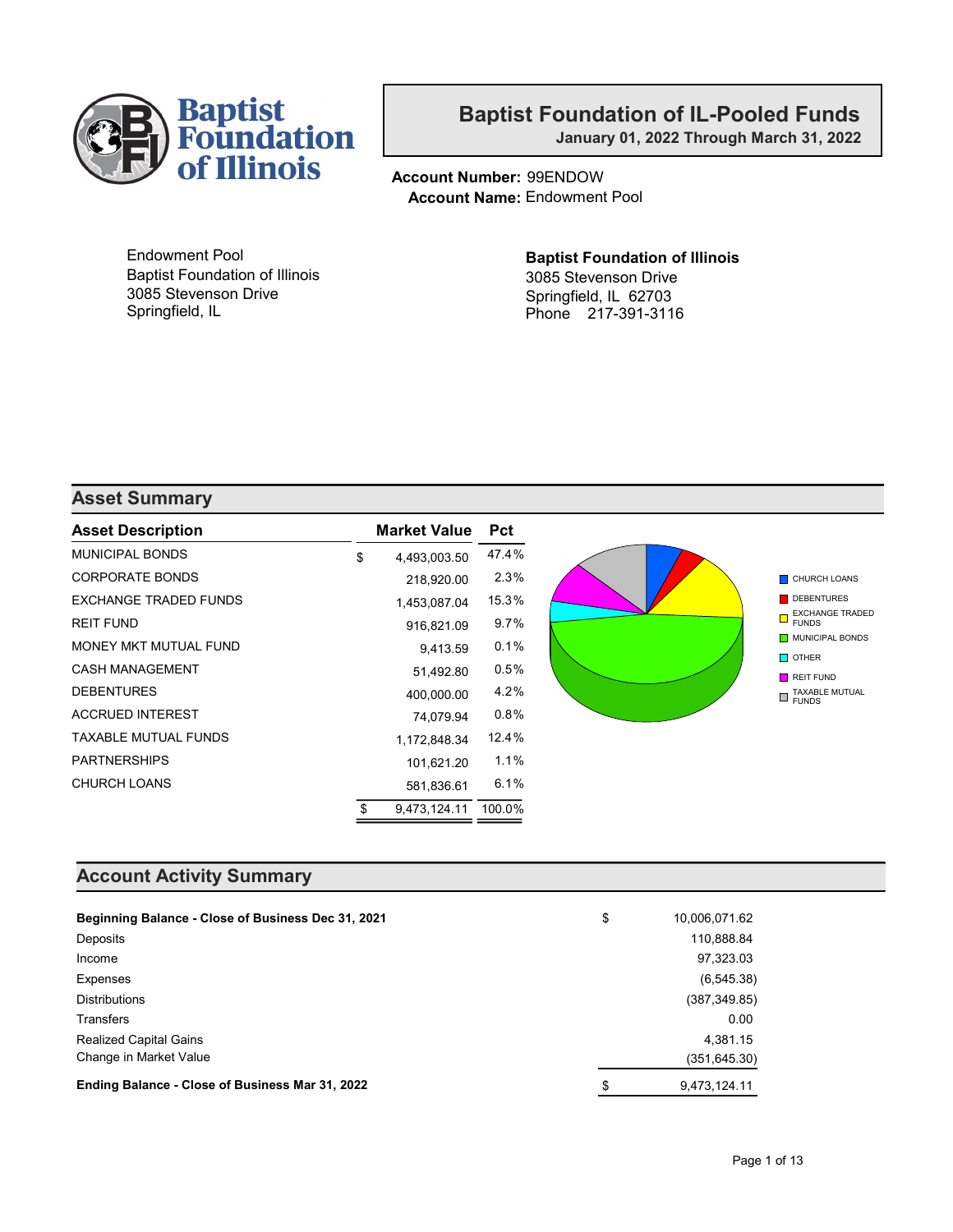Baptist Foundation of Illinois

# Baptist Foundation of IL-Pooled Funds

**January 01, 2022 Through March 31, 2022**

**Account Number:** 99ENDOW
**Account Name:** Endowment Pool

Endowment Pool
Baptist Foundation of Illinois
3085 Stevenson Drive
Springfield, IL

**Baptist Foundation of Illinois**
3085 Stevenson Drive
Springfield, IL 62703
Phone 217-391-3116

## Asset Summary

| Asset Description | Market Value | Pct |
|---|---|---|
| MUNICIPAL BONDS | $ 4,493,003.50 | 47.4% |
| CORPORATE BONDS | 218,920.00 | 2.3% |
| EXCHANGE TRADED FUNDS | 1,453,087.04 | 15.3% |
| REIT FUND | 916,821.09 | 9.7% |
| MONEY MKT MUTUAL FUND | 9,413.59 | 0.1% |
| CASH MANAGEMENT | 51,492.80 | 0.5% |
| DEBENTURES | 400,000.00 | 4.2% |
| ACCRUED INTEREST | 74,079.94 | 0.8% |
| TAXABLE MUTUAL FUNDS | 1,172,848.34 | 12.4% |
| PARTNERSHIPS | 101,621.20 | 1.1% |
| CHURCH LOANS | 581,836.61 | 6.1% |
| | $ 9,473,124.11 | 100.0% |

Legend: CHURCH LOANS, DEBENTURES, EXCHANGE TRADED FUNDS, MUNICIPAL BONDS, OTHER, REIT FUND, TAXABLE MUTUAL FUNDS

## Account Activity Summary

| | |
|---|---|
| **Beginning Balance - Close of Business Dec 31, 2021** | $ 10,006,071.62 |
| Deposits | 110,888.84 |
| Income | 97,323.03 |
| Expenses | (6,545.38) |
| Distributions | (387,349.85) |
| Transfers | 0.00 |
| Realized Capital Gains | 4,381.15 |
| Change in Market Value | (351,645.30) |
| **Ending Balance - Close of Business Mar 31, 2022** | $ 9,473,124.11 |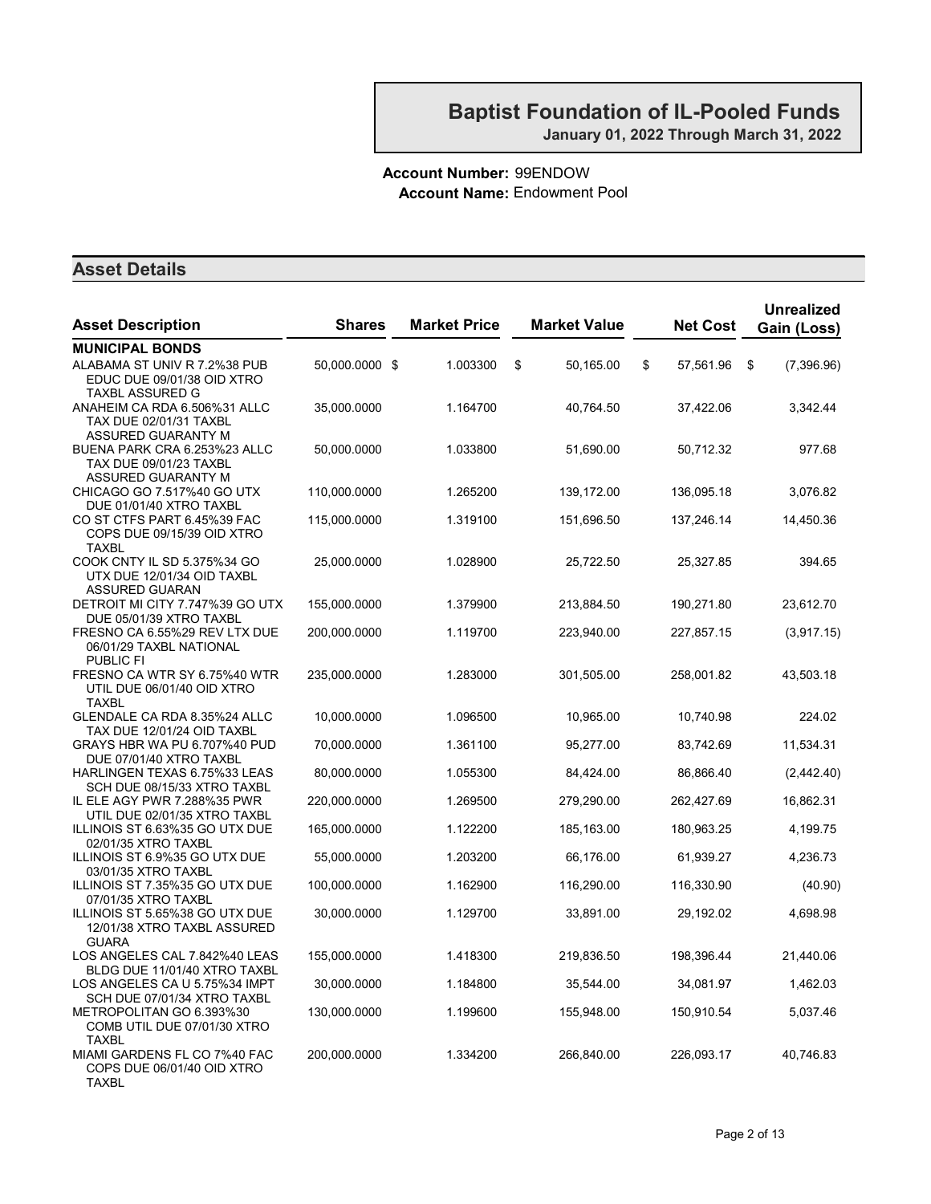## Baptist Foundation of IL-Pooled Funds

**January 01, 2022 Through March 31, 2022**

**Account Number:** 99ENDOW
**Account Name:** Endowment Pool

## Asset Details

| Asset Description | Shares | Market Price | Market Value | Net Cost | Unrealized Gain (Loss) |
|---|---|---|---|---|---|
| **MUNICIPAL BONDS** | | | | | |
| ALABAMA ST UNIV R 7.2%38 PUB EDUC DUE 09/01/38 OID XTRO TAXBL ASSURED G | 50,000.0000 | $ 1.003300 | $ 50,165.00 | $ 57,561.96 | $ (7,396.96) |
| ANAHEIM CA RDA 6.506%31 ALLC TAX DUE 02/01/31 TAXBL ASSURED GUARANTY M | 35,000.0000 | 1.164700 | 40,764.50 | 37,422.06 | 3,342.44 |
| BUENA PARK CRA 6.253%23 ALLC TAX DUE 09/01/23 TAXBL ASSURED GUARANTY M | 50,000.0000 | 1.033800 | 51,690.00 | 50,712.32 | 977.68 |
| CHICAGO GO 7.517%40 GO UTX DUE 01/01/40 XTRO TAXBL | 110,000.0000 | 1.265200 | 139,172.00 | 136,095.18 | 3,076.82 |
| CO ST CTFS PART 6.45%39 FAC COPS DUE 09/15/39 OID XTRO TAXBL | 115,000.0000 | 1.319100 | 151,696.50 | 137,246.14 | 14,450.36 |
| COOK CNTY IL SD 5.375%34 GO UTX DUE 12/01/34 OID TAXBL ASSURED GUARAN | 25,000.0000 | 1.028900 | 25,722.50 | 25,327.85 | 394.65 |
| DETROIT MI CITY 7.747%39 GO UTX DUE 05/01/39 XTRO TAXBL | 155,000.0000 | 1.379900 | 213,884.50 | 190,271.80 | 23,612.70 |
| FRESNO CA 6.55%29 REV LTX DUE 06/01/29 TAXBL NATIONAL PUBLIC FI | 200,000.0000 | 1.119700 | 223,940.00 | 227,857.15 | (3,917.15) |
| FRESNO CA WTR SY 6.75%40 WTR UTIL DUE 06/01/40 OID XTRO TAXBL | 235,000.0000 | 1.283000 | 301,505.00 | 258,001.82 | 43,503.18 |
| GLENDALE CA RDA 8.35%24 ALLC TAX DUE 12/01/24 OID TAXBL | 10,000.0000 | 1.096500 | 10,965.00 | 10,740.98 | 224.02 |
| GRAYS HBR WA PU 6.707%40 PUD DUE 07/01/40 XTRO TAXBL | 70,000.0000 | 1.361100 | 95,277.00 | 83,742.69 | 11,534.31 |
| HARLINGEN TEXAS 6.75%33 LEAS SCH DUE 08/15/33 XTRO TAXBL | 80,000.0000 | 1.055300 | 84,424.00 | 86,866.40 | (2,442.40) |
| IL ELE AGY PWR 7.288%35 PWR UTIL DUE 02/01/35 XTRO TAXBL | 220,000.0000 | 1.269500 | 279,290.00 | 262,427.69 | 16,862.31 |
| ILLINOIS ST 6.63%35 GO UTX DUE 02/01/35 XTRO TAXBL | 165,000.0000 | 1.122200 | 185,163.00 | 180,963.25 | 4,199.75 |
| ILLINOIS ST 6.9%35 GO UTX DUE 03/01/35 XTRO TAXBL | 55,000.0000 | 1.203200 | 66,176.00 | 61,939.27 | 4,236.73 |
| ILLINOIS ST 7.35%35 GO UTX DUE 07/01/35 XTRO TAXBL | 100,000.0000 | 1.162900 | 116,290.00 | 116,330.90 | (40.90) |
| ILLINOIS ST 5.65%38 GO UTX DUE 12/01/38 XTRO TAXBL ASSURED GUARA | 30,000.0000 | 1.129700 | 33,891.00 | 29,192.02 | 4,698.98 |
| LOS ANGELES CAL 7.842%40 LEAS BLDG DUE 11/01/40 XTRO TAXBL | 155,000.0000 | 1.418300 | 219,836.50 | 198,396.44 | 21,440.06 |
| LOS ANGELES CA U 5.75%34 IMPT SCH DUE 07/01/34 XTRO TAXBL | 30,000.0000 | 1.184800 | 35,544.00 | 34,081.97 | 1,462.03 |
| METROPOLITAN GO 6.393%30 COMB UTIL DUE 07/01/30 XTRO TAXBL | 130,000.0000 | 1.199600 | 155,948.00 | 150,910.54 | 5,037.46 |
| MIAMI GARDENS FL CO 7%40 FAC COPS DUE 06/01/40 OID XTRO TAXBL | 200,000.0000 | 1.334200 | 266,840.00 | 226,093.17 | 40,746.83 |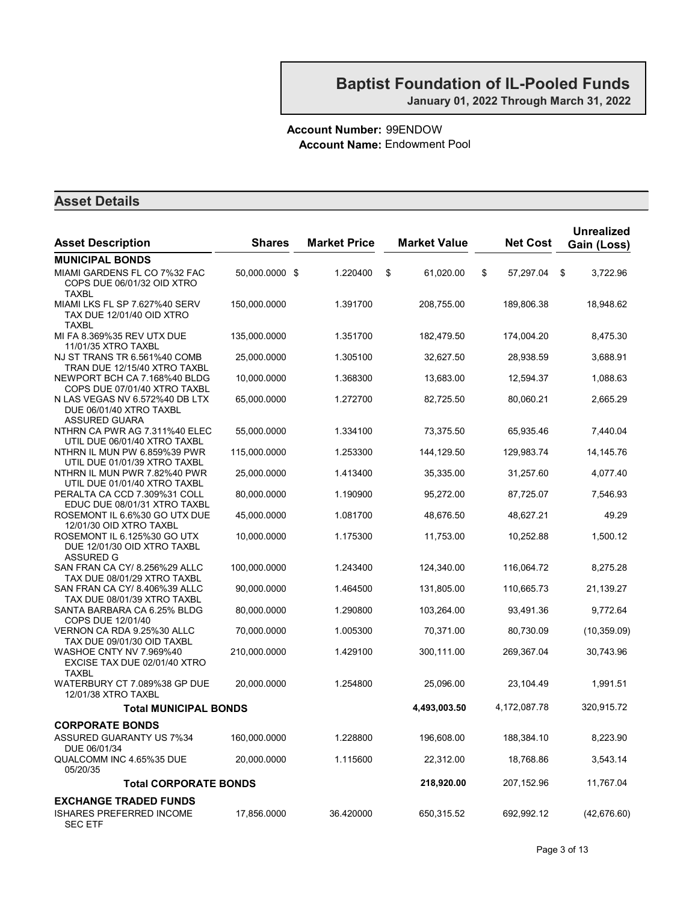# Baptist Foundation of IL-Pooled Funds

**January 01, 2022 Through March 31, 2022**

**Account Number:** 99ENDOW
**Account Name:** Endowment Pool

## Asset Details

| Asset Description | Shares | Market Price | Market Value | Net Cost | Unrealized Gain (Loss) |
|---|---|---|---|---|---|
| **MUNICIPAL BONDS** | | | | | |
| MIAMI GARDENS FL CO 7%32 FAC COPS DUE 06/01/32 OID XTRO TAXBL | 50,000.0000 | $ 1.220400 | $ 61,020.00 | $ 57,297.04 | $ 3,722.96 |
| MIAMI LKS FL SP 7.627%40 SERV TAX DUE 12/01/40 OID XTRO TAXBL | 150,000.0000 | 1.391700 | 208,755.00 | 189,806.38 | 18,948.62 |
| MI FA 8.369%35 REV UTX DUE 11/01/35 XTRO TAXBL | 135,000.0000 | 1.351700 | 182,479.50 | 174,004.20 | 8,475.30 |
| NJ ST TRANS TR 6.561%40 COMB TRAN DUE 12/15/40 XTRO TAXBL | 25,000.0000 | 1.305100 | 32,627.50 | 28,938.59 | 3,688.91 |
| NEWPORT BCH CA 7.168%40 BLDG COPS DUE 07/01/40 XTRO TAXBL | 10,000.0000 | 1.368300 | 13,683.00 | 12,594.37 | 1,088.63 |
| N LAS VEGAS NV 6.572%40 DB LTX DUE 06/01/40 XTRO TAXBL ASSURED GUARA | 65,000.0000 | 1.272700 | 82,725.50 | 80,060.21 | 2,665.29 |
| NTHRN CA PWR AG 7.311%40 ELEC UTIL DUE 06/01/40 XTRO TAXBL | 55,000.0000 | 1.334100 | 73,375.50 | 65,935.46 | 7,440.04 |
| NTHRN IL MUN PW 6.859%39 PWR UTIL DUE 01/01/39 XTRO TAXBL | 115,000.0000 | 1.253300 | 144,129.50 | 129,983.74 | 14,145.76 |
| NTHRN IL MUN PWR 7.82%40 PWR UTIL DUE 01/01/40 XTRO TAXBL | 25,000.0000 | 1.413400 | 35,335.00 | 31,257.60 | 4,077.40 |
| PERALTA CA CCD 7.309%31 COLL EDUC DUE 08/01/31 XTRO TAXBL | 80,000.0000 | 1.190900 | 95,272.00 | 87,725.07 | 7,546.93 |
| ROSEMONT IL 6.6%30 GO UTX DUE 12/01/30 OID XTRO TAXBL | 45,000.0000 | 1.081700 | 48,676.50 | 48,627.21 | 49.29 |
| ROSEMONT IL 6.125%30 GO UTX DUE 12/01/30 OID XTRO TAXBL ASSURED G | 10,000.0000 | 1.175300 | 11,753.00 | 10,252.88 | 1,500.12 |
| SAN FRAN CA CY/ 8.256%29 ALLC TAX DUE 08/01/29 XTRO TAXBL | 100,000.0000 | 1.243400 | 124,340.00 | 116,064.72 | 8,275.28 |
| SAN FRAN CA CY/ 8.406%39 ALLC TAX DUE 08/01/39 XTRO TAXBL | 90,000.0000 | 1.464500 | 131,805.00 | 110,665.73 | 21,139.27 |
| SANTA BARBARA CA 6.25% BLDG COPS DUE 12/01/40 | 80,000.0000 | 1.290800 | 103,264.00 | 93,491.36 | 9,772.64 |
| VERNON CA RDA 9.25%30 ALLC TAX DUE 09/01/30 OID TAXBL | 70,000.0000 | 1.005300 | 70,371.00 | 80,730.09 | (10,359.09) |
| WASHOE CNTY NV 7.969%40 EXCISE TAX DUE 02/01/40 XTRO TAXBL | 210,000.0000 | 1.429100 | 300,111.00 | 269,367.04 | 30,743.96 |
| WATERBURY CT 7.089%38 GP DUE 12/01/38 XTRO TAXBL | 20,000.0000 | 1.254800 | 25,096.00 | 23,104.49 | 1,991.51 |
| **Total MUNICIPAL BONDS** | | | **4,493,003.50** | 4,172,087.78 | 320,915.72 |
| **CORPORATE BONDS** | | | | | |
| ASSURED GUARANTY US 7%34 DUE 06/01/34 | 160,000.0000 | 1.228800 | 196,608.00 | 188,384.10 | 8,223.90 |
| QUALCOMM INC 4.65%35 DUE 05/20/35 | 20,000.0000 | 1.115600 | 22,312.00 | 18,768.86 | 3,543.14 |
| **Total CORPORATE BONDS** | | | **218,920.00** | 207,152.96 | 11,767.04 |
| **EXCHANGE TRADED FUNDS** | | | | | |
| ISHARES PREFERRED INCOME SEC ETF | 17,856.0000 | 36.420000 | 650,315.52 | 692,992.12 | (42,676.60) |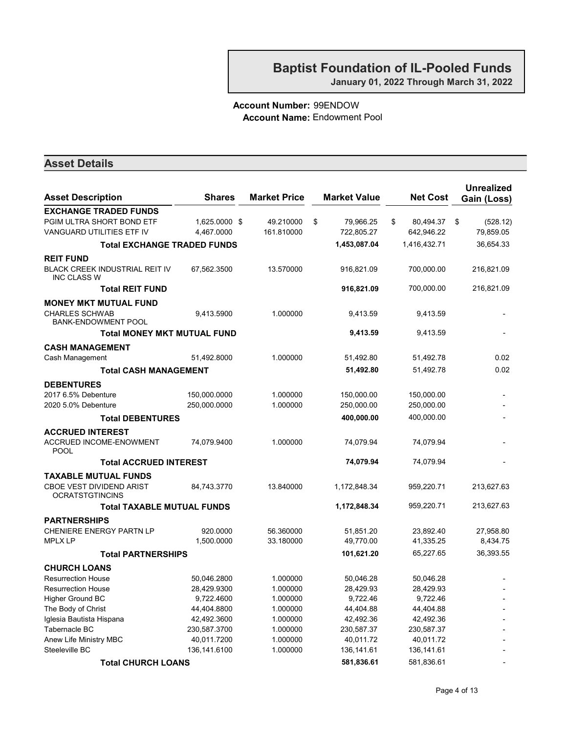# Baptist Foundation of IL-Pooled Funds

**January 01, 2022 Through March 31, 2022**

**Account Number:** 99ENDOW
**Account Name:** Endowment Pool

## Asset Details

| Asset Description | Shares | Market Price | Market Value | Net Cost | Unrealized Gain (Loss) |
|---|---|---|---|---|---|
| **EXCHANGE TRADED FUNDS** | | | | | |
| PGIM ULTRA SHORT BOND ETF | 1,625.0000 | $ 49.210000 | $ 79,966.25 | $ 80,494.37 | $ (528.12) |
| VANGUARD UTILITIES ETF IV | 4,467.0000 | 161.810000 | 722,805.27 | 642,946.22 | 79,859.05 |
| **Total EXCHANGE TRADED FUNDS** | | | **1,453,087.04** | 1,416,432.71 | 36,654.33 |
| **REIT FUND** | | | | | |
| BLACK CREEK INDUSTRIAL REIT IV INC CLASS W | 67,562.3500 | 13.570000 | 916,821.09 | 700,000.00 | 216,821.09 |
| **Total REIT FUND** | | | **916,821.09** | 700,000.00 | 216,821.09 |
| **MONEY MKT MUTUAL FUND** | | | | | |
| CHARLES SCHWAB BANK-ENDOWMENT POOL | 9,413.5900 | 1.000000 | 9,413.59 | 9,413.59 | - |
| **Total MONEY MKT MUTUAL FUND** | | | **9,413.59** | 9,413.59 | - |
| **CASH MANAGEMENT** | | | | | |
| Cash Management | 51,492.8000 | 1.000000 | 51,492.80 | 51,492.78 | 0.02 |
| **Total CASH MANAGEMENT** | | | **51,492.80** | 51,492.78 | 0.02 |
| **DEBENTURES** | | | | | |
| 2017 6.5% Debenture | 150,000.0000 | 1.000000 | 150,000.00 | 150,000.00 | - |
| 2020 5.0% Debenture | 250,000.0000 | 1.000000 | 250,000.00 | 250,000.00 | - |
| **Total DEBENTURES** | | | **400,000.00** | 400,000.00 | - |
| **ACCRUED INTEREST** | | | | | |
| ACCRUED INCOME-ENOWMENT POOL | 74,079.9400 | 1.000000 | 74,079.94 | 74,079.94 | - |
| **Total ACCRUED INTEREST** | | | **74,079.94** | 74,079.94 | - |
| **TAXABLE MUTUAL FUNDS** | | | | | |
| CBOE VEST DIVIDEND ARIST OCRATSTGTINCINS | 84,743.3770 | 13.840000 | 1,172,848.34 | 959,220.71 | 213,627.63 |
| **Total TAXABLE MUTUAL FUNDS** | | | **1,172,848.34** | 959,220.71 | 213,627.63 |
| **PARTNERSHIPS** | | | | | |
| CHENIERE ENERGY PARTN LP | 920.0000 | 56.360000 | 51,851.20 | 23,892.40 | 27,958.80 |
| MPLX LP | 1,500.0000 | 33.180000 | 49,770.00 | 41,335.25 | 8,434.75 |
| **Total PARTNERSHIPS** | | | **101,621.20** | 65,227.65 | 36,393.55 |
| **CHURCH LOANS** | | | | | |
| Resurrection House | 50,046.2800 | 1.000000 | 50,046.28 | 50,046.28 | - |
| Resurrection House | 28,429.9300 | 1.000000 | 28,429.93 | 28,429.93 | - |
| Higher Ground BC | 9,722.4600 | 1.000000 | 9,722.46 | 9,722.46 | - |
| The Body of Christ | 44,404.8800 | 1.000000 | 44,404.88 | 44,404.88 | - |
| Iglesia Bautista Hispana | 42,492.3600 | 1.000000 | 42,492.36 | 42,492.36 | - |
| Tabernacle BC | 230,587.3700 | 1.000000 | 230,587.37 | 230,587.37 | - |
| Anew Life Ministry MBC | 40,011.7200 | 1.000000 | 40,011.72 | 40,011.72 | - |
| Steeleville BC | 136,141.6100 | 1.000000 | 136,141.61 | 136,141.61 | - |
| **Total CHURCH LOANS** | | | **581,836.61** | 581,836.61 | - |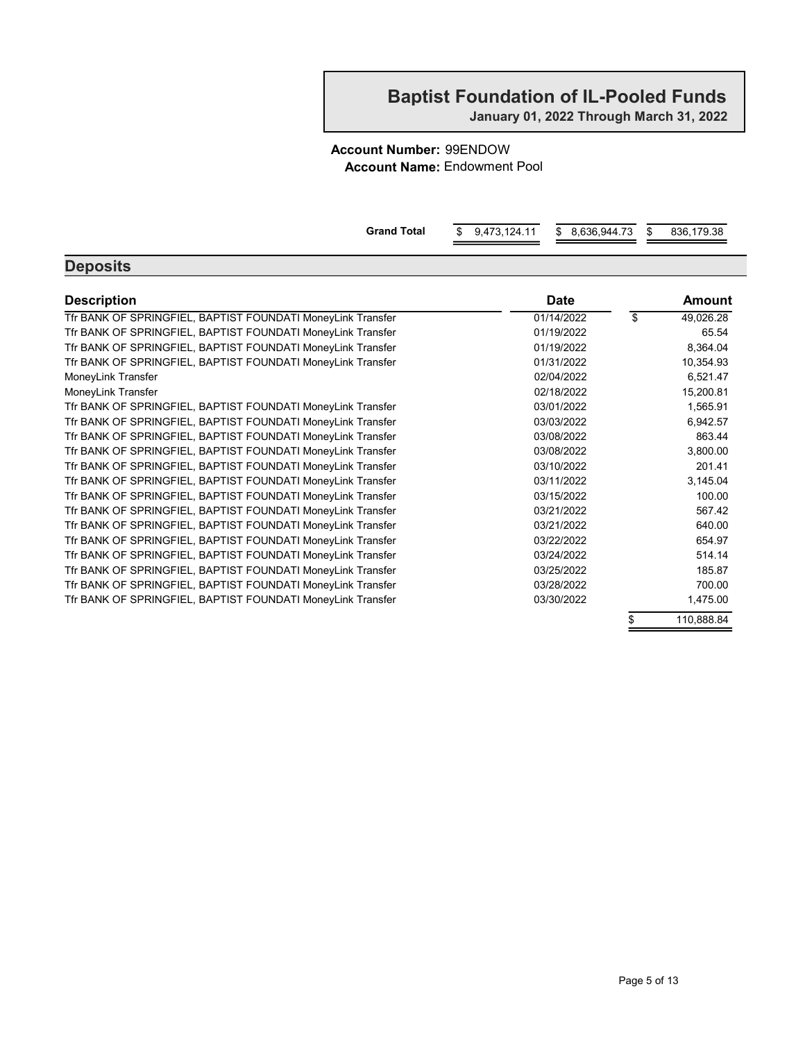# Baptist Foundation of IL-Pooled Funds

**January 01, 2022 Through March 31, 2022**

**Account Number:** 99ENDOW
**Account Name:** Endowment Pool

| **Grand Total** | $ 9,473,124.11 | $ 8,636,944.73 | $ 836,179.38 |
|---|---|---|---|

## Deposits

| Description | Date | Amount |
|---|---|---|
| Tfr BANK OF SPRINGFIEL, BAPTIST FOUNDATI MoneyLink Transfer | 01/14/2022 | $ 49,026.28 |
| Tfr BANK OF SPRINGFIEL, BAPTIST FOUNDATI MoneyLink Transfer | 01/19/2022 | 65.54 |
| Tfr BANK OF SPRINGFIEL, BAPTIST FOUNDATI MoneyLink Transfer | 01/19/2022 | 8,364.04 |
| Tfr BANK OF SPRINGFIEL, BAPTIST FOUNDATI MoneyLink Transfer | 01/31/2022 | 10,354.93 |
| MoneyLink Transfer | 02/04/2022 | 6,521.47 |
| MoneyLink Transfer | 02/18/2022 | 15,200.81 |
| Tfr BANK OF SPRINGFIEL, BAPTIST FOUNDATI MoneyLink Transfer | 03/01/2022 | 1,565.91 |
| Tfr BANK OF SPRINGFIEL, BAPTIST FOUNDATI MoneyLink Transfer | 03/03/2022 | 6,942.57 |
| Tfr BANK OF SPRINGFIEL, BAPTIST FOUNDATI MoneyLink Transfer | 03/08/2022 | 863.44 |
| Tfr BANK OF SPRINGFIEL, BAPTIST FOUNDATI MoneyLink Transfer | 03/08/2022 | 3,800.00 |
| Tfr BANK OF SPRINGFIEL, BAPTIST FOUNDATI MoneyLink Transfer | 03/10/2022 | 201.41 |
| Tfr BANK OF SPRINGFIEL, BAPTIST FOUNDATI MoneyLink Transfer | 03/11/2022 | 3,145.04 |
| Tfr BANK OF SPRINGFIEL, BAPTIST FOUNDATI MoneyLink Transfer | 03/15/2022 | 100.00 |
| Tfr BANK OF SPRINGFIEL, BAPTIST FOUNDATI MoneyLink Transfer | 03/21/2022 | 567.42 |
| Tfr BANK OF SPRINGFIEL, BAPTIST FOUNDATI MoneyLink Transfer | 03/21/2022 | 640.00 |
| Tfr BANK OF SPRINGFIEL, BAPTIST FOUNDATI MoneyLink Transfer | 03/22/2022 | 654.97 |
| Tfr BANK OF SPRINGFIEL, BAPTIST FOUNDATI MoneyLink Transfer | 03/24/2022 | 514.14 |
| Tfr BANK OF SPRINGFIEL, BAPTIST FOUNDATI MoneyLink Transfer | 03/25/2022 | 185.87 |
| Tfr BANK OF SPRINGFIEL, BAPTIST FOUNDATI MoneyLink Transfer | 03/28/2022 | 700.00 |
| Tfr BANK OF SPRINGFIEL, BAPTIST FOUNDATI MoneyLink Transfer | 03/30/2022 | 1,475.00 |
| | | $ 110,888.84 |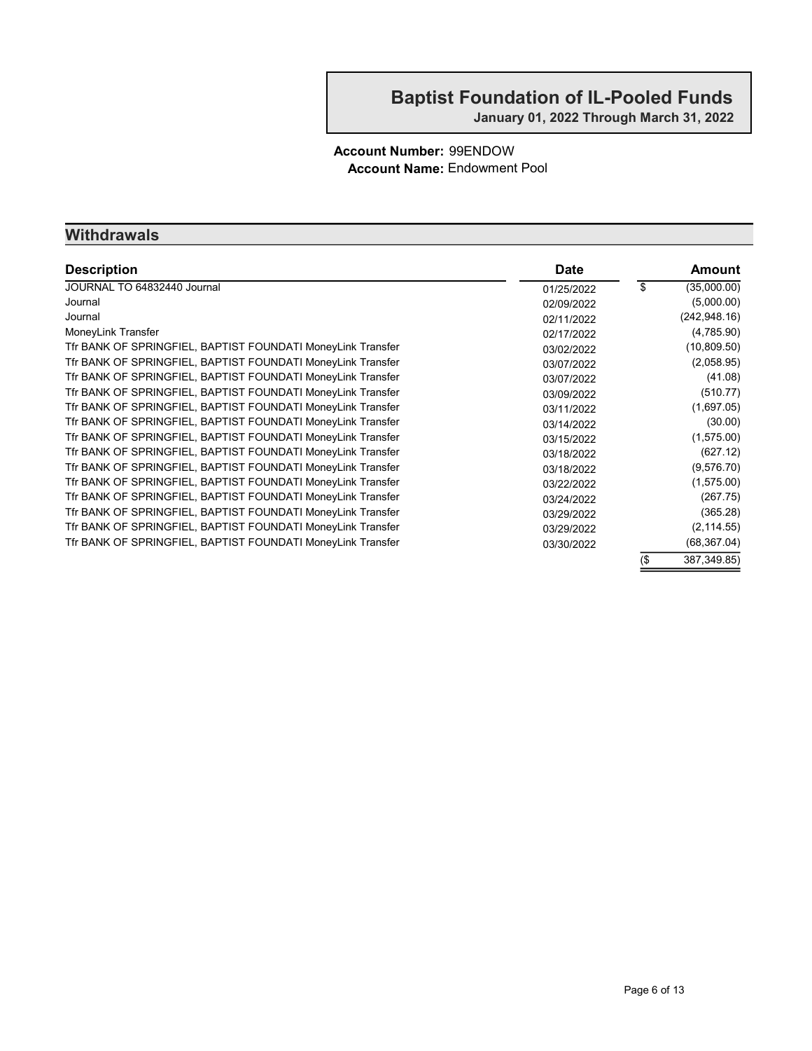# Baptist Foundation of IL-Pooled Funds

**January 01, 2022 Through March 31, 2022**

**Account Number:** 99ENDOW
**Account Name:** Endowment Pool

## Withdrawals

| Description | Date | Amount |
|---|---|---|
| JOURNAL TO 64832440 Journal | 01/25/2022 | $ (35,000.00) |
| Journal | 02/09/2022 | (5,000.00) |
| Journal | 02/11/2022 | (242,948.16) |
| MoneyLink Transfer | 02/17/2022 | (4,785.90) |
| Tfr BANK OF SPRINGFIEL, BAPTIST FOUNDATI MoneyLink Transfer | 03/02/2022 | (10,809.50) |
| Tfr BANK OF SPRINGFIEL, BAPTIST FOUNDATI MoneyLink Transfer | 03/07/2022 | (2,058.95) |
| Tfr BANK OF SPRINGFIEL, BAPTIST FOUNDATI MoneyLink Transfer | 03/07/2022 | (41.08) |
| Tfr BANK OF SPRINGFIEL, BAPTIST FOUNDATI MoneyLink Transfer | 03/09/2022 | (510.77) |
| Tfr BANK OF SPRINGFIEL, BAPTIST FOUNDATI MoneyLink Transfer | 03/11/2022 | (1,697.05) |
| Tfr BANK OF SPRINGFIEL, BAPTIST FOUNDATI MoneyLink Transfer | 03/14/2022 | (30.00) |
| Tfr BANK OF SPRINGFIEL, BAPTIST FOUNDATI MoneyLink Transfer | 03/15/2022 | (1,575.00) |
| Tfr BANK OF SPRINGFIEL, BAPTIST FOUNDATI MoneyLink Transfer | 03/18/2022 | (627.12) |
| Tfr BANK OF SPRINGFIEL, BAPTIST FOUNDATI MoneyLink Transfer | 03/18/2022 | (9,576.70) |
| Tfr BANK OF SPRINGFIEL, BAPTIST FOUNDATI MoneyLink Transfer | 03/22/2022 | (1,575.00) |
| Tfr BANK OF SPRINGFIEL, BAPTIST FOUNDATI MoneyLink Transfer | 03/24/2022 | (267.75) |
| Tfr BANK OF SPRINGFIEL, BAPTIST FOUNDATI MoneyLink Transfer | 03/29/2022 | (365.28) |
| Tfr BANK OF SPRINGFIEL, BAPTIST FOUNDATI MoneyLink Transfer | 03/29/2022 | (2,114.55) |
| Tfr BANK OF SPRINGFIEL, BAPTIST FOUNDATI MoneyLink Transfer | 03/30/2022 | (68,367.04) |
| | | ($ 387,349.85) |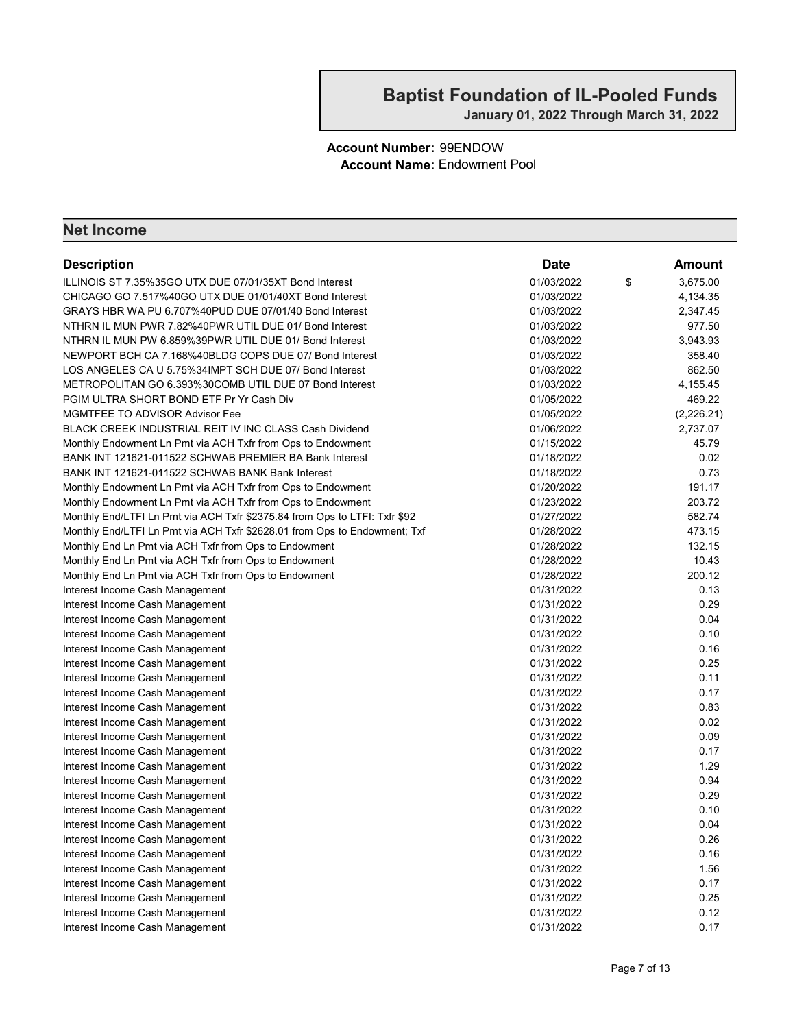# Baptist Foundation of IL-Pooled Funds

**January 01, 2022 Through March 31, 2022**

**Account Number:** 99ENDOW
**Account Name:** Endowment Pool

## Net Income

| Description | Date | Amount |
|---|---|---|
| ILLINOIS ST 7.35%35GO UTX DUE 07/01/35XT Bond Interest | 01/03/2022 | $ 3,675.00 |
| CHICAGO GO 7.517%40GO UTX DUE 01/01/40XT Bond Interest | 01/03/2022 | 4,134.35 |
| GRAYS HBR WA PU 6.707%40PUD DUE 07/01/40 Bond Interest | 01/03/2022 | 2,347.45 |
| NTHRN IL MUN PWR 7.82%40PWR UTIL DUE 01/ Bond Interest | 01/03/2022 | 977.50 |
| NTHRN IL MUN PW 6.859%39PWR UTIL DUE 01/ Bond Interest | 01/03/2022 | 3,943.93 |
| NEWPORT BCH CA 7.168%40BLDG COPS DUE 07/ Bond Interest | 01/03/2022 | 358.40 |
| LOS ANGELES CA U 5.75%34IMPT SCH DUE 07/ Bond Interest | 01/03/2022 | 862.50 |
| METROPOLITAN GO 6.393%30COMB UTIL DUE 07 Bond Interest | 01/03/2022 | 4,155.45 |
| PGIM ULTRA SHORT BOND ETF Pr Yr Cash Div | 01/05/2022 | 469.22 |
| MGMTFEE TO ADVISOR Advisor Fee | 01/05/2022 | (2,226.21) |
| BLACK CREEK INDUSTRIAL REIT IV INC CLASS Cash Dividend | 01/06/2022 | 2,737.07 |
| Monthly Endowment Ln Pmt via ACH Txfr from Ops to Endowment | 01/15/2022 | 45.79 |
| BANK INT 121621-011522 SCHWAB PREMIER BA Bank Interest | 01/18/2022 | 0.02 |
| BANK INT 121621-011522 SCHWAB BANK Bank Interest | 01/18/2022 | 0.73 |
| Monthly Endowment Ln Pmt via ACH Txfr from Ops to Endowment | 01/20/2022 | 191.17 |
| Monthly Endowment Ln Pmt via ACH Txfr from Ops to Endowment | 01/23/2022 | 203.72 |
| Monthly End/LTFI Ln Pmt via ACH Txfr $2375.84 from Ops to LTFI: Txfr $92 | 01/27/2022 | 582.74 |
| Monthly End/LTFI Ln Pmt via ACH Txfr $2628.01 from Ops to Endowment; Txf | 01/28/2022 | 473.15 |
| Monthly End Ln Pmt via ACH Txfr from Ops to Endowment | 01/28/2022 | 132.15 |
| Monthly End Ln Pmt via ACH Txfr from Ops to Endowment | 01/28/2022 | 10.43 |
| Monthly End Ln Pmt via ACH Txfr from Ops to Endowment | 01/28/2022 | 200.12 |
| Interest Income Cash Management | 01/31/2022 | 0.13 |
| Interest Income Cash Management | 01/31/2022 | 0.29 |
| Interest Income Cash Management | 01/31/2022 | 0.04 |
| Interest Income Cash Management | 01/31/2022 | 0.10 |
| Interest Income Cash Management | 01/31/2022 | 0.16 |
| Interest Income Cash Management | 01/31/2022 | 0.25 |
| Interest Income Cash Management | 01/31/2022 | 0.11 |
| Interest Income Cash Management | 01/31/2022 | 0.17 |
| Interest Income Cash Management | 01/31/2022 | 0.83 |
| Interest Income Cash Management | 01/31/2022 | 0.02 |
| Interest Income Cash Management | 01/31/2022 | 0.09 |
| Interest Income Cash Management | 01/31/2022 | 0.17 |
| Interest Income Cash Management | 01/31/2022 | 1.29 |
| Interest Income Cash Management | 01/31/2022 | 0.94 |
| Interest Income Cash Management | 01/31/2022 | 0.29 |
| Interest Income Cash Management | 01/31/2022 | 0.10 |
| Interest Income Cash Management | 01/31/2022 | 0.04 |
| Interest Income Cash Management | 01/31/2022 | 0.26 |
| Interest Income Cash Management | 01/31/2022 | 0.16 |
| Interest Income Cash Management | 01/31/2022 | 1.56 |
| Interest Income Cash Management | 01/31/2022 | 0.17 |
| Interest Income Cash Management | 01/31/2022 | 0.25 |
| Interest Income Cash Management | 01/31/2022 | 0.12 |
| Interest Income Cash Management | 01/31/2022 | 0.17 |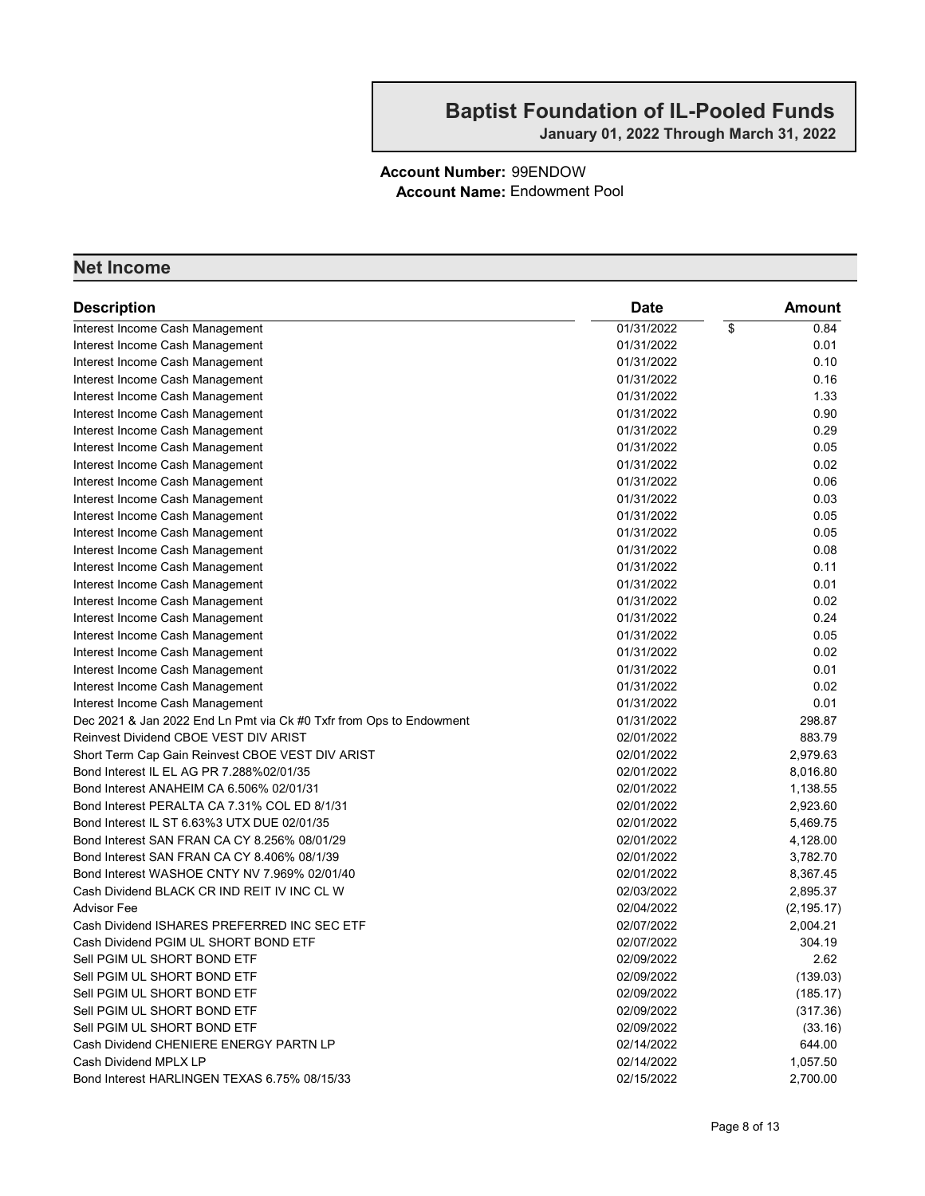# Baptist Foundation of IL-Pooled Funds

**January 01, 2022 Through March 31, 2022**

**Account Number:** 99ENDOW
**Account Name:** Endowment Pool

## Net Income

| Description | Date | Amount |
|---|---|---|
| Interest Income Cash Management | 01/31/2022 | $ 0.84 |
| Interest Income Cash Management | 01/31/2022 | 0.01 |
| Interest Income Cash Management | 01/31/2022 | 0.10 |
| Interest Income Cash Management | 01/31/2022 | 0.16 |
| Interest Income Cash Management | 01/31/2022 | 1.33 |
| Interest Income Cash Management | 01/31/2022 | 0.90 |
| Interest Income Cash Management | 01/31/2022 | 0.29 |
| Interest Income Cash Management | 01/31/2022 | 0.05 |
| Interest Income Cash Management | 01/31/2022 | 0.02 |
| Interest Income Cash Management | 01/31/2022 | 0.06 |
| Interest Income Cash Management | 01/31/2022 | 0.03 |
| Interest Income Cash Management | 01/31/2022 | 0.05 |
| Interest Income Cash Management | 01/31/2022 | 0.05 |
| Interest Income Cash Management | 01/31/2022 | 0.08 |
| Interest Income Cash Management | 01/31/2022 | 0.11 |
| Interest Income Cash Management | 01/31/2022 | 0.01 |
| Interest Income Cash Management | 01/31/2022 | 0.02 |
| Interest Income Cash Management | 01/31/2022 | 0.24 |
| Interest Income Cash Management | 01/31/2022 | 0.05 |
| Interest Income Cash Management | 01/31/2022 | 0.02 |
| Interest Income Cash Management | 01/31/2022 | 0.01 |
| Interest Income Cash Management | 01/31/2022 | 0.02 |
| Interest Income Cash Management | 01/31/2022 | 0.01 |
| Dec 2021 & Jan 2022 End Ln Pmt via Ck #0 Txfr from Ops to Endowment | 01/31/2022 | 298.87 |
| Reinvest Dividend CBOE VEST DIV ARIST | 02/01/2022 | 883.79 |
| Short Term Cap Gain Reinvest CBOE VEST DIV ARIST | 02/01/2022 | 2,979.63 |
| Bond Interest IL EL AG PR 7.288%02/01/35 | 02/01/2022 | 8,016.80 |
| Bond Interest ANAHEIM CA 6.506% 02/01/31 | 02/01/2022 | 1,138.55 |
| Bond Interest PERALTA CA 7.31% COL ED 8/1/31 | 02/01/2022 | 2,923.60 |
| Bond Interest IL ST 6.63%3 UTX DUE 02/01/35 | 02/01/2022 | 5,469.75 |
| Bond Interest SAN FRAN CA CY 8.256% 08/01/29 | 02/01/2022 | 4,128.00 |
| Bond Interest SAN FRAN CA CY 8.406% 08/1/39 | 02/01/2022 | 3,782.70 |
| Bond Interest WASHOE CNTY NV 7.969% 02/01/40 | 02/01/2022 | 8,367.45 |
| Cash Dividend BLACK CR IND REIT IV INC CL W | 02/03/2022 | 2,895.37 |
| Advisor Fee | 02/04/2022 | (2,195.17) |
| Cash Dividend ISHARES PREFERRED INC SEC ETF | 02/07/2022 | 2,004.21 |
| Cash Dividend PGIM UL SHORT BOND ETF | 02/07/2022 | 304.19 |
| Sell PGIM UL SHORT BOND ETF | 02/09/2022 | 2.62 |
| Sell PGIM UL SHORT BOND ETF | 02/09/2022 | (139.03) |
| Sell PGIM UL SHORT BOND ETF | 02/09/2022 | (185.17) |
| Sell PGIM UL SHORT BOND ETF | 02/09/2022 | (317.36) |
| Sell PGIM UL SHORT BOND ETF | 02/09/2022 | (33.16) |
| Cash Dividend CHENIERE ENERGY PARTN LP | 02/14/2022 | 644.00 |
| Cash Dividend MPLX LP | 02/14/2022 | 1,057.50 |
| Bond Interest HARLINGEN TEXAS 6.75% 08/15/33 | 02/15/2022 | 2,700.00 |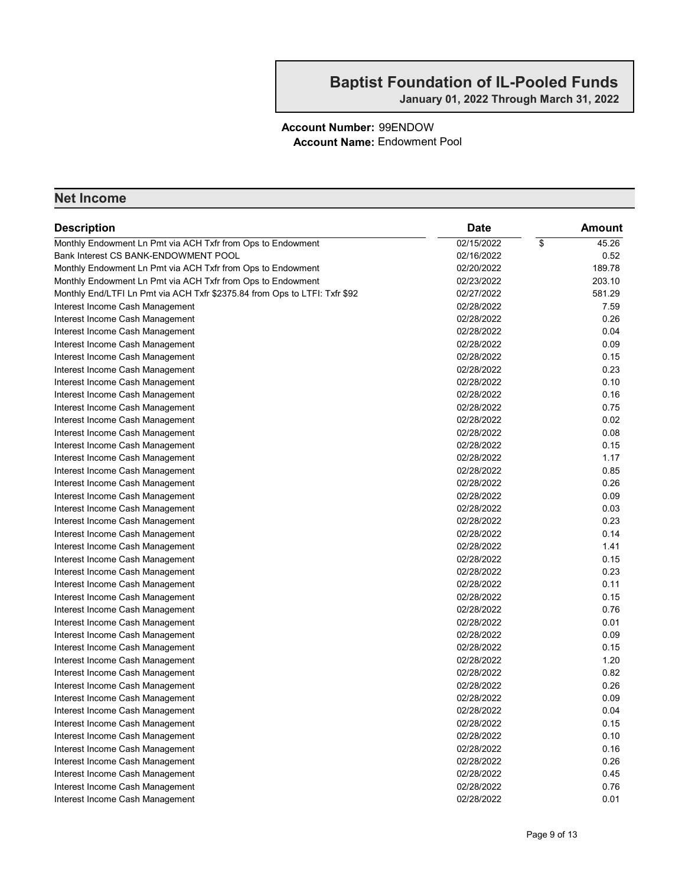# Baptist Foundation of IL-Pooled Funds

**January 01, 2022 Through March 31, 2022**

**Account Number:** 99ENDOW
**Account Name:** Endowment Pool

## Net Income

| Description | Date | Amount |
| --- | --- | --- |
| Monthly Endowment Ln Pmt via ACH Txfr from Ops to Endowment | 02/15/2022 | $ 45.26 |
| Bank Interest CS BANK-ENDOWMENT POOL | 02/16/2022 | 0.52 |
| Monthly Endowment Ln Pmt via ACH Txfr from Ops to Endowment | 02/20/2022 | 189.78 |
| Monthly Endowment Ln Pmt via ACH Txfr from Ops to Endowment | 02/23/2022 | 203.10 |
| Monthly End/LTFI Ln Pmt via ACH Txfr $2375.84 from Ops to LTFI: Txfr $92 | 02/27/2022 | 581.29 |
| Interest Income Cash Management | 02/28/2022 | 7.59 |
| Interest Income Cash Management | 02/28/2022 | 0.26 |
| Interest Income Cash Management | 02/28/2022 | 0.04 |
| Interest Income Cash Management | 02/28/2022 | 0.09 |
| Interest Income Cash Management | 02/28/2022 | 0.15 |
| Interest Income Cash Management | 02/28/2022 | 0.23 |
| Interest Income Cash Management | 02/28/2022 | 0.10 |
| Interest Income Cash Management | 02/28/2022 | 0.16 |
| Interest Income Cash Management | 02/28/2022 | 0.75 |
| Interest Income Cash Management | 02/28/2022 | 0.02 |
| Interest Income Cash Management | 02/28/2022 | 0.08 |
| Interest Income Cash Management | 02/28/2022 | 0.15 |
| Interest Income Cash Management | 02/28/2022 | 1.17 |
| Interest Income Cash Management | 02/28/2022 | 0.85 |
| Interest Income Cash Management | 02/28/2022 | 0.26 |
| Interest Income Cash Management | 02/28/2022 | 0.09 |
| Interest Income Cash Management | 02/28/2022 | 0.03 |
| Interest Income Cash Management | 02/28/2022 | 0.23 |
| Interest Income Cash Management | 02/28/2022 | 0.14 |
| Interest Income Cash Management | 02/28/2022 | 1.41 |
| Interest Income Cash Management | 02/28/2022 | 0.15 |
| Interest Income Cash Management | 02/28/2022 | 0.23 |
| Interest Income Cash Management | 02/28/2022 | 0.11 |
| Interest Income Cash Management | 02/28/2022 | 0.15 |
| Interest Income Cash Management | 02/28/2022 | 0.76 |
| Interest Income Cash Management | 02/28/2022 | 0.01 |
| Interest Income Cash Management | 02/28/2022 | 0.09 |
| Interest Income Cash Management | 02/28/2022 | 0.15 |
| Interest Income Cash Management | 02/28/2022 | 1.20 |
| Interest Income Cash Management | 02/28/2022 | 0.82 |
| Interest Income Cash Management | 02/28/2022 | 0.26 |
| Interest Income Cash Management | 02/28/2022 | 0.09 |
| Interest Income Cash Management | 02/28/2022 | 0.04 |
| Interest Income Cash Management | 02/28/2022 | 0.15 |
| Interest Income Cash Management | 02/28/2022 | 0.10 |
| Interest Income Cash Management | 02/28/2022 | 0.16 |
| Interest Income Cash Management | 02/28/2022 | 0.26 |
| Interest Income Cash Management | 02/28/2022 | 0.45 |
| Interest Income Cash Management | 02/28/2022 | 0.76 |
| Interest Income Cash Management | 02/28/2022 | 0.01 |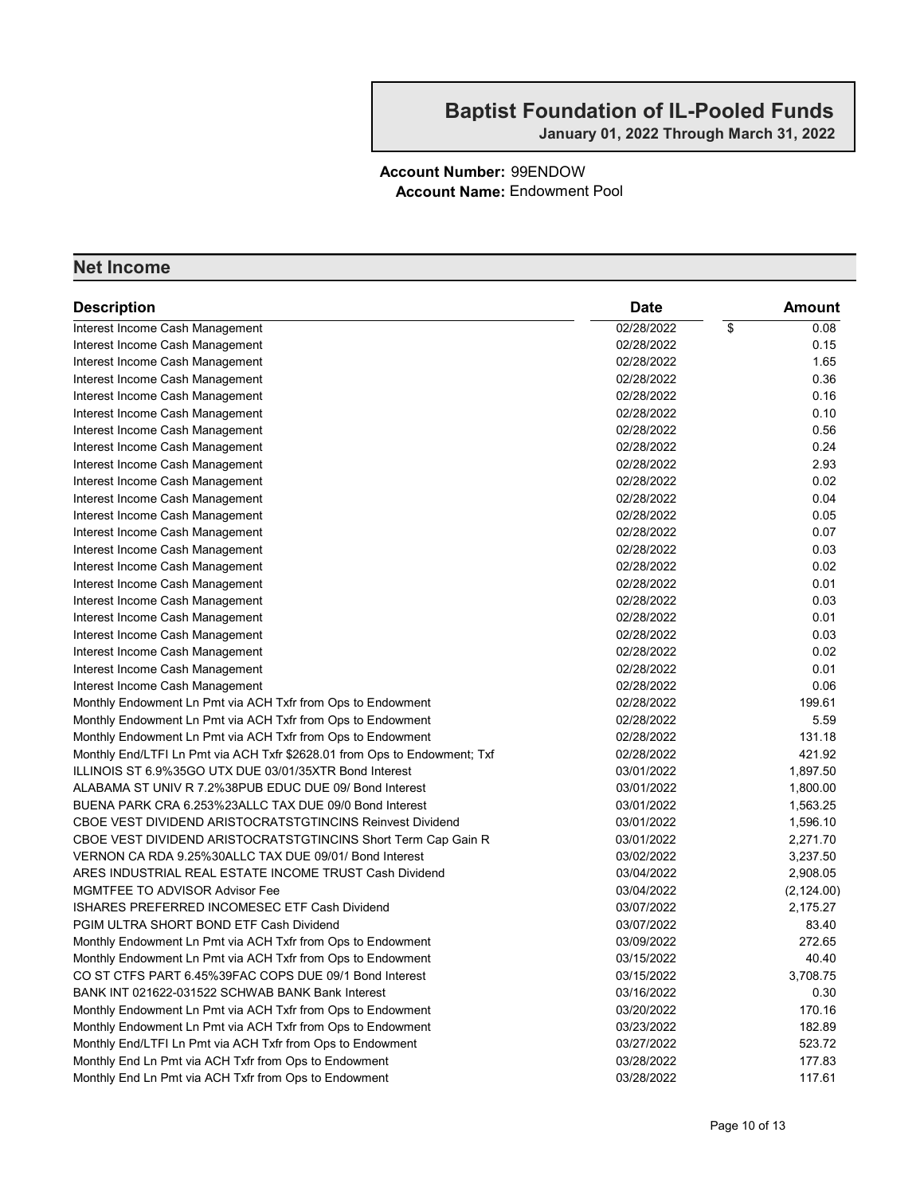**Baptist Foundation of IL-Pooled Funds**
**January 01, 2022 Through March 31, 2022**

**Account Number:** 99ENDOW
**Account Name:** Endowment Pool

## Net Income

| Description | Date | Amount |
|---|---|---|
| Interest Income Cash Management | 02/28/2022 | $ 0.08 |
| Interest Income Cash Management | 02/28/2022 | 0.15 |
| Interest Income Cash Management | 02/28/2022 | 1.65 |
| Interest Income Cash Management | 02/28/2022 | 0.36 |
| Interest Income Cash Management | 02/28/2022 | 0.16 |
| Interest Income Cash Management | 02/28/2022 | 0.10 |
| Interest Income Cash Management | 02/28/2022 | 0.56 |
| Interest Income Cash Management | 02/28/2022 | 0.24 |
| Interest Income Cash Management | 02/28/2022 | 2.93 |
| Interest Income Cash Management | 02/28/2022 | 0.02 |
| Interest Income Cash Management | 02/28/2022 | 0.04 |
| Interest Income Cash Management | 02/28/2022 | 0.05 |
| Interest Income Cash Management | 02/28/2022 | 0.07 |
| Interest Income Cash Management | 02/28/2022 | 0.03 |
| Interest Income Cash Management | 02/28/2022 | 0.02 |
| Interest Income Cash Management | 02/28/2022 | 0.01 |
| Interest Income Cash Management | 02/28/2022 | 0.03 |
| Interest Income Cash Management | 02/28/2022 | 0.01 |
| Interest Income Cash Management | 02/28/2022 | 0.03 |
| Interest Income Cash Management | 02/28/2022 | 0.02 |
| Interest Income Cash Management | 02/28/2022 | 0.01 |
| Interest Income Cash Management | 02/28/2022 | 0.06 |
| Monthly Endowment Ln Pmt via ACH Txfr from Ops to Endowment | 02/28/2022 | 199.61 |
| Monthly Endowment Ln Pmt via ACH Txfr from Ops to Endowment | 02/28/2022 | 5.59 |
| Monthly Endowment Ln Pmt via ACH Txfr from Ops to Endowment | 02/28/2022 | 131.18 |
| Monthly End/LTFI Ln Pmt via ACH Txfr $2628.01 from Ops to Endowment; Txf | 02/28/2022 | 421.92 |
| ILLINOIS ST 6.9%35GO UTX DUE 03/01/35XTR Bond Interest | 03/01/2022 | 1,897.50 |
| ALABAMA ST UNIV R 7.2%38PUB EDUC DUE 09/ Bond Interest | 03/01/2022 | 1,800.00 |
| BUENA PARK CRA 6.253%23ALLC TAX DUE 09/0 Bond Interest | 03/01/2022 | 1,563.25 |
| CBOE VEST DIVIDEND ARISTOCRATSTGTINCINS Reinvest Dividend | 03/01/2022 | 1,596.10 |
| CBOE VEST DIVIDEND ARISTOCRATSTGTINCINS Short Term Cap Gain R | 03/01/2022 | 2,271.70 |
| VERNON CA RDA 9.25%30ALLC TAX DUE 09/01/ Bond Interest | 03/02/2022 | 3,237.50 |
| ARES INDUSTRIAL REAL ESTATE INCOME TRUST Cash Dividend | 03/04/2022 | 2,908.05 |
| MGMTFEE TO ADVISOR Advisor Fee | 03/04/2022 | (2,124.00) |
| ISHARES PREFERRED INCOMESEC ETF Cash Dividend | 03/07/2022 | 2,175.27 |
| PGIM ULTRA SHORT BOND ETF Cash Dividend | 03/07/2022 | 83.40 |
| Monthly Endowment Ln Pmt via ACH Txfr from Ops to Endowment | 03/09/2022 | 272.65 |
| Monthly Endowment Ln Pmt via ACH Txfr from Ops to Endowment | 03/15/2022 | 40.40 |
| CO ST CTFS PART 6.45%39FAC COPS DUE 09/1 Bond Interest | 03/15/2022 | 3,708.75 |
| BANK INT 021622-031522 SCHWAB BANK Bank Interest | 03/16/2022 | 0.30 |
| Monthly Endowment Ln Pmt via ACH Txfr from Ops to Endowment | 03/20/2022 | 170.16 |
| Monthly Endowment Ln Pmt via ACH Txfr from Ops to Endowment | 03/23/2022 | 182.89 |
| Monthly End/LTFI Ln Pmt via ACH Txfr from Ops to Endowment | 03/27/2022 | 523.72 |
| Monthly End Ln Pmt via ACH Txfr from Ops to Endowment | 03/28/2022 | 177.83 |
| Monthly End Ln Pmt via ACH Txfr from Ops to Endowment | 03/28/2022 | 117.61 |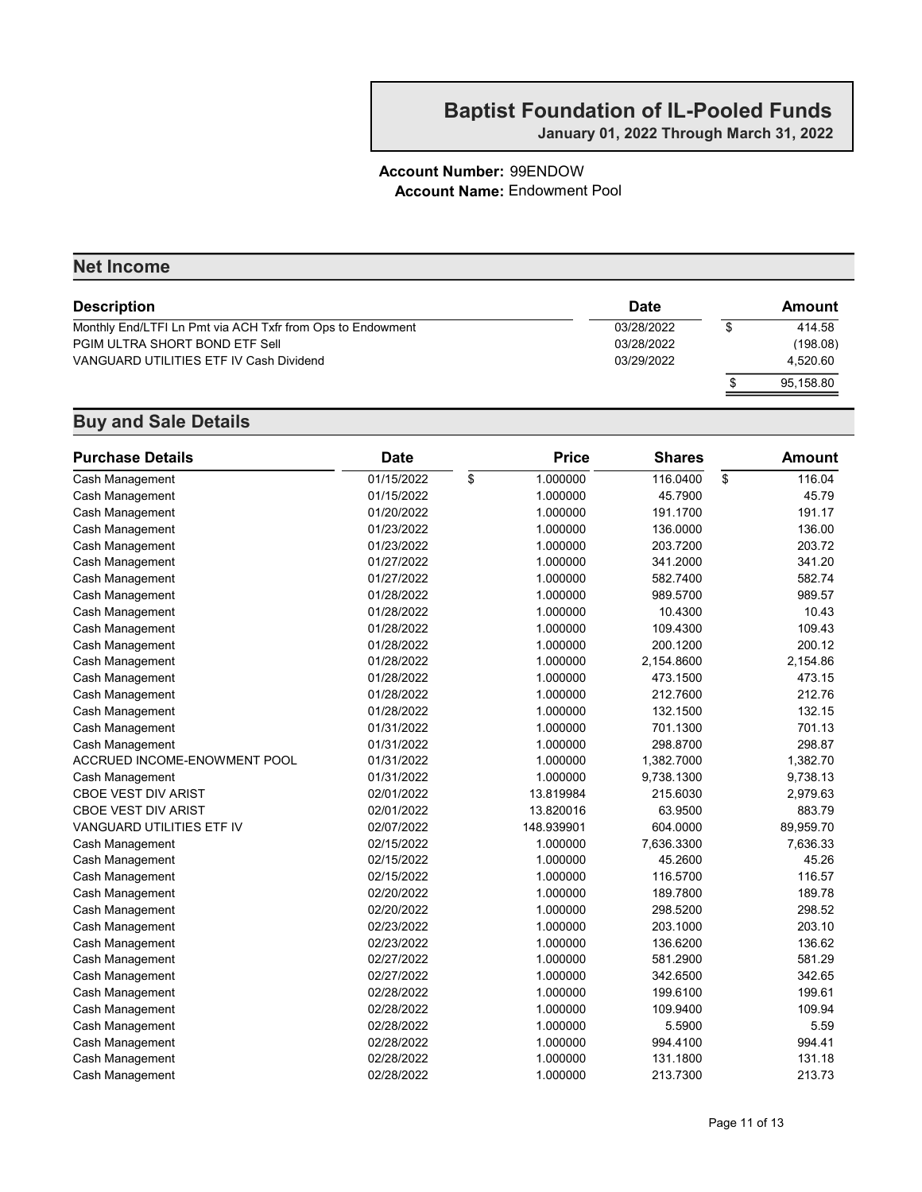**Baptist Foundation of IL-Pooled Funds**
**January 01, 2022 Through March 31, 2022**

**Account Number:** 99ENDOW
**Account Name:** Endowment Pool

## Net Income

| Description | Date | Amount |
|---|---|---|
| Monthly End/LTFI Ln Pmt via ACH Txfr from Ops to Endowment | 03/28/2022 | $ 414.58 |
| PGIM ULTRA SHORT BOND ETF Sell | 03/28/2022 | (198.08) |
| VANGUARD UTILITIES ETF IV Cash Dividend | 03/29/2022 | 4,520.60 |
| | | $ 95,158.80 |

## Buy and Sale Details

| Purchase Details | Date | Price | Shares | Amount |
|---|---|---|---|---|
| Cash Management | 01/15/2022 | $ 1.000000 | 116.0400 | $ 116.04 |
| Cash Management | 01/15/2022 | 1.000000 | 45.7900 | 45.79 |
| Cash Management | 01/20/2022 | 1.000000 | 191.1700 | 191.17 |
| Cash Management | 01/23/2022 | 1.000000 | 136.0000 | 136.00 |
| Cash Management | 01/23/2022 | 1.000000 | 203.7200 | 203.72 |
| Cash Management | 01/27/2022 | 1.000000 | 341.2000 | 341.20 |
| Cash Management | 01/27/2022 | 1.000000 | 582.7400 | 582.74 |
| Cash Management | 01/28/2022 | 1.000000 | 989.5700 | 989.57 |
| Cash Management | 01/28/2022 | 1.000000 | 10.4300 | 10.43 |
| Cash Management | 01/28/2022 | 1.000000 | 109.4300 | 109.43 |
| Cash Management | 01/28/2022 | 1.000000 | 200.1200 | 200.12 |
| Cash Management | 01/28/2022 | 1.000000 | 2,154.8600 | 2,154.86 |
| Cash Management | 01/28/2022 | 1.000000 | 473.1500 | 473.15 |
| Cash Management | 01/28/2022 | 1.000000 | 212.7600 | 212.76 |
| Cash Management | 01/28/2022 | 1.000000 | 132.1500 | 132.15 |
| Cash Management | 01/31/2022 | 1.000000 | 701.1300 | 701.13 |
| Cash Management | 01/31/2022 | 1.000000 | 298.8700 | 298.87 |
| ACCRUED INCOME-ENOWMENT POOL | 01/31/2022 | 1.000000 | 1,382.7000 | 1,382.70 |
| Cash Management | 01/31/2022 | 1.000000 | 9,738.1300 | 9,738.13 |
| CBOE VEST DIV ARIST | 02/01/2022 | 13.819984 | 215.6030 | 2,979.63 |
| CBOE VEST DIV ARIST | 02/01/2022 | 13.820016 | 63.9500 | 883.79 |
| VANGUARD UTILITIES ETF IV | 02/07/2022 | 148.939901 | 604.0000 | 89,959.70 |
| Cash Management | 02/15/2022 | 1.000000 | 7,636.3300 | 7,636.33 |
| Cash Management | 02/15/2022 | 1.000000 | 45.2600 | 45.26 |
| Cash Management | 02/15/2022 | 1.000000 | 116.5700 | 116.57 |
| Cash Management | 02/20/2022 | 1.000000 | 189.7800 | 189.78 |
| Cash Management | 02/20/2022 | 1.000000 | 298.5200 | 298.52 |
| Cash Management | 02/23/2022 | 1.000000 | 203.1000 | 203.10 |
| Cash Management | 02/23/2022 | 1.000000 | 136.6200 | 136.62 |
| Cash Management | 02/27/2022 | 1.000000 | 581.2900 | 581.29 |
| Cash Management | 02/27/2022 | 1.000000 | 342.6500 | 342.65 |
| Cash Management | 02/28/2022 | 1.000000 | 199.6100 | 199.61 |
| Cash Management | 02/28/2022 | 1.000000 | 109.9400 | 109.94 |
| Cash Management | 02/28/2022 | 1.000000 | 5.5900 | 5.59 |
| Cash Management | 02/28/2022 | 1.000000 | 994.4100 | 994.41 |
| Cash Management | 02/28/2022 | 1.000000 | 131.1800 | 131.18 |
| Cash Management | 02/28/2022 | 1.000000 | 213.7300 | 213.73 |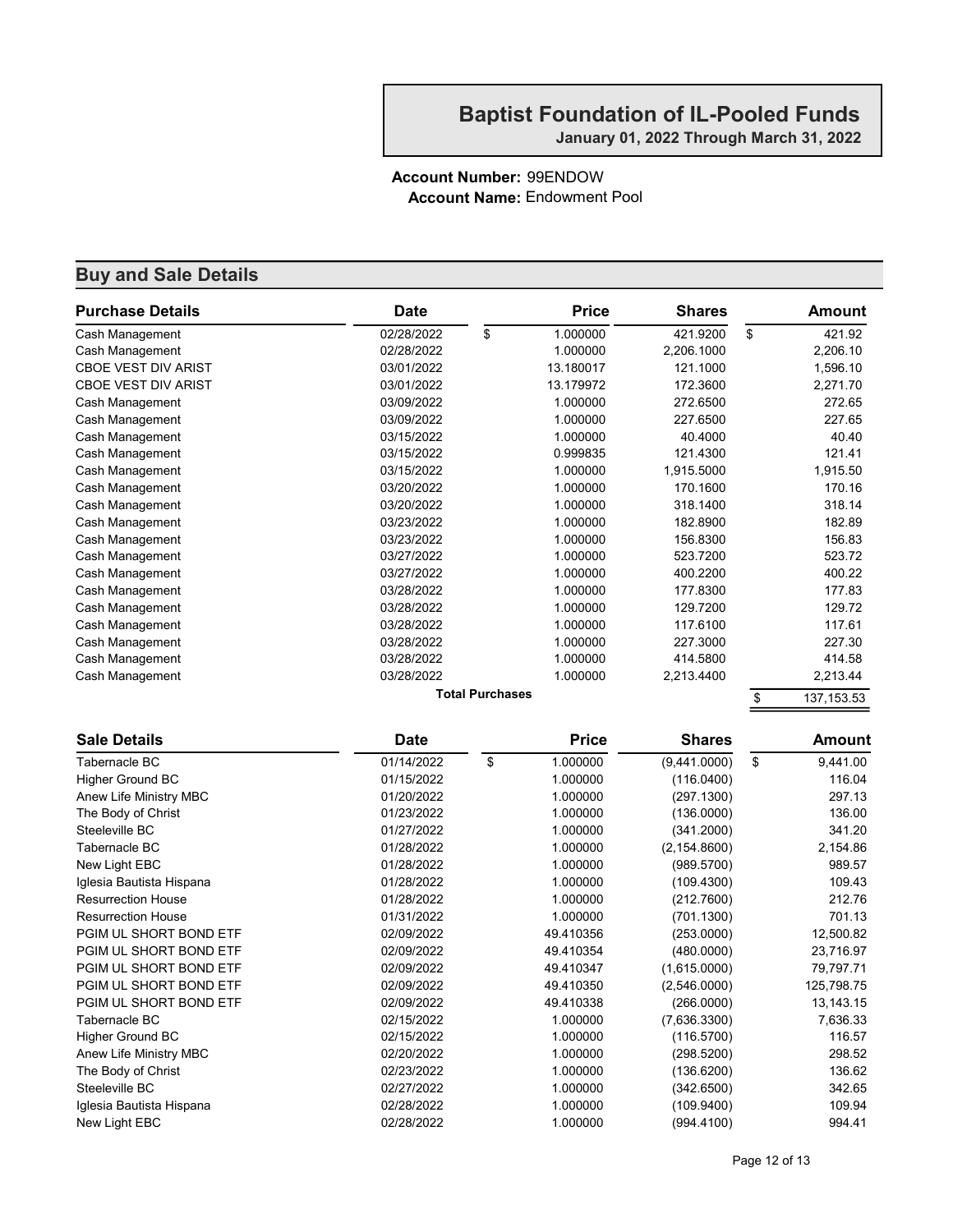# Baptist Foundation of IL-Pooled Funds

**January 01, 2022 Through March 31, 2022**

**Account Number:** 99ENDOW
**Account Name:** Endowment Pool

## Buy and Sale Details

| Purchase Details | Date | Price | Shares | Amount |
|---|---|---|---|---|
| Cash Management | 02/28/2022 | $ 1.000000 | 421.9200 | $ 421.92 |
| Cash Management | 02/28/2022 | 1.000000 | 2,206.1000 | 2,206.10 |
| CBOE VEST DIV ARIST | 03/01/2022 | 13.180017 | 121.1000 | 1,596.10 |
| CBOE VEST DIV ARIST | 03/01/2022 | 13.179972 | 172.3600 | 2,271.70 |
| Cash Management | 03/09/2022 | 1.000000 | 272.6500 | 272.65 |
| Cash Management | 03/09/2022 | 1.000000 | 227.6500 | 227.65 |
| Cash Management | 03/15/2022 | 1.000000 | 40.4000 | 40.40 |
| Cash Management | 03/15/2022 | 0.999835 | 121.4300 | 121.41 |
| Cash Management | 03/15/2022 | 1.000000 | 1,915.5000 | 1,915.50 |
| Cash Management | 03/20/2022 | 1.000000 | 170.1600 | 170.16 |
| Cash Management | 03/20/2022 | 1.000000 | 318.1400 | 318.14 |
| Cash Management | 03/23/2022 | 1.000000 | 182.8900 | 182.89 |
| Cash Management | 03/23/2022 | 1.000000 | 156.8300 | 156.83 |
| Cash Management | 03/27/2022 | 1.000000 | 523.7200 | 523.72 |
| Cash Management | 03/27/2022 | 1.000000 | 400.2200 | 400.22 |
| Cash Management | 03/28/2022 | 1.000000 | 177.8300 | 177.83 |
| Cash Management | 03/28/2022 | 1.000000 | 129.7200 | 129.72 |
| Cash Management | 03/28/2022 | 1.000000 | 117.6100 | 117.61 |
| Cash Management | 03/28/2022 | 1.000000 | 227.3000 | 227.30 |
| Cash Management | 03/28/2022 | 1.000000 | 414.5800 | 414.58 |
| Cash Management | 03/28/2022 | 1.000000 | 2,213.4400 | 2,213.44 |
| | **Total Purchases** | | | $ 137,153.53 |

| Sale Details | Date | Price | Shares | Amount |
|---|---|---|---|---|
| Tabernacle BC | 01/14/2022 | $ 1.000000 | (9,441.0000) | $ 9,441.00 |
| Higher Ground BC | 01/15/2022 | 1.000000 | (116.0400) | 116.04 |
| Anew Life Ministry MBC | 01/20/2022 | 1.000000 | (297.1300) | 297.13 |
| The Body of Christ | 01/23/2022 | 1.000000 | (136.0000) | 136.00 |
| Steeleville BC | 01/27/2022 | 1.000000 | (341.2000) | 341.20 |
| Tabernacle BC | 01/28/2022 | 1.000000 | (2,154.8600) | 2,154.86 |
| New Light EBC | 01/28/2022 | 1.000000 | (989.5700) | 989.57 |
| Iglesia Bautista Hispana | 01/28/2022 | 1.000000 | (109.4300) | 109.43 |
| Resurrection House | 01/28/2022 | 1.000000 | (212.7600) | 212.76 |
| Resurrection House | 01/31/2022 | 1.000000 | (701.1300) | 701.13 |
| PGIM UL SHORT BOND ETF | 02/09/2022 | 49.410356 | (253.0000) | 12,500.82 |
| PGIM UL SHORT BOND ETF | 02/09/2022 | 49.410354 | (480.0000) | 23,716.97 |
| PGIM UL SHORT BOND ETF | 02/09/2022 | 49.410347 | (1,615.0000) | 79,797.71 |
| PGIM UL SHORT BOND ETF | 02/09/2022 | 49.410350 | (2,546.0000) | 125,798.75 |
| PGIM UL SHORT BOND ETF | 02/09/2022 | 49.410338 | (266.0000) | 13,143.15 |
| Tabernacle BC | 02/15/2022 | 1.000000 | (7,636.3300) | 7,636.33 |
| Higher Ground BC | 02/15/2022 | 1.000000 | (116.5700) | 116.57 |
| Anew Life Ministry MBC | 02/20/2022 | 1.000000 | (298.5200) | 298.52 |
| The Body of Christ | 02/23/2022 | 1.000000 | (136.6200) | 136.62 |
| Steeleville BC | 02/27/2022 | 1.000000 | (342.6500) | 342.65 |
| Iglesia Bautista Hispana | 02/28/2022 | 1.000000 | (109.9400) | 109.94 |
| New Light EBC | 02/28/2022 | 1.000000 | (994.4100) | 994.41 |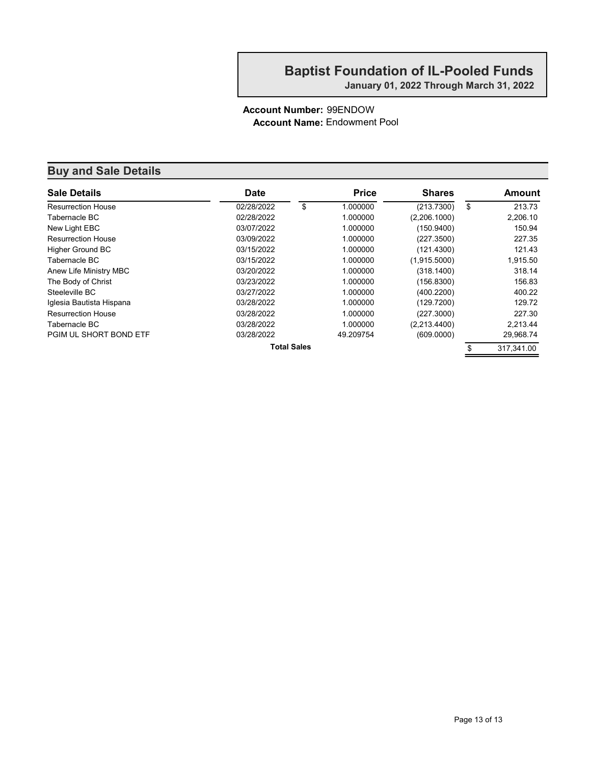# Baptist Foundation of IL-Pooled Funds

**January 01, 2022 Through March 31, 2022**

**Account Number:** 99ENDOW
**Account Name:** Endowment Pool

## Buy and Sale Details

| Sale Details | Date | Price | Shares | Amount |
|---|---|---|---|---|
| Resurrection House | 02/28/2022 | $ 1.000000 | (213.7300) | $ 213.73 |
| Tabernacle BC | 02/28/2022 | 1.000000 | (2,206.1000) | 2,206.10 |
| New Light EBC | 03/07/2022 | 1.000000 | (150.9400) | 150.94 |
| Resurrection House | 03/09/2022 | 1.000000 | (227.3500) | 227.35 |
| Higher Ground BC | 03/15/2022 | 1.000000 | (121.4300) | 121.43 |
| Tabernacle BC | 03/15/2022 | 1.000000 | (1,915.5000) | 1,915.50 |
| Anew Life Ministry MBC | 03/20/2022 | 1.000000 | (318.1400) | 318.14 |
| The Body of Christ | 03/23/2022 | 1.000000 | (156.8300) | 156.83 |
| Steeleville BC | 03/27/2022 | 1.000000 | (400.2200) | 400.22 |
| Iglesia Bautista Hispana | 03/28/2022 | 1.000000 | (129.7200) | 129.72 |
| Resurrection House | 03/28/2022 | 1.000000 | (227.3000) | 227.30 |
| Tabernacle BC | 03/28/2022 | 1.000000 | (2,213.4400) | 2,213.44 |
| PGIM UL SHORT BOND ETF | 03/28/2022 | 49.209754 | (609.0000) | 29,968.74 |
| | **Total Sales** | | | $ 317,341.00 |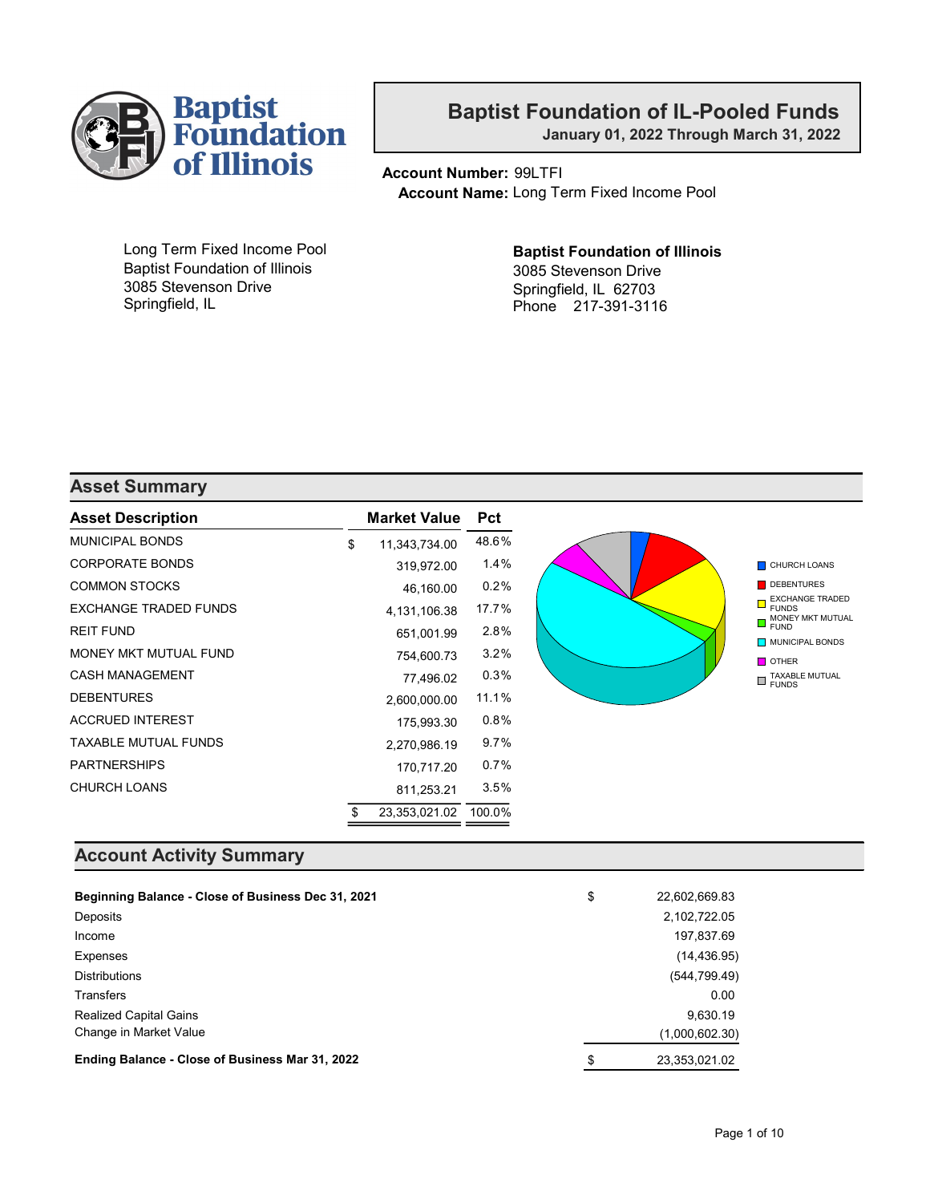# Baptist Foundation of IL-Pooled Funds

**January 01, 2022 Through March 31, 2022**

**Account Number:** 99LTFI
**Account Name:** Long Term Fixed Income Pool

Long Term Fixed Income Pool
Baptist Foundation of Illinois
3085 Stevenson Drive
Springfield, IL

**Baptist Foundation of Illinois**
3085 Stevenson Drive
Springfield, IL 62703
Phone 217-391-3116

## Asset Summary

| Asset Description | Market Value | Pct |
|---|---|---|
| MUNICIPAL BONDS | $ 11,343,734.00 | 48.6% |
| CORPORATE BONDS | 319,972.00 | 1.4% |
| COMMON STOCKS | 46,160.00 | 0.2% |
| EXCHANGE TRADED FUNDS | 4,131,106.38 | 17.7% |
| REIT FUND | 651,001.99 | 2.8% |
| MONEY MKT MUTUAL FUND | 754,600.73 | 3.2% |
| CASH MANAGEMENT | 77,496.02 | 0.3% |
| DEBENTURES | 2,600,000.00 | 11.1% |
| ACCRUED INTEREST | 175,993.30 | 0.8% |
| TAXABLE MUTUAL FUNDS | 2,270,986.19 | 9.7% |
| PARTNERSHIPS | 170,717.20 | 0.7% |
| CHURCH LOANS | 811,253.21 | 3.5% |
| | $ 23,353,021.02 | 100.0% |

Legend: CHURCH LOANS, DEBENTURES, EXCHANGE TRADED FUNDS, MONEY MKT MUTUAL FUND, MUNICIPAL BONDS, OTHER, TAXABLE MUTUAL FUNDS

## Account Activity Summary

| | |
|---|---|
| **Beginning Balance - Close of Business Dec 31, 2021** | $ 22,602,669.83 |
| Deposits | 2,102,722.05 |
| Income | 197,837.69 |
| Expenses | (14,436.95) |
| Distributions | (544,799.49) |
| Transfers | 0.00 |
| Realized Capital Gains | 9,630.19 |
| Change in Market Value | (1,000,602.30) |
| **Ending Balance - Close of Business Mar 31, 2022** | $ 23,353,021.02 |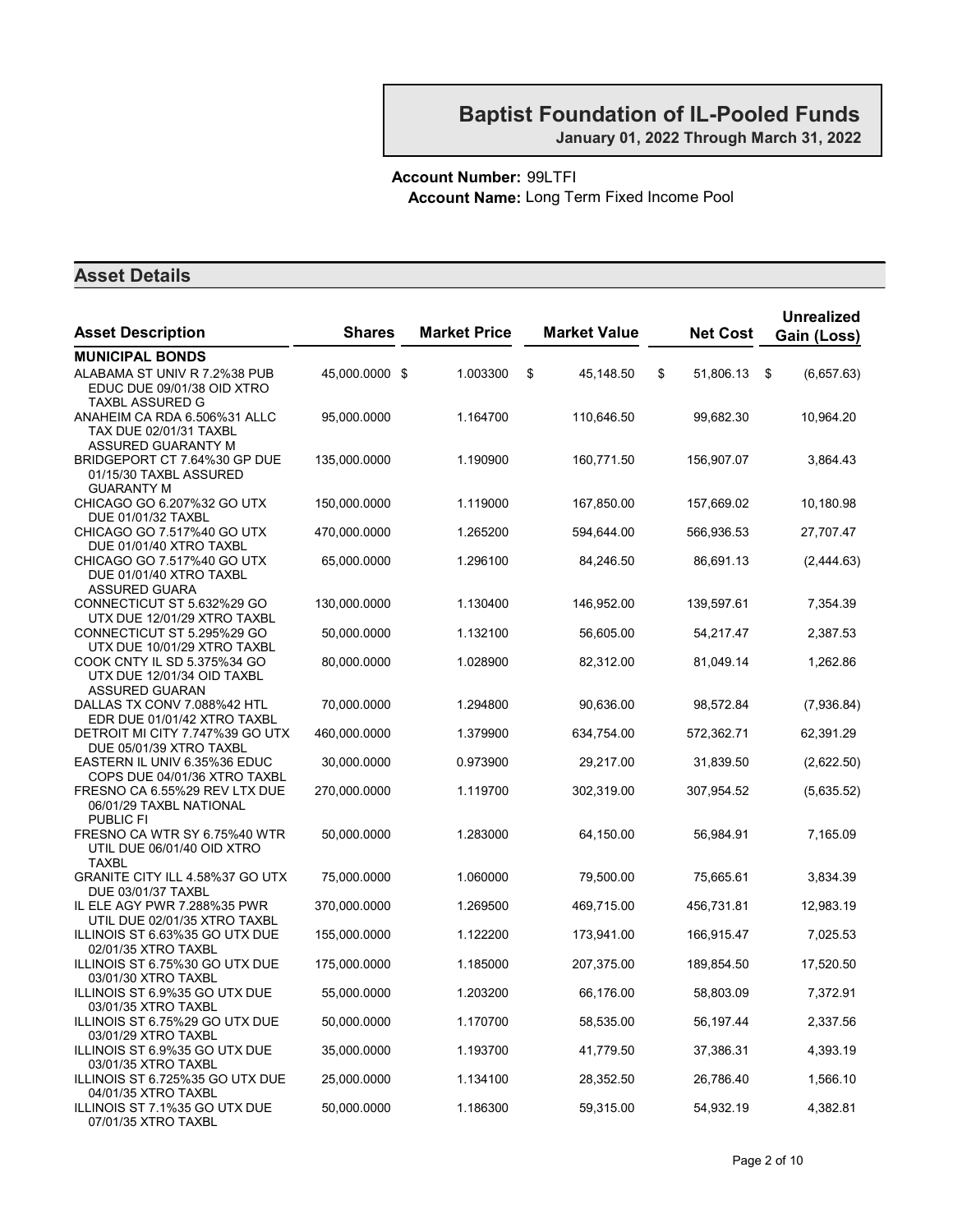# Baptist Foundation of IL-Pooled Funds

**January 01, 2022 Through March 31, 2022**

**Account Number:** 99LTFI
**Account Name:** Long Term Fixed Income Pool

## Asset Details

| Asset Description | Shares | Market Price | Market Value | Net Cost | Unrealized Gain (Loss) |
|---|---|---|---|---|---|
| **MUNICIPAL BONDS** | | | | | |
| ALABAMA ST UNIV R 7.2%38 PUB EDUC DUE 09/01/38 OID XTRO TAXBL ASSURED G | 45,000.0000 $ | 1.003300 | $ 45,148.50 | $ 51,806.13 | $ (6,657.63) |
| ANAHEIM CA RDA 6.506%31 ALLC TAX DUE 02/01/31 TAXBL ASSURED GUARANTY M | 95,000.0000 | 1.164700 | 110,646.50 | 99,682.30 | 10,964.20 |
| BRIDGEPORT CT 7.64%30 GP DUE 01/15/30 TAXBL ASSURED GUARANTY M | 135,000.0000 | 1.190900 | 160,771.50 | 156,907.07 | 3,864.43 |
| CHICAGO GO 6.207%32 GO UTX DUE 01/01/32 TAXBL | 150,000.0000 | 1.119000 | 167,850.00 | 157,669.02 | 10,180.98 |
| CHICAGO GO 7.517%40 GO UTX DUE 01/01/40 XTRO TAXBL | 470,000.0000 | 1.265200 | 594,644.00 | 566,936.53 | 27,707.47 |
| CHICAGO GO 7.517%40 GO UTX DUE 01/01/40 XTRO TAXBL ASSURED GUARA | 65,000.0000 | 1.296100 | 84,246.50 | 86,691.13 | (2,444.63) |
| CONNECTICUT ST 5.632%29 GO UTX DUE 12/01/29 XTRO TAXBL | 130,000.0000 | 1.130400 | 146,952.00 | 139,597.61 | 7,354.39 |
| CONNECTICUT ST 5.295%29 GO UTX DUE 10/01/29 XTRO TAXBL | 50,000.0000 | 1.132100 | 56,605.00 | 54,217.47 | 2,387.53 |
| COOK CNTY IL SD 5.375%34 GO UTX DUE 12/01/34 OID TAXBL ASSURED GUARAN | 80,000.0000 | 1.028900 | 82,312.00 | 81,049.14 | 1,262.86 |
| DALLAS TX CONV 7.088%42 HTL EDR DUE 01/01/42 XTRO TAXBL | 70,000.0000 | 1.294800 | 90,636.00 | 98,572.84 | (7,936.84) |
| DETROIT MI CITY 7.747%39 GO UTX DUE 05/01/39 XTRO TAXBL | 460,000.0000 | 1.379900 | 634,754.00 | 572,362.71 | 62,391.29 |
| EASTERN IL UNIV 6.35%36 EDUC COPS DUE 04/01/36 XTRO TAXBL | 30,000.0000 | 0.973900 | 29,217.00 | 31,839.50 | (2,622.50) |
| FRESNO CA 6.55%29 REV LTX DUE 06/01/29 TAXBL NATIONAL PUBLIC FI | 270,000.0000 | 1.119700 | 302,319.00 | 307,954.52 | (5,635.52) |
| FRESNO CA WTR SY 6.75%40 WTR UTIL DUE 06/01/40 OID XTRO TAXBL | 50,000.0000 | 1.283000 | 64,150.00 | 56,984.91 | 7,165.09 |
| GRANITE CITY ILL 4.58%37 GO UTX DUE 03/01/37 TAXBL | 75,000.0000 | 1.060000 | 79,500.00 | 75,665.61 | 3,834.39 |
| IL ELE AGY PWR 7.288%35 PWR UTIL DUE 02/01/35 XTRO TAXBL | 370,000.0000 | 1.269500 | 469,715.00 | 456,731.81 | 12,983.19 |
| ILLINOIS ST 6.63%35 GO UTX DUE 02/01/35 XTRO TAXBL | 155,000.0000 | 1.122200 | 173,941.00 | 166,915.47 | 7,025.53 |
| ILLINOIS ST 6.75%30 GO UTX DUE 03/01/30 XTRO TAXBL | 175,000.0000 | 1.185000 | 207,375.00 | 189,854.50 | 17,520.50 |
| ILLINOIS ST 6.9%35 GO UTX DUE 03/01/35 XTRO TAXBL | 55,000.0000 | 1.203200 | 66,176.00 | 58,803.09 | 7,372.91 |
| ILLINOIS ST 6.75%29 GO UTX DUE 03/01/29 XTRO TAXBL | 50,000.0000 | 1.170700 | 58,535.00 | 56,197.44 | 2,337.56 |
| ILLINOIS ST 6.9%35 GO UTX DUE 03/01/35 XTRO TAXBL | 35,000.0000 | 1.193700 | 41,779.50 | 37,386.31 | 4,393.19 |
| ILLINOIS ST 6.725%35 GO UTX DUE 04/01/35 XTRO TAXBL | 25,000.0000 | 1.134100 | 28,352.50 | 26,786.40 | 1,566.10 |
| ILLINOIS ST 7.1%35 GO UTX DUE 07/01/35 XTRO TAXBL | 50,000.0000 | 1.186300 | 59,315.00 | 54,932.19 | 4,382.81 |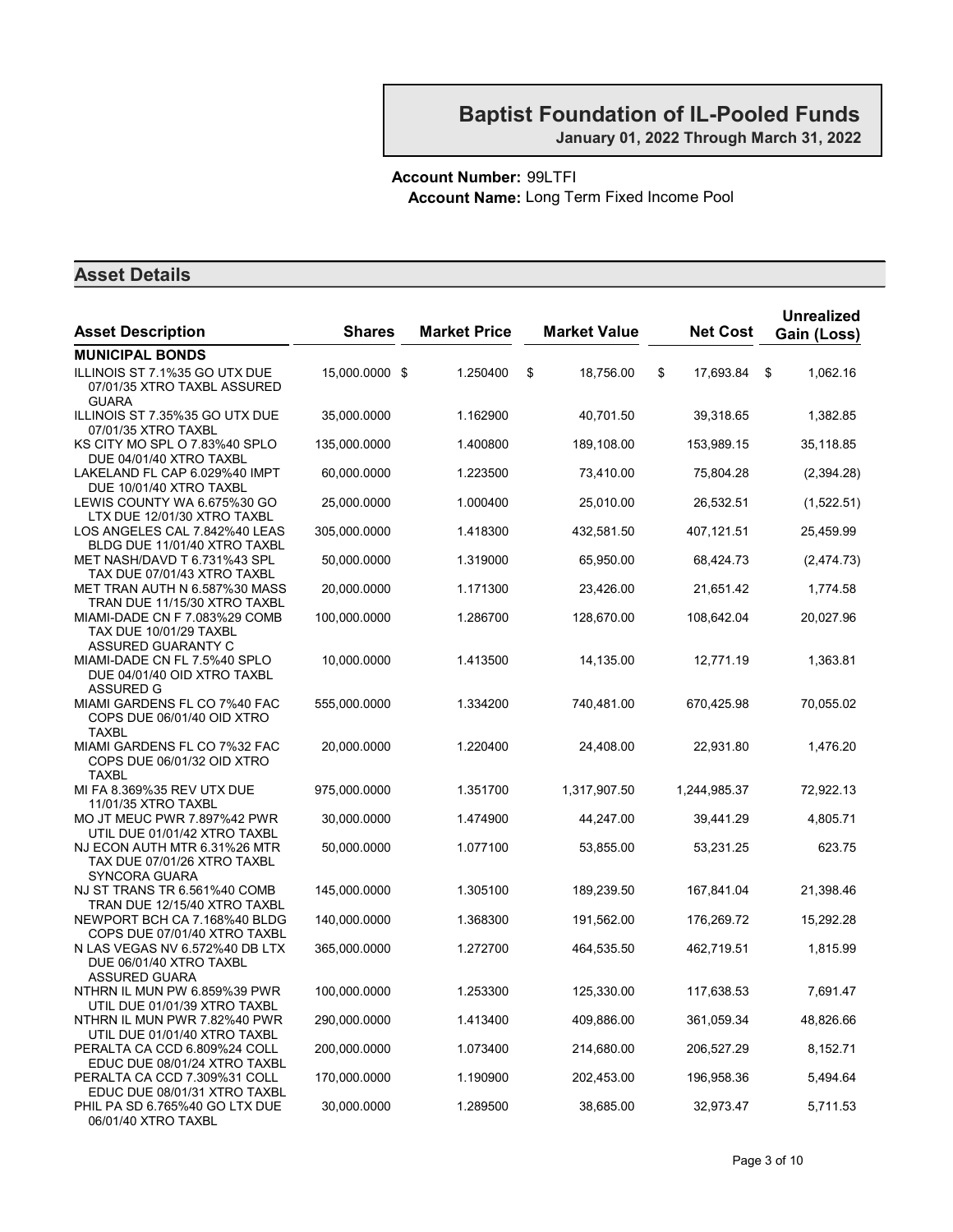# Baptist Foundation of IL-Pooled Funds

**January 01, 2022 Through March 31, 2022**

**Account Number:** 99LTFI
**Account Name:** Long Term Fixed Income Pool

## Asset Details

| Asset Description | Shares | Market Price | Market Value | Net Cost | Unrealized Gain (Loss) |
|---|---|---|---|---|---|
| **MUNICIPAL BONDS** | | | | | |
| ILLINOIS ST 7.1%35 GO UTX DUE 07/01/35 XTRO TAXBL ASSURED GUARA | 15,000.0000 | $ 1.250400 | $ 18,756.00 | $ 17,693.84 | $ 1,062.16 |
| ILLINOIS ST 7.35%35 GO UTX DUE 07/01/35 XTRO TAXBL | 35,000.0000 | 1.162900 | 40,701.50 | 39,318.65 | 1,382.85 |
| KS CITY MO SPL O 7.83%40 SPLO DUE 04/01/40 XTRO TAXBL | 135,000.0000 | 1.400800 | 189,108.00 | 153,989.15 | 35,118.85 |
| LAKELAND FL CAP 6.029%40 IMPT DUE 10/01/40 XTRO TAXBL | 60,000.0000 | 1.223500 | 73,410.00 | 75,804.28 | (2,394.28) |
| LEWIS COUNTY WA 6.675%30 GO LTX DUE 12/01/30 XTRO TAXBL | 25,000.0000 | 1.000400 | 25,010.00 | 26,532.51 | (1,522.51) |
| LOS ANGELES CAL 7.842%40 LEAS BLDG DUE 11/01/40 XTRO TAXBL | 305,000.0000 | 1.418300 | 432,581.50 | 407,121.51 | 25,459.99 |
| MET NASH/DAVD T 6.731%43 SPL TAX DUE 07/01/43 XTRO TAXBL | 50,000.0000 | 1.319000 | 65,950.00 | 68,424.73 | (2,474.73) |
| MET TRAN AUTH N 6.587%30 MASS TRAN DUE 11/15/30 XTRO TAXBL | 20,000.0000 | 1.171300 | 23,426.00 | 21,651.42 | 1,774.58 |
| MIAMI-DADE CN F 7.083%29 COMB TAX DUE 10/01/29 TAXBL ASSURED GUARANTY C | 100,000.0000 | 1.286700 | 128,670.00 | 108,642.04 | 20,027.96 |
| MIAMI-DADE CN FL 7.5%40 SPLO DUE 04/01/40 OID XTRO TAXBL ASSURED G | 10,000.0000 | 1.413500 | 14,135.00 | 12,771.19 | 1,363.81 |
| MIAMI GARDENS FL CO 7%40 FAC COPS DUE 06/01/40 OID XTRO TAXBL | 555,000.0000 | 1.334200 | 740,481.00 | 670,425.98 | 70,055.02 |
| MIAMI GARDENS FL CO 7%32 FAC COPS DUE 06/01/32 OID XTRO TAXBL | 20,000.0000 | 1.220400 | 24,408.00 | 22,931.80 | 1,476.20 |
| MI FA 8.369%35 REV UTX DUE 11/01/35 XTRO TAXBL | 975,000.0000 | 1.351700 | 1,317,907.50 | 1,244,985.37 | 72,922.13 |
| MO JT MEUC PWR 7.897%42 PWR UTIL DUE 01/01/42 XTRO TAXBL | 30,000.0000 | 1.474900 | 44,247.00 | 39,441.29 | 4,805.71 |
| NJ ECON AUTH MTR 6.31%26 MTR TAX DUE 07/01/26 XTRO TAXBL SYNCORA GUARA | 50,000.0000 | 1.077100 | 53,855.00 | 53,231.25 | 623.75 |
| NJ ST TRANS TR 6.561%40 COMB TRAN DUE 12/15/40 XTRO TAXBL | 145,000.0000 | 1.305100 | 189,239.50 | 167,841.04 | 21,398.46 |
| NEWPORT BCH CA 7.168%40 BLDG COPS DUE 07/01/40 XTRO TAXBL | 140,000.0000 | 1.368300 | 191,562.00 | 176,269.72 | 15,292.28 |
| N LAS VEGAS NV 6.572%40 DB LTX DUE 06/01/40 XTRO TAXBL ASSURED GUARA | 365,000.0000 | 1.272700 | 464,535.50 | 462,719.51 | 1,815.99 |
| NTHRN IL MUN PW 6.859%39 PWR UTIL DUE 01/01/39 XTRO TAXBL | 100,000.0000 | 1.253300 | 125,330.00 | 117,638.53 | 7,691.47 |
| NTHRN IL MUN PWR 7.82%40 PWR UTIL DUE 01/01/40 XTRO TAXBL | 290,000.0000 | 1.413400 | 409,886.00 | 361,059.34 | 48,826.66 |
| PERALTA CA CCD 6.809%24 COLL EDUC DUE 08/01/24 XTRO TAXBL | 200,000.0000 | 1.073400 | 214,680.00 | 206,527.29 | 8,152.71 |
| PERALTA CA CCD 7.309%31 COLL EDUC DUE 08/01/31 XTRO TAXBL | 170,000.0000 | 1.190900 | 202,453.00 | 196,958.36 | 5,494.64 |
| PHIL PA SD 6.765%40 GO LTX DUE 06/01/40 XTRO TAXBL | 30,000.0000 | 1.289500 | 38,685.00 | 32,973.47 | 5,711.53 |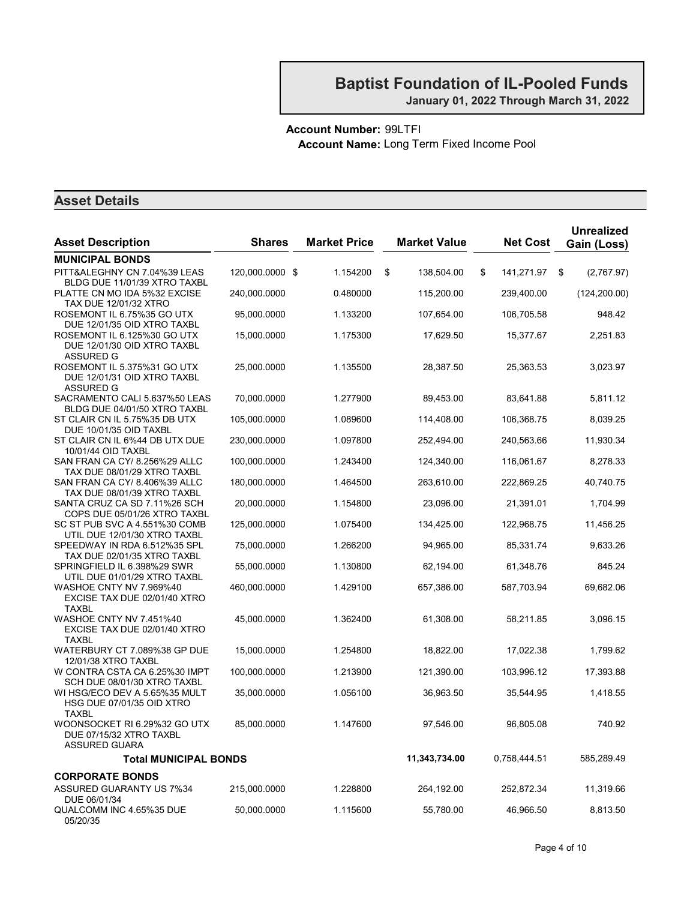# Baptist Foundation of IL-Pooled Funds

**January 01, 2022 Through March 31, 2022**

**Account Number:** 99LTFI
**Account Name:** Long Term Fixed Income Pool

## Asset Details

| Asset Description | Shares | Market Price | Market Value | Net Cost | Unrealized Gain (Loss) |
|---|---|---|---|---|---|
| **MUNICIPAL BONDS** | | | | | |
| PITT&ALEGHNY CN 7.04%39 LEAS BLDG DUE 11/01/39 XTRO TAXBL | 120,000.0000 | $ 1.154200 | $ 138,504.00 | $ 141,271.97 | $ (2,767.97) |
| PLATTE CN MO IDA 5%32 EXCISE TAX DUE 12/01/32 XTRO | 240,000.0000 | 0.480000 | 115,200.00 | 239,400.00 | (124,200.00) |
| ROSEMONT IL 6.75%35 GO UTX DUE 12/01/35 OID XTRO TAXBL | 95,000.0000 | 1.133200 | 107,654.00 | 106,705.58 | 948.42 |
| ROSEMONT IL 6.125%30 GO UTX DUE 12/01/30 OID XTRO TAXBL ASSURED G | 15,000.0000 | 1.175300 | 17,629.50 | 15,377.67 | 2,251.83 |
| ROSEMONT IL 5.375%31 GO UTX DUE 12/01/31 OID XTRO TAXBL ASSURED G | 25,000.0000 | 1.135500 | 28,387.50 | 25,363.53 | 3,023.97 |
| SACRAMENTO CALI 5.637%50 LEAS BLDG DUE 04/01/50 XTRO TAXBL | 70,000.0000 | 1.277900 | 89,453.00 | 83,641.88 | 5,811.12 |
| ST CLAIR CN IL 5.75%35 DB UTX DUE 10/01/35 OID TAXBL | 105,000.0000 | 1.089600 | 114,408.00 | 106,368.75 | 8,039.25 |
| ST CLAIR CN IL 6%44 DB UTX DUE 10/01/44 OID TAXBL | 230,000.0000 | 1.097800 | 252,494.00 | 240,563.66 | 11,930.34 |
| SAN FRAN CA CY/ 8.256%29 ALLC TAX DUE 08/01/29 XTRO TAXBL | 100,000.0000 | 1.243400 | 124,340.00 | 116,061.67 | 8,278.33 |
| SAN FRAN CA CY/ 8.406%39 ALLC TAX DUE 08/01/39 XTRO TAXBL | 180,000.0000 | 1.464500 | 263,610.00 | 222,869.25 | 40,740.75 |
| SANTA CRUZ CA SD 7.11%26 SCH COPS DUE 05/01/26 XTRO TAXBL | 20,000.0000 | 1.154800 | 23,096.00 | 21,391.01 | 1,704.99 |
| SC ST PUB SVC A 4.551%30 COMB UTIL DUE 12/01/30 XTRO TAXBL | 125,000.0000 | 1.075400 | 134,425.00 | 122,968.75 | 11,456.25 |
| SPEEDWAY IN RDA 6.512%35 SPL TAX DUE 02/01/35 XTRO TAXBL | 75,000.0000 | 1.266200 | 94,965.00 | 85,331.74 | 9,633.26 |
| SPRINGFIELD IL 6.398%29 SWR UTIL DUE 01/01/29 XTRO TAXBL | 55,000.0000 | 1.130800 | 62,194.00 | 61,348.76 | 845.24 |
| WASHOE CNTY NV 7.969%40 EXCISE TAX DUE 02/01/40 XTRO TAXBL | 460,000.0000 | 1.429100 | 657,386.00 | 587,703.94 | 69,682.06 |
| WASHOE CNTY NV 7.451%40 EXCISE TAX DUE 02/01/40 XTRO TAXBL | 45,000.0000 | 1.362400 | 61,308.00 | 58,211.85 | 3,096.15 |
| WATERBURY CT 7.089%38 GP DUE 12/01/38 XTRO TAXBL | 15,000.0000 | 1.254800 | 18,822.00 | 17,022.38 | 1,799.62 |
| W CONTRA CSTA CA 6.25%30 IMPT SCH DUE 08/01/30 XTRO TAXBL | 100,000.0000 | 1.213900 | 121,390.00 | 103,996.12 | 17,393.88 |
| WI HSG/ECO DEV A 5.65%35 MULT HSG DUE 07/01/35 OID XTRO TAXBL | 35,000.0000 | 1.056100 | 36,963.50 | 35,544.95 | 1,418.55 |
| WOONSOCKET RI 6.29%32 GO UTX DUE 07/15/32 XTRO TAXBL ASSURED GUARA | 85,000.0000 | 1.147600 | 97,546.00 | 96,805.08 | 740.92 |
| **Total MUNICIPAL BONDS** | | | **11,343,734.00** | 0,758,444.51 | 585,289.49 |
| **CORPORATE BONDS** | | | | | |
| ASSURED GUARANTY US 7%34 DUE 06/01/34 | 215,000.0000 | 1.228800 | 264,192.00 | 252,872.34 | 11,319.66 |
| QUALCOMM INC 4.65%35 DUE 05/20/35 | 50,000.0000 | 1.115600 | 55,780.00 | 46,966.50 | 8,813.50 |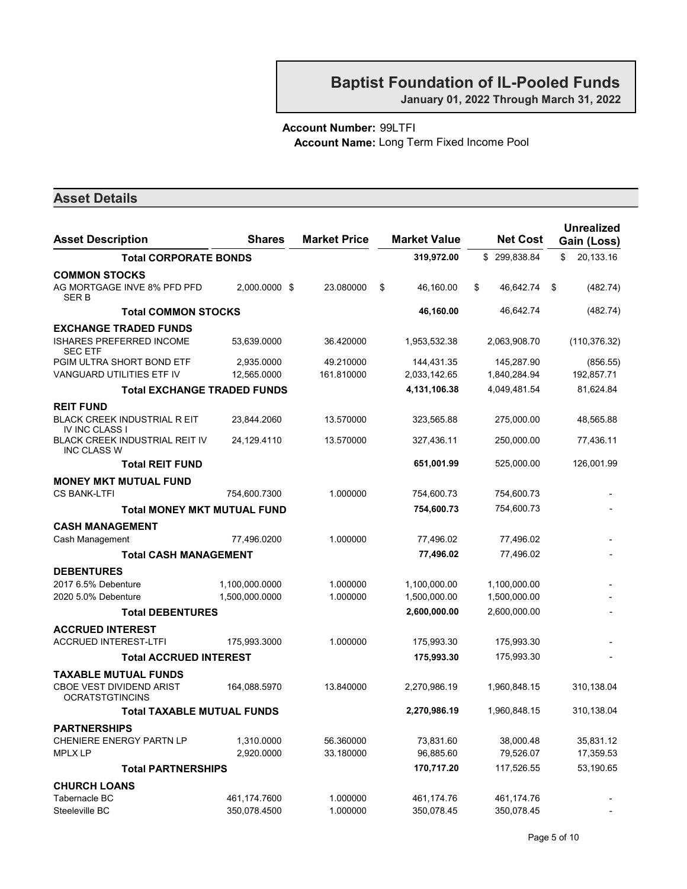## Baptist Foundation of IL-Pooled Funds

**January 01, 2022 Through March 31, 2022**

**Account Number:** 99LTFI
**Account Name:** Long Term Fixed Income Pool

## Asset Details

| Asset Description | Shares | Market Price | Market Value | Net Cost | Unrealized Gain (Loss) |
|---|---|---|---|---|---|
| **Total CORPORATE BONDS** | | | **319,972.00** | $ 299,838.84 | $ 20,133.16 |
| **COMMON STOCKS** | | | | | |
| AG MORTGAGE INVE 8% PFD PFD SER B | 2,000.0000 | $ 23.080000 | $ 46,160.00 | $ 46,642.74 | $ (482.74) |
| **Total COMMON STOCKS** | | | **46,160.00** | 46,642.74 | (482.74) |
| **EXCHANGE TRADED FUNDS** | | | | | |
| ISHARES PREFERRED INCOME SEC ETF | 53,639.0000 | 36.420000 | 1,953,532.38 | 2,063,908.70 | (110,376.32) |
| PGIM ULTRA SHORT BOND ETF | 2,935.0000 | 49.210000 | 144,431.35 | 145,287.90 | (856.55) |
| VANGUARD UTILITIES ETF IV | 12,565.0000 | 161.810000 | 2,033,142.65 | 1,840,284.94 | 192,857.71 |
| **Total EXCHANGE TRADED FUNDS** | | | **4,131,106.38** | 4,049,481.54 | 81,624.84 |
| **REIT FUND** | | | | | |
| BLACK CREEK INDUSTRIAL R EIT IV INC CLASS I | 23,844.2060 | 13.570000 | 323,565.88 | 275,000.00 | 48,565.88 |
| BLACK CREEK INDUSTRIAL REIT IV INC CLASS W | 24,129.4110 | 13.570000 | 327,436.11 | 250,000.00 | 77,436.11 |
| **Total REIT FUND** | | | **651,001.99** | 525,000.00 | 126,001.99 |
| **MONEY MKT MUTUAL FUND** | | | | | |
| CS BANK-LTFI | 754,600.7300 | 1.000000 | 754,600.73 | 754,600.73 | - |
| **Total MONEY MKT MUTUAL FUND** | | | **754,600.73** | 754,600.73 | - |
| **CASH MANAGEMENT** | | | | | |
| Cash Management | 77,496.0200 | 1.000000 | 77,496.02 | 77,496.02 | - |
| **Total CASH MANAGEMENT** | | | **77,496.02** | 77,496.02 | - |
| **DEBENTURES** | | | | | |
| 2017 6.5% Debenture | 1,100,000.0000 | 1.000000 | 1,100,000.00 | 1,100,000.00 | - |
| 2020 5.0% Debenture | 1,500,000.0000 | 1.000000 | 1,500,000.00 | 1,500,000.00 | - |
| **Total DEBENTURES** | | | **2,600,000.00** | 2,600,000.00 | - |
| **ACCRUED INTEREST** | | | | | |
| ACCRUED INTEREST-LTFI | 175,993.3000 | 1.000000 | 175,993.30 | 175,993.30 | - |
| **Total ACCRUED INTEREST** | | | **175,993.30** | 175,993.30 | - |
| **TAXABLE MUTUAL FUNDS** | | | | | |
| CBOE VEST DIVIDEND ARIST OCRATSTGTINCINS | 164,088.5970 | 13.840000 | 2,270,986.19 | 1,960,848.15 | 310,138.04 |
| **Total TAXABLE MUTUAL FUNDS** | | | **2,270,986.19** | 1,960,848.15 | 310,138.04 |
| **PARTNERSHIPS** | | | | | |
| CHENIERE ENERGY PARTN LP | 1,310.0000 | 56.360000 | 73,831.60 | 38,000.48 | 35,831.12 |
| MPLX LP | 2,920.0000 | 33.180000 | 96,885.60 | 79,526.07 | 17,359.53 |
| **Total PARTNERSHIPS** | | | **170,717.20** | 117,526.55 | 53,190.65 |
| **CHURCH LOANS** | | | | | |
| Tabernacle BC | 461,174.7600 | 1.000000 | 461,174.76 | 461,174.76 | - |
| Steeleville BC | 350,078.4500 | 1.000000 | 350,078.45 | 350,078.45 | - |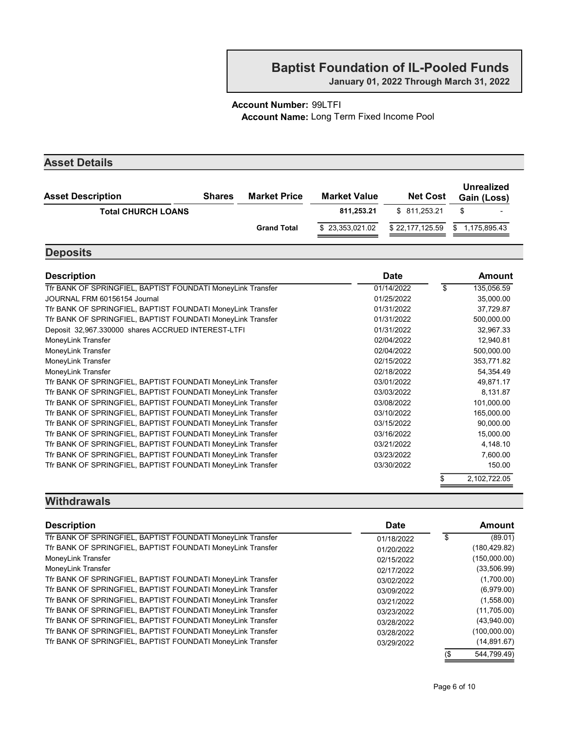# Baptist Foundation of IL-Pooled Funds

**January 01, 2022 Through March 31, 2022**

**Account Number:** 99LTFI
**Account Name:** Long Term Fixed Income Pool

## Asset Details

| Asset Description | Shares | Market Price | Market Value | Net Cost | Unrealized Gain (Loss) |
|---|---|---|---|---|---|
| **Total CHURCH LOANS** | | | **811,253.21** | $ 811,253.21 | $ - |
| | | **Grand Total** | $ 23,353,021.02 | $ 22,177,125.59 | $ 1,175,895.43 |

## Deposits

| Description | Date | Amount |
|---|---|---|
| Tfr BANK OF SPRINGFIEL, BAPTIST FOUNDATI MoneyLink Transfer | 01/14/2022 | $ 135,056.59 |
| JOURNAL FRM 60156154 Journal | 01/25/2022 | 35,000.00 |
| Tfr BANK OF SPRINGFIEL, BAPTIST FOUNDATI MoneyLink Transfer | 01/31/2022 | 37,729.87 |
| Tfr BANK OF SPRINGFIEL, BAPTIST FOUNDATI MoneyLink Transfer | 01/31/2022 | 500,000.00 |
| Deposit 32,967.330000 shares ACCRUED INTEREST-LTFI | 01/31/2022 | 32,967.33 |
| MoneyLink Transfer | 02/04/2022 | 12,940.81 |
| MoneyLink Transfer | 02/04/2022 | 500,000.00 |
| MoneyLink Transfer | 02/15/2022 | 353,771.82 |
| MoneyLink Transfer | 02/18/2022 | 54,354.49 |
| Tfr BANK OF SPRINGFIEL, BAPTIST FOUNDATI MoneyLink Transfer | 03/01/2022 | 49,871.17 |
| Tfr BANK OF SPRINGFIEL, BAPTIST FOUNDATI MoneyLink Transfer | 03/03/2022 | 8,131.87 |
| Tfr BANK OF SPRINGFIEL, BAPTIST FOUNDATI MoneyLink Transfer | 03/08/2022 | 101,000.00 |
| Tfr BANK OF SPRINGFIEL, BAPTIST FOUNDATI MoneyLink Transfer | 03/10/2022 | 165,000.00 |
| Tfr BANK OF SPRINGFIEL, BAPTIST FOUNDATI MoneyLink Transfer | 03/15/2022 | 90,000.00 |
| Tfr BANK OF SPRINGFIEL, BAPTIST FOUNDATI MoneyLink Transfer | 03/16/2022 | 15,000.00 |
| Tfr BANK OF SPRINGFIEL, BAPTIST FOUNDATI MoneyLink Transfer | 03/21/2022 | 4,148.10 |
| Tfr BANK OF SPRINGFIEL, BAPTIST FOUNDATI MoneyLink Transfer | 03/23/2022 | 7,600.00 |
| Tfr BANK OF SPRINGFIEL, BAPTIST FOUNDATI MoneyLink Transfer | 03/30/2022 | 150.00 |
| | | $ 2,102,722.05 |

## Withdrawals

| Description | Date | Amount |
|---|---|---|
| Tfr BANK OF SPRINGFIEL, BAPTIST FOUNDATI MoneyLink Transfer | 01/18/2022 | $ (89.01) |
| Tfr BANK OF SPRINGFIEL, BAPTIST FOUNDATI MoneyLink Transfer | 01/20/2022 | (180,429.82) |
| MoneyLink Transfer | 02/15/2022 | (150,000.00) |
| MoneyLink Transfer | 02/17/2022 | (33,506.99) |
| Tfr BANK OF SPRINGFIEL, BAPTIST FOUNDATI MoneyLink Transfer | 03/02/2022 | (1,700.00) |
| Tfr BANK OF SPRINGFIEL, BAPTIST FOUNDATI MoneyLink Transfer | 03/09/2022 | (6,979.00) |
| Tfr BANK OF SPRINGFIEL, BAPTIST FOUNDATI MoneyLink Transfer | 03/21/2022 | (1,558.00) |
| Tfr BANK OF SPRINGFIEL, BAPTIST FOUNDATI MoneyLink Transfer | 03/23/2022 | (11,705.00) |
| Tfr BANK OF SPRINGFIEL, BAPTIST FOUNDATI MoneyLink Transfer | 03/28/2022 | (43,940.00) |
| Tfr BANK OF SPRINGFIEL, BAPTIST FOUNDATI MoneyLink Transfer | 03/28/2022 | (100,000.00) |
| Tfr BANK OF SPRINGFIEL, BAPTIST FOUNDATI MoneyLink Transfer | 03/29/2022 | (14,891.67) |
| | | ($ 544,799.49) |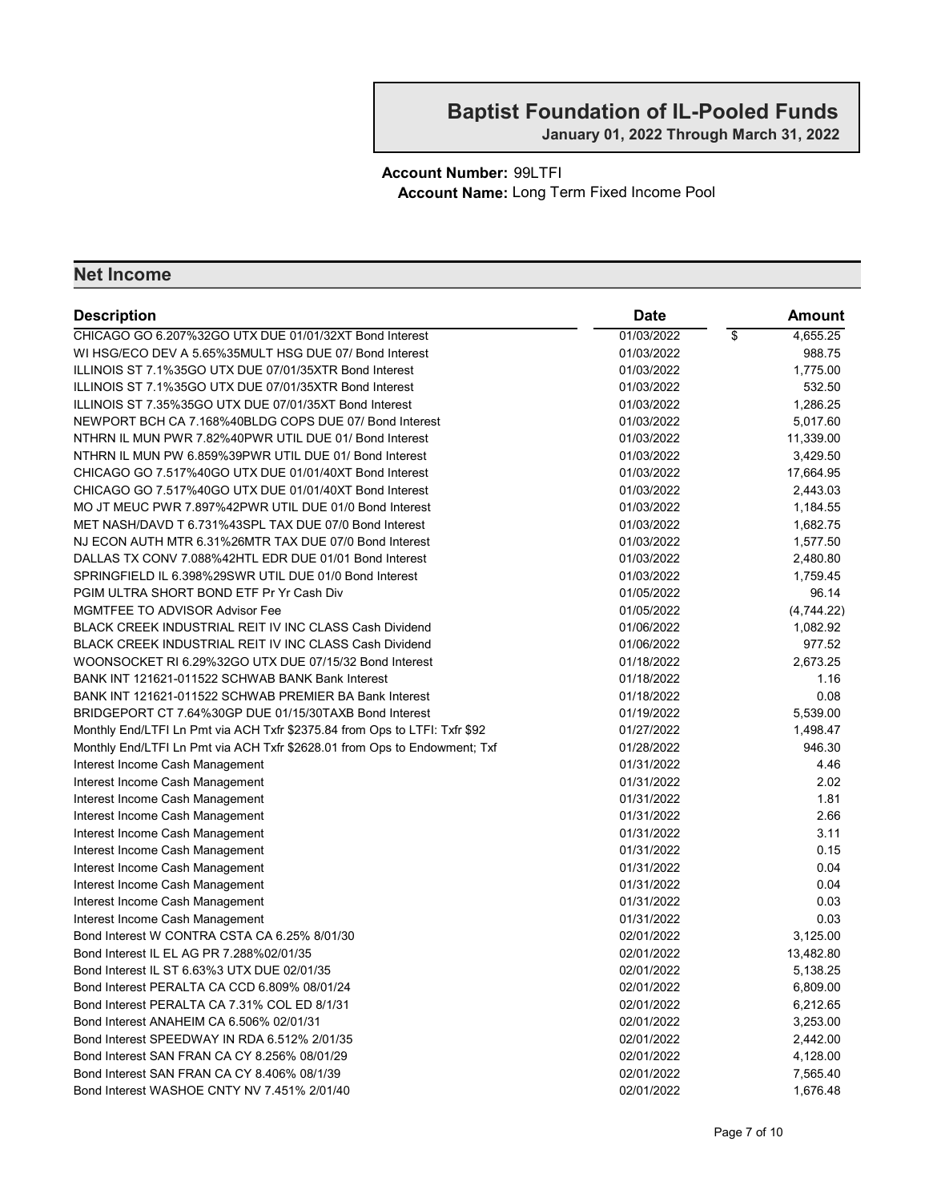# Baptist Foundation of IL-Pooled Funds

**January 01, 2022 Through March 31, 2022**

**Account Number:** 99LTFI
**Account Name:** Long Term Fixed Income Pool

## Net Income

| Description | Date | Amount |
|---|---|---|
| CHICAGO GO 6.207%32GO UTX DUE 01/01/32XT Bond Interest | 01/03/2022 | $ 4,655.25 |
| WI HSG/ECO DEV A 5.65%35MULT HSG DUE 07/ Bond Interest | 01/03/2022 | 988.75 |
| ILLINOIS ST 7.1%35GO UTX DUE 07/01/35XTR Bond Interest | 01/03/2022 | 1,775.00 |
| ILLINOIS ST 7.1%35GO UTX DUE 07/01/35XTR Bond Interest | 01/03/2022 | 532.50 |
| ILLINOIS ST 7.35%35GO UTX DUE 07/01/35XT Bond Interest | 01/03/2022 | 1,286.25 |
| NEWPORT BCH CA 7.168%40BLDG COPS DUE 07/ Bond Interest | 01/03/2022 | 5,017.60 |
| NTHRN IL MUN PWR 7.82%40PWR UTIL DUE 01/ Bond Interest | 01/03/2022 | 11,339.00 |
| NTHRN IL MUN PW 6.859%39PWR UTIL DUE 01/ Bond Interest | 01/03/2022 | 3,429.50 |
| CHICAGO GO 7.517%40GO UTX DUE 01/01/40XT Bond Interest | 01/03/2022 | 17,664.95 |
| CHICAGO GO 7.517%40GO UTX DUE 01/01/40XT Bond Interest | 01/03/2022 | 2,443.03 |
| MO JT MEUC PWR 7.897%42PWR UTIL DUE 01/0 Bond Interest | 01/03/2022 | 1,184.55 |
| MET NASH/DAVD T 6.731%43SPL TAX DUE 07/0 Bond Interest | 01/03/2022 | 1,682.75 |
| NJ ECON AUTH MTR 6.31%26MTR TAX DUE 07/0 Bond Interest | 01/03/2022 | 1,577.50 |
| DALLAS TX CONV 7.088%42HTL EDR DUE 01/01 Bond Interest | 01/03/2022 | 2,480.80 |
| SPRINGFIELD IL 6.398%29SWR UTIL DUE 01/0 Bond Interest | 01/03/2022 | 1,759.45 |
| PGIM ULTRA SHORT BOND ETF Pr Yr Cash Div | 01/05/2022 | 96.14 |
| MGMTFEE TO ADVISOR Advisor Fee | 01/05/2022 | (4,744.22) |
| BLACK CREEK INDUSTRIAL REIT IV INC CLASS Cash Dividend | 01/06/2022 | 1,082.92 |
| BLACK CREEK INDUSTRIAL REIT IV INC CLASS Cash Dividend | 01/06/2022 | 977.52 |
| WOONSOCKET RI 6.29%32GO UTX DUE 07/15/32 Bond Interest | 01/18/2022 | 2,673.25 |
| BANK INT 121621-011522 SCHWAB BANK Bank Interest | 01/18/2022 | 1.16 |
| BANK INT 121621-011522 SCHWAB PREMIER BA Bank Interest | 01/18/2022 | 0.08 |
| BRIDGEPORT CT 7.64%30GP DUE 01/15/30TAXB Bond Interest | 01/19/2022 | 5,539.00 |
| Monthly End/LTFI Ln Pmt via ACH Txfr $2375.84 from Ops to LTFI: Txfr $92 | 01/27/2022 | 1,498.47 |
| Monthly End/LTFI Ln Pmt via ACH Txfr $2628.01 from Ops to Endowment; Txf | 01/28/2022 | 946.30 |
| Interest Income Cash Management | 01/31/2022 | 4.46 |
| Interest Income Cash Management | 01/31/2022 | 2.02 |
| Interest Income Cash Management | 01/31/2022 | 1.81 |
| Interest Income Cash Management | 01/31/2022 | 2.66 |
| Interest Income Cash Management | 01/31/2022 | 3.11 |
| Interest Income Cash Management | 01/31/2022 | 0.15 |
| Interest Income Cash Management | 01/31/2022 | 0.04 |
| Interest Income Cash Management | 01/31/2022 | 0.04 |
| Interest Income Cash Management | 01/31/2022 | 0.03 |
| Interest Income Cash Management | 01/31/2022 | 0.03 |
| Bond Interest W CONTRA CSTA CA 6.25% 8/01/30 | 02/01/2022 | 3,125.00 |
| Bond Interest IL EL AG PR 7.288%02/01/35 | 02/01/2022 | 13,482.80 |
| Bond Interest IL ST 6.63%3 UTX DUE 02/01/35 | 02/01/2022 | 5,138.25 |
| Bond Interest PERALTA CA CCD 6.809% 08/01/24 | 02/01/2022 | 6,809.00 |
| Bond Interest PERALTA CA 7.31% COL ED 8/1/31 | 02/01/2022 | 6,212.65 |
| Bond Interest ANAHEIM CA 6.506% 02/01/31 | 02/01/2022 | 3,253.00 |
| Bond Interest SPEEDWAY IN RDA 6.512% 2/01/35 | 02/01/2022 | 2,442.00 |
| Bond Interest SAN FRAN CA CY 8.256% 08/01/29 | 02/01/2022 | 4,128.00 |
| Bond Interest SAN FRAN CA CY 8.406% 08/1/39 | 02/01/2022 | 7,565.40 |
| Bond Interest WASHOE CNTY NV 7.451% 2/01/40 | 02/01/2022 | 1,676.48 |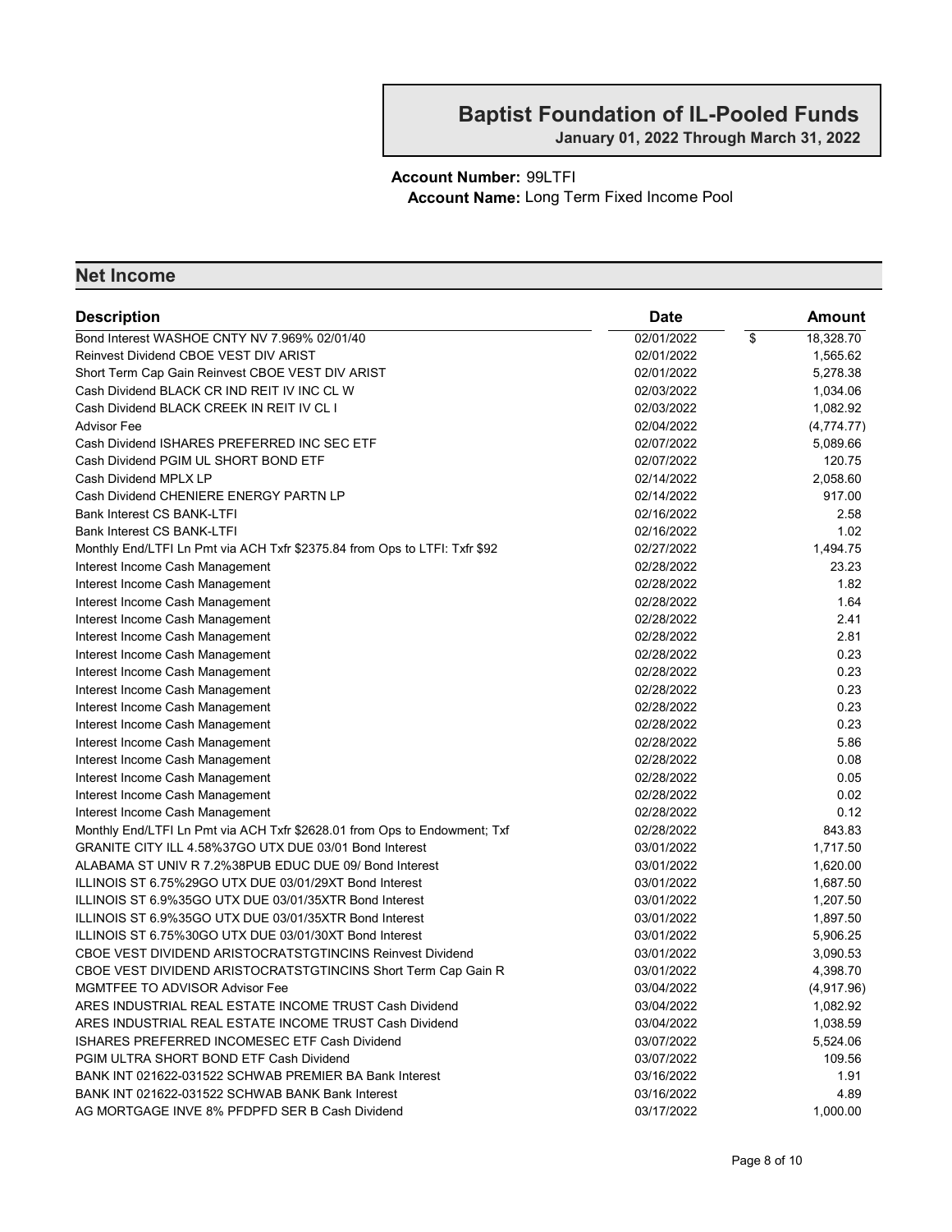# Baptist Foundation of IL-Pooled Funds

**January 01, 2022 Through March 31, 2022**

**Account Number:** 99LTFI
**Account Name:** Long Term Fixed Income Pool

## Net Income

| Description | Date | Amount |
|---|---|---|
| Bond Interest WASHOE CNTY NV 7.969% 02/01/40 | 02/01/2022 | $ 18,328.70 |
| Reinvest Dividend CBOE VEST DIV ARIST | 02/01/2022 | 1,565.62 |
| Short Term Cap Gain Reinvest CBOE VEST DIV ARIST | 02/01/2022 | 5,278.38 |
| Cash Dividend BLACK CR IND REIT IV INC CL W | 02/03/2022 | 1,034.06 |
| Cash Dividend BLACK CREEK IN REIT IV CL I | 02/03/2022 | 1,082.92 |
| Advisor Fee | 02/04/2022 | (4,774.77) |
| Cash Dividend ISHARES PREFERRED INC SEC ETF | 02/07/2022 | 5,089.66 |
| Cash Dividend PGIM UL SHORT BOND ETF | 02/07/2022 | 120.75 |
| Cash Dividend MPLX LP | 02/14/2022 | 2,058.60 |
| Cash Dividend CHENIERE ENERGY PARTN LP | 02/14/2022 | 917.00 |
| Bank Interest CS BANK-LTFI | 02/16/2022 | 2.58 |
| Bank Interest CS BANK-LTFI | 02/16/2022 | 1.02 |
| Monthly End/LTFI Ln Pmt via ACH Txfr $2375.84 from Ops to LTFI: Txfr $92 | 02/27/2022 | 1,494.75 |
| Interest Income Cash Management | 02/28/2022 | 23.23 |
| Interest Income Cash Management | 02/28/2022 | 1.82 |
| Interest Income Cash Management | 02/28/2022 | 1.64 |
| Interest Income Cash Management | 02/28/2022 | 2.41 |
| Interest Income Cash Management | 02/28/2022 | 2.81 |
| Interest Income Cash Management | 02/28/2022 | 0.23 |
| Interest Income Cash Management | 02/28/2022 | 0.23 |
| Interest Income Cash Management | 02/28/2022 | 0.23 |
| Interest Income Cash Management | 02/28/2022 | 0.23 |
| Interest Income Cash Management | 02/28/2022 | 0.23 |
| Interest Income Cash Management | 02/28/2022 | 5.86 |
| Interest Income Cash Management | 02/28/2022 | 0.08 |
| Interest Income Cash Management | 02/28/2022 | 0.05 |
| Interest Income Cash Management | 02/28/2022 | 0.02 |
| Interest Income Cash Management | 02/28/2022 | 0.12 |
| Monthly End/LTFI Ln Pmt via ACH Txfr $2628.01 from Ops to Endowment; Txf | 02/28/2022 | 843.83 |
| GRANITE CITY ILL 4.58%37GO UTX DUE 03/01 Bond Interest | 03/01/2022 | 1,717.50 |
| ALABAMA ST UNIV R 7.2%38PUB EDUC DUE 09/ Bond Interest | 03/01/2022 | 1,620.00 |
| ILLINOIS ST 6.75%29GO UTX DUE 03/01/29XT Bond Interest | 03/01/2022 | 1,687.50 |
| ILLINOIS ST 6.9%35GO UTX DUE 03/01/35XTR Bond Interest | 03/01/2022 | 1,207.50 |
| ILLINOIS ST 6.9%35GO UTX DUE 03/01/35XTR Bond Interest | 03/01/2022 | 1,897.50 |
| ILLINOIS ST 6.75%30GO UTX DUE 03/01/30XT Bond Interest | 03/01/2022 | 5,906.25 |
| CBOE VEST DIVIDEND ARISTOCRATSTGTINCINS Reinvest Dividend | 03/01/2022 | 3,090.53 |
| CBOE VEST DIVIDEND ARISTOCRATSTGTINCINS Short Term Cap Gain R | 03/01/2022 | 4,398.70 |
| MGMTFEE TO ADVISOR Advisor Fee | 03/04/2022 | (4,917.96) |
| ARES INDUSTRIAL REAL ESTATE INCOME TRUST Cash Dividend | 03/04/2022 | 1,082.92 |
| ARES INDUSTRIAL REAL ESTATE INCOME TRUST Cash Dividend | 03/04/2022 | 1,038.59 |
| ISHARES PREFERRED INCOMESEC ETF Cash Dividend | 03/07/2022 | 5,524.06 |
| PGIM ULTRA SHORT BOND ETF Cash Dividend | 03/07/2022 | 109.56 |
| BANK INT 021622-031522 SCHWAB PREMIER BA Bank Interest | 03/16/2022 | 1.91 |
| BANK INT 021622-031522 SCHWAB BANK Bank Interest | 03/16/2022 | 4.89 |
| AG MORTGAGE INVE 8% PFDPFD SER B Cash Dividend | 03/17/2022 | 1,000.00 |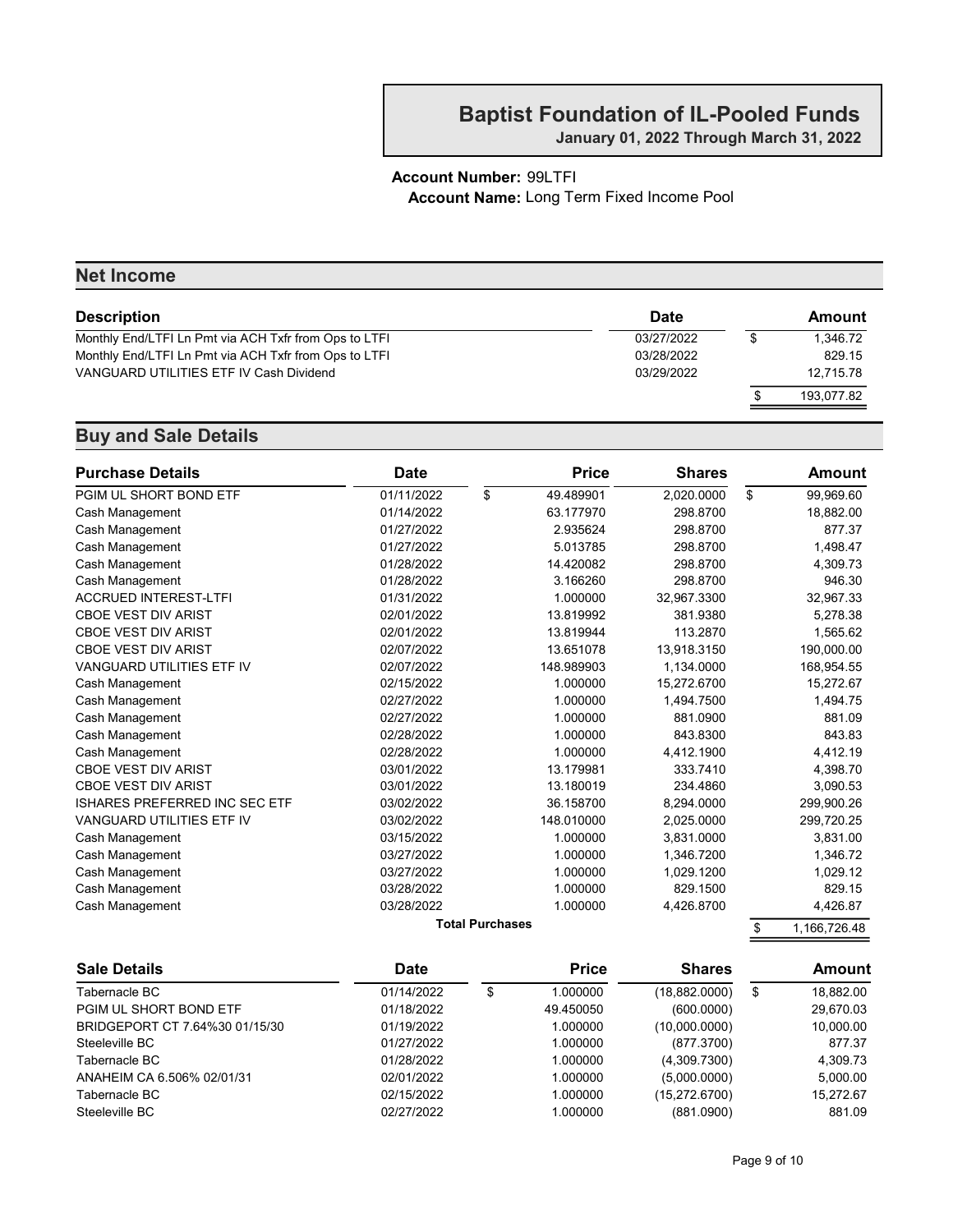# Baptist Foundation of IL-Pooled Funds

**January 01, 2022 Through March 31, 2022**

**Account Number:** 99LTFI
**Account Name:** Long Term Fixed Income Pool

## Net Income

| Description | Date | Amount |
|---|---|---|
| Monthly End/LTFI Ln Pmt via ACH Txfr from Ops to LTFI | 03/27/2022 | $ 1,346.72 |
| Monthly End/LTFI Ln Pmt via ACH Txfr from Ops to LTFI | 03/28/2022 | 829.15 |
| VANGUARD UTILITIES ETF IV Cash Dividend | 03/29/2022 | 12,715.78 |
| | | $ 193,077.82 |

## Buy and Sale Details

| Purchase Details | Date | Price | Shares | Amount |
|---|---|---|---|---|
| PGIM UL SHORT BOND ETF | 01/11/2022 | $ 49.489901 | 2,020.0000 | $ 99,969.60 |
| Cash Management | 01/14/2022 | 63.177970 | 298.8700 | 18,882.00 |
| Cash Management | 01/27/2022 | 2.935624 | 298.8700 | 877.37 |
| Cash Management | 01/27/2022 | 5.013785 | 298.8700 | 1,498.47 |
| Cash Management | 01/28/2022 | 14.420082 | 298.8700 | 4,309.73 |
| Cash Management | 01/28/2022 | 3.166260 | 298.8700 | 946.30 |
| ACCRUED INTEREST-LTFI | 01/31/2022 | 1.000000 | 32,967.3300 | 32,967.33 |
| CBOE VEST DIV ARIST | 02/01/2022 | 13.819992 | 381.9380 | 5,278.38 |
| CBOE VEST DIV ARIST | 02/01/2022 | 13.819944 | 113.2870 | 1,565.62 |
| CBOE VEST DIV ARIST | 02/07/2022 | 13.651078 | 13,918.3150 | 190,000.00 |
| VANGUARD UTILITIES ETF IV | 02/07/2022 | 148.989903 | 1,134.0000 | 168,954.55 |
| Cash Management | 02/15/2022 | 1.000000 | 15,272.6700 | 15,272.67 |
| Cash Management | 02/27/2022 | 1.000000 | 1,494.7500 | 1,494.75 |
| Cash Management | 02/27/2022 | 1.000000 | 881.0900 | 881.09 |
| Cash Management | 02/28/2022 | 1.000000 | 843.8300 | 843.83 |
| Cash Management | 02/28/2022 | 1.000000 | 4,412.1900 | 4,412.19 |
| CBOE VEST DIV ARIST | 03/01/2022 | 13.179981 | 333.7410 | 4,398.70 |
| CBOE VEST DIV ARIST | 03/01/2022 | 13.180019 | 234.4860 | 3,090.53 |
| ISHARES PREFERRED INC SEC ETF | 03/02/2022 | 36.158700 | 8,294.0000 | 299,900.26 |
| VANGUARD UTILITIES ETF IV | 03/02/2022 | 148.010000 | 2,025.0000 | 299,720.25 |
| Cash Management | 03/15/2022 | 1.000000 | 3,831.0000 | 3,831.00 |
| Cash Management | 03/27/2022 | 1.000000 | 1,346.7200 | 1,346.72 |
| Cash Management | 03/27/2022 | 1.000000 | 1,029.1200 | 1,029.12 |
| Cash Management | 03/28/2022 | 1.000000 | 829.1500 | 829.15 |
| Cash Management | 03/28/2022 | 1.000000 | 4,426.8700 | 4,426.87 |
| | | **Total Purchases** | | $ 1,166,726.48 |

| Sale Details | Date | Price | Shares | Amount |
|---|---|---|---|---|
| Tabernacle BC | 01/14/2022 | $ 1.000000 | (18,882.0000) | $ 18,882.00 |
| PGIM UL SHORT BOND ETF | 01/18/2022 | 49.450050 | (600.0000) | 29,670.03 |
| BRIDGEPORT CT 7.64%30 01/15/30 | 01/19/2022 | 1.000000 | (10,000.0000) | 10,000.00 |
| Steeleville BC | 01/27/2022 | 1.000000 | (877.3700) | 877.37 |
| Tabernacle BC | 01/28/2022 | 1.000000 | (4,309.7300) | 4,309.73 |
| ANAHEIM CA 6.506% 02/01/31 | 02/01/2022 | 1.000000 | (5,000.0000) | 5,000.00 |
| Tabernacle BC | 02/15/2022 | 1.000000 | (15,272.6700) | 15,272.67 |
| Steeleville BC | 02/27/2022 | 1.000000 | (881.0900) | 881.09 |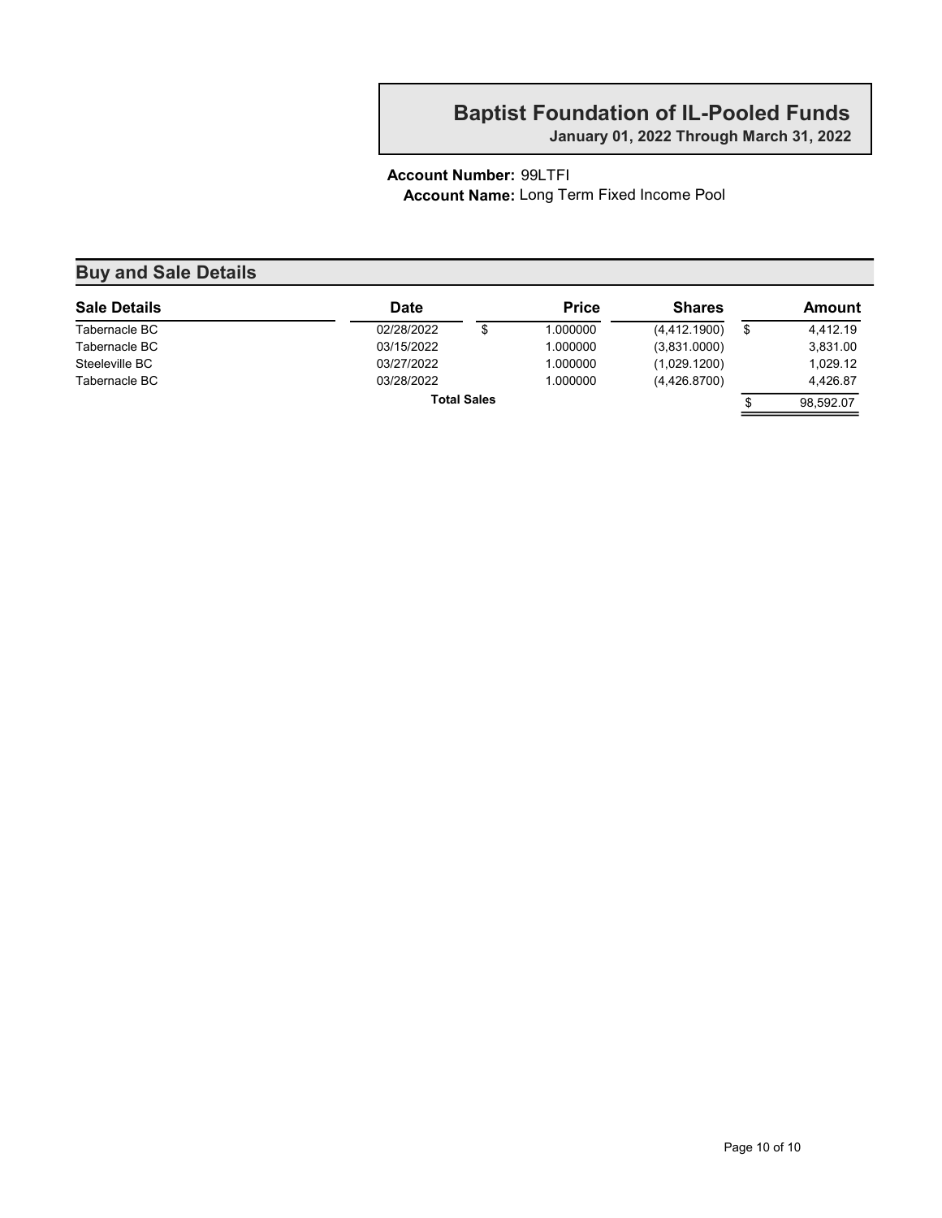# Baptist Foundation of IL-Pooled Funds

**January 01, 2022 Through March 31, 2022**

**Account Number:** 99LTFI
**Account Name:** Long Term Fixed Income Pool

## Buy and Sale Details

| Sale Details | Date | Price | Shares | Amount |
|---|---|---|---|---|
| Tabernacle BC | 02/28/2022 | $ 1.000000 | (4,412.1900) | $ 4,412.19 |
| Tabernacle BC | 03/15/2022 | 1.000000 | (3,831.0000) | 3,831.00 |
| Steeleville BC | 03/27/2022 | 1.000000 | (1,029.1200) | 1,029.12 |
| Tabernacle BC | 03/28/2022 | 1.000000 | (4,426.8700) | 4,426.87 |
| | **Total Sales** | | | $ 98,592.07 |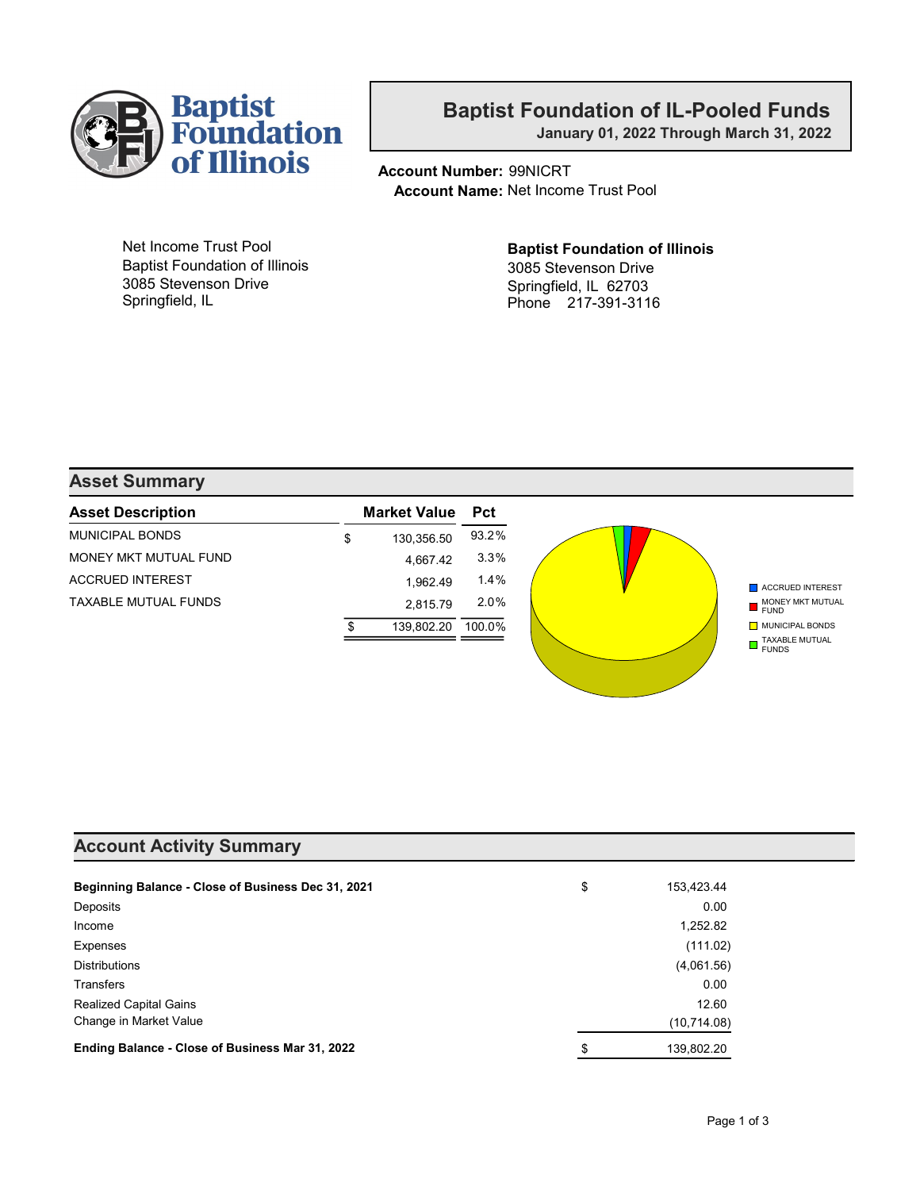Baptist Foundation of Illinois

## Baptist Foundation of IL-Pooled Funds

**January 01, 2022 Through March 31, 2022**

**Account Number:** 99NICRT
**Account Name:** Net Income Trust Pool

Net Income Trust Pool
Baptist Foundation of Illinois
3085 Stevenson Drive
Springfield, IL

**Baptist Foundation of Illinois**
3085 Stevenson Drive
Springfield, IL 62703
Phone 217-391-3116

## Asset Summary

| Asset Description | Market Value | Pct |
|---|---|---|
| MUNICIPAL BONDS | $ 130,356.50 | 93.2% |
| MONEY MKT MUTUAL FUND | 4,667.42 | 3.3% |
| ACCRUED INTEREST | 1,962.49 | 1.4% |
| TAXABLE MUTUAL FUNDS | 2,815.79 | 2.0% |
| | $ 139,802.20 | 100.0% |

ACCRUED INTEREST
MONEY MKT MUTUAL FUND
MUNICIPAL BONDS
TAXABLE MUTUAL FUNDS

## Account Activity Summary

| | |
|---|---|
| **Beginning Balance - Close of Business Dec 31, 2021** | $ 153,423.44 |
| Deposits | 0.00 |
| Income | 1,252.82 |
| Expenses | (111.02) |
| Distributions | (4,061.56) |
| Transfers | 0.00 |
| Realized Capital Gains | 12.60 |
| Change in Market Value | (10,714.08) |
| **Ending Balance - Close of Business Mar 31, 2022** | $ 139,802.20 |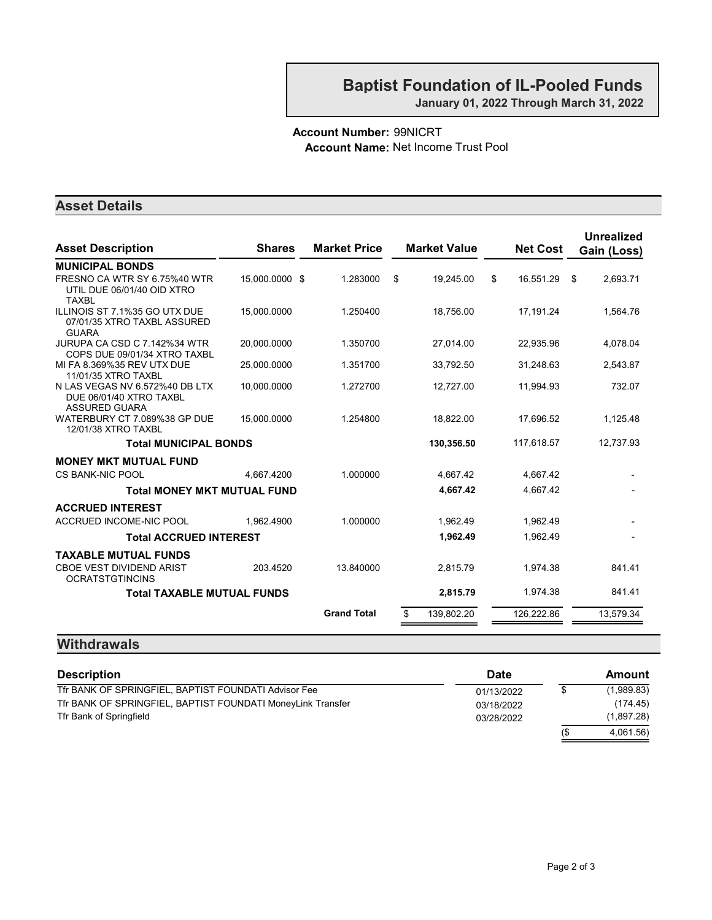# Baptist Foundation of IL-Pooled Funds

**January 01, 2022 Through March 31, 2022**

**Account Number:** 99NICRT
**Account Name:** Net Income Trust Pool

## Asset Details

| Asset Description | Shares | Market Price | Market Value | Net Cost | Unrealized Gain (Loss) |
|---|---|---|---|---|---|
| **MUNICIPAL BONDS** | | | | | |
| FRESNO CA WTR SY 6.75%40 WTR UTIL DUE 06/01/40 OID XTRO TAXBL | 15,000.0000 | $ 1.283000 | $ 19,245.00 | $ 16,551.29 | $ 2,693.71 |
| ILLINOIS ST 7.1%35 GO UTX DUE 07/01/35 XTRO TAXBL ASSURED GUARA | 15,000.0000 | 1.250400 | 18,756.00 | 17,191.24 | 1,564.76 |
| JURUPA CA CSD C 7.142%34 WTR COPS DUE 09/01/34 XTRO TAXBL | 20,000.0000 | 1.350700 | 27,014.00 | 22,935.96 | 4,078.04 |
| MI FA 8.369%35 REV UTX DUE 11/01/35 XTRO TAXBL | 25,000.0000 | 1.351700 | 33,792.50 | 31,248.63 | 2,543.87 |
| N LAS VEGAS NV 6.572%40 DB LTX DUE 06/01/40 XTRO TAXBL ASSURED GUARA | 10,000.0000 | 1.272700 | 12,727.00 | 11,994.93 | 732.07 |
| WATERBURY CT 7.089%38 GP DUE 12/01/38 XTRO TAXBL | 15,000.0000 | 1.254800 | 18,822.00 | 17,696.52 | 1,125.48 |
| **Total MUNICIPAL BONDS** | | | **130,356.50** | 117,618.57 | 12,737.93 |
| **MONEY MKT MUTUAL FUND** | | | | | |
| CS BANK-NIC POOL | 4,667.4200 | 1.000000 | 4,667.42 | 4,667.42 | - |
| **Total MONEY MKT MUTUAL FUND** | | | **4,667.42** | 4,667.42 | - |
| **ACCRUED INTEREST** | | | | | |
| ACCRUED INCOME-NIC POOL | 1,962.4900 | 1.000000 | 1,962.49 | 1,962.49 | - |
| **Total ACCRUED INTEREST** | | | **1,962.49** | 1,962.49 | - |
| **TAXABLE MUTUAL FUNDS** | | | | | |
| CBOE VEST DIVIDEND ARIST OCRATSTGTINCINS | 203.4520 | 13.840000 | 2,815.79 | 1,974.38 | 841.41 |
| **Total TAXABLE MUTUAL FUNDS** | | | **2,815.79** | 1,974.38 | 841.41 |
| | | **Grand Total** | $ 139,802.20 | 126,222.86 | 13,579.34 |

## Withdrawals

| Description | Date | Amount |
|---|---|---|
| Tfr BANK OF SPRINGFIEL, BAPTIST FOUNDATI Advisor Fee | 01/13/2022 | $ (1,989.83) |
| Tfr BANK OF SPRINGFIEL, BAPTIST FOUNDATI MoneyLink Transfer | 03/18/2022 | (174.45) |
| Tfr Bank of Springfield | 03/28/2022 | (1,897.28) |
| | | ($ 4,061.56) |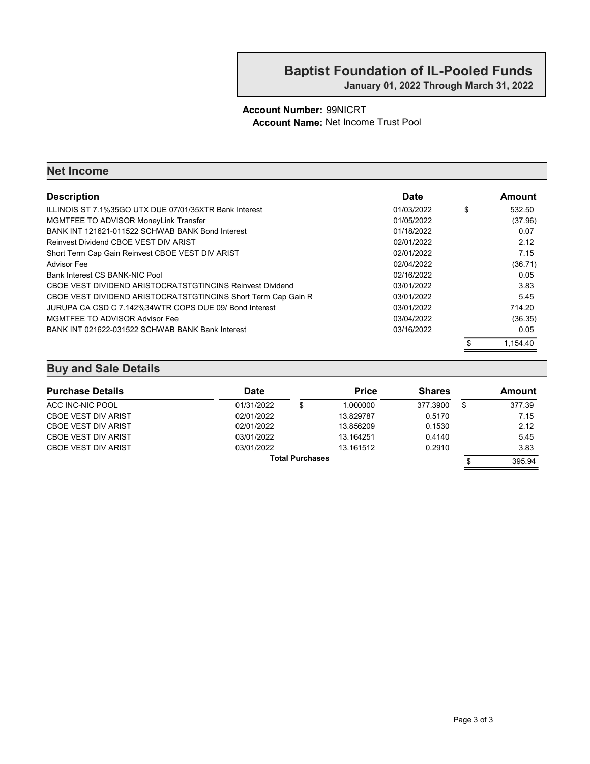# Baptist Foundation of IL-Pooled Funds

**January 01, 2022 Through March 31, 2022**

**Account Number:** 99NICRT
**Account Name:** Net Income Trust Pool

## Net Income

| Description | Date | Amount |
|---|---|---|
| ILLINOIS ST 7.1%35GO UTX DUE 07/01/35XTR Bank Interest | 01/03/2022 | $ 532.50 |
| MGMTFEE TO ADVISOR MoneyLink Transfer | 01/05/2022 | (37.96) |
| BANK INT 121621-011522 SCHWAB BANK Bond Interest | 01/18/2022 | 0.07 |
| Reinvest Dividend CBOE VEST DIV ARIST | 02/01/2022 | 2.12 |
| Short Term Cap Gain Reinvest CBOE VEST DIV ARIST | 02/01/2022 | 7.15 |
| Advisor Fee | 02/04/2022 | (36.71) |
| Bank Interest CS BANK-NIC Pool | 02/16/2022 | 0.05 |
| CBOE VEST DIVIDEND ARISTOCRATSTGTINCINS Reinvest Dividend | 03/01/2022 | 3.83 |
| CBOE VEST DIVIDEND ARISTOCRATSTGTINCINS Short Term Cap Gain R | 03/01/2022 | 5.45 |
| JURUPA CA CSD C 7.142%34WTR COPS DUE 09/ Bond Interest | 03/01/2022 | 714.20 |
| MGMTFEE TO ADVISOR Advisor Fee | 03/04/2022 | (36.35) |
| BANK INT 021622-031522 SCHWAB BANK Bank Interest | 03/16/2022 | 0.05 |
| | | $ 1,154.40 |

## Buy and Sale Details

| Purchase Details | Date | Price | Shares | Amount |
|---|---|---|---|---|
| ACC INC-NIC POOL | 01/31/2022 | $ 1.000000 | 377.3900 | $ 377.39 |
| CBOE VEST DIV ARIST | 02/01/2022 | 13.829787 | 0.5170 | 7.15 |
| CBOE VEST DIV ARIST | 02/01/2022 | 13.856209 | 0.1530 | 2.12 |
| CBOE VEST DIV ARIST | 03/01/2022 | 13.164251 | 0.4140 | 5.45 |
| CBOE VEST DIV ARIST | 03/01/2022 | 13.161512 | 0.2910 | 3.83 |
| | **Total Purchases** | | | $ 395.94 |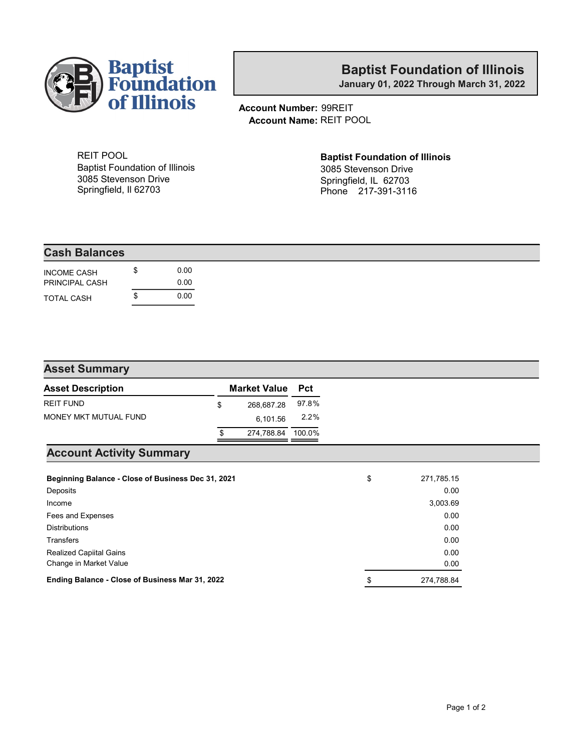# Baptist Foundation of Illinois

**January 01, 2022 Through March 31, 2022**

**Account Number:** 99REIT
**Account Name:** REIT POOL

REIT POOL
Baptist Foundation of Illinois
3085 Stevenson Drive
Springfield, Il 62703

**Baptist Foundation of Illinois**
3085 Stevenson Drive
Springfield, IL 62703
Phone 217-391-3116

## Cash Balances

| | | |
|---|---|---|
| INCOME CASH | $ | 0.00 |
| PRINCIPAL CASH | | 0.00 |
| TOTAL CASH | $ | 0.00 |

## Asset Summary

| Asset Description | | Market Value | Pct |
|---|---|---|---|
| REIT FUND | $ | 268,687.28 | 97.8% |
| MONEY MKT MUTUAL FUND | | 6,101.56 | 2.2% |
| | $ | 274,788.84 | 100.0% |

## Account Activity Summary

| | | |
|---|---|---|
| **Beginning Balance - Close of Business Dec 31, 2021** | $ | 271,785.15 |
| Deposits | | 0.00 |
| Income | | 3,003.69 |
| Fees and Expenses | | 0.00 |
| Distributions | | 0.00 |
| Transfers | | 0.00 |
| Realized Capiital Gains | | 0.00 |
| Change in Market Value | | 0.00 |
| **Ending Balance - Close of Business Mar 31, 2022** | $ | 274,788.84 |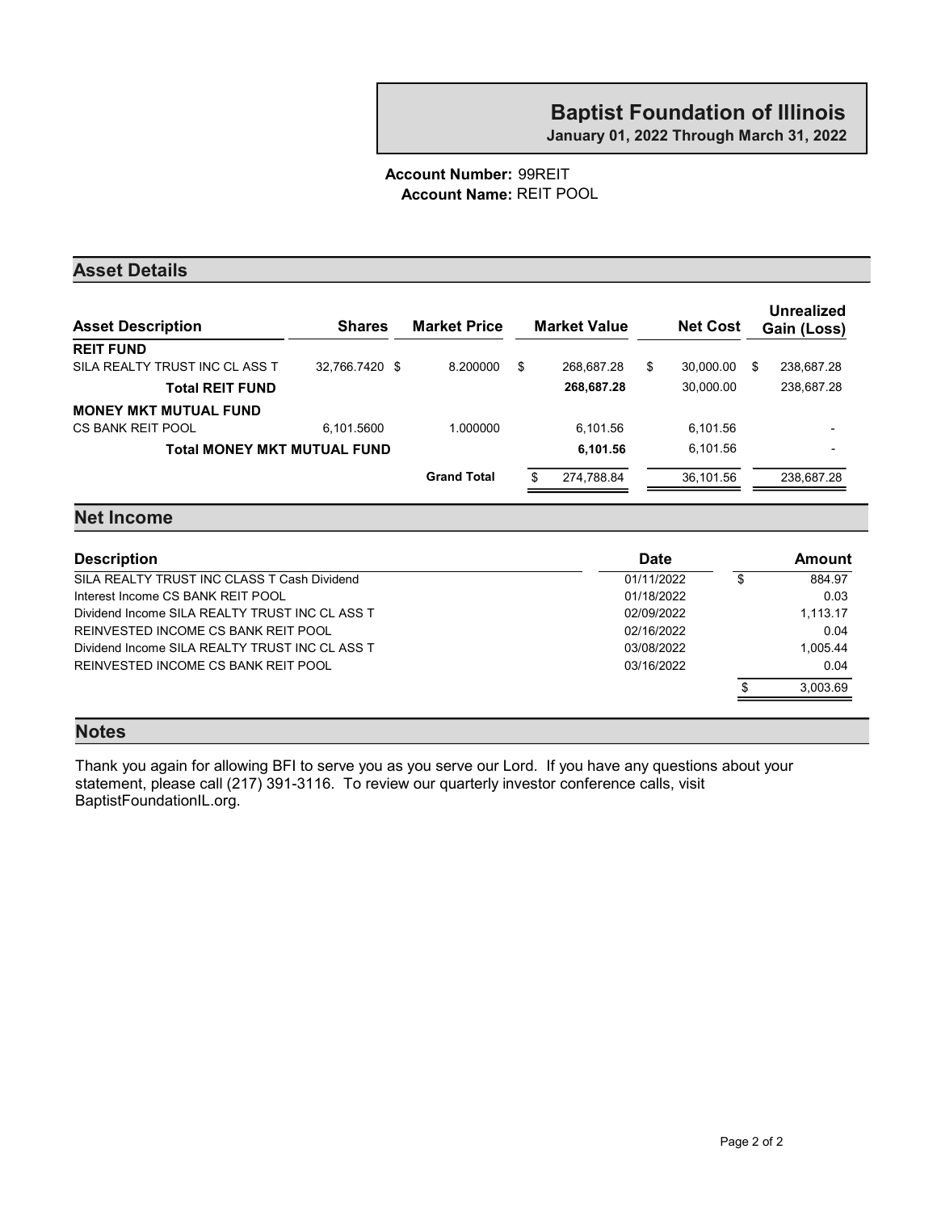# Baptist Foundation of Illinois

**January 01, 2022 Through March 31, 2022**

**Account Number:** 99REIT
**Account Name:** REIT POOL

## Asset Details

| Asset Description | Shares | Market Price | Market Value | Net Cost | Unrealized Gain (Loss) |
|---|---|---|---|---|---|
| **REIT FUND** | | | | | |
| SILA REALTY TRUST INC CL ASS T | 32,766.7420 | $ 8.200000 | $ 268,687.28 | $ 30,000.00 | $ 238,687.28 |
| **Total REIT FUND** | | | **268,687.28** | 30,000.00 | 238,687.28 |
| **MONEY MKT MUTUAL FUND** | | | | | |
| CS BANK REIT POOL | 6,101.5600 | 1.000000 | 6,101.56 | 6,101.56 | - |
| **Total MONEY MKT MUTUAL FUND** | | | **6,101.56** | 6,101.56 | - |
| | | **Grand Total** | $ 274,788.84 | 36,101.56 | 238,687.28 |

## Net Income

| Description | Date | Amount |
|---|---|---|
| SILA REALTY TRUST INC CLASS T Cash Dividend | 01/11/2022 | $ 884.97 |
| Interest Income CS BANK REIT POOL | 01/18/2022 | 0.03 |
| Dividend Income SILA REALTY TRUST INC CL ASS T | 02/09/2022 | 1,113.17 |
| REINVESTED INCOME CS BANK REIT POOL | 02/16/2022 | 0.04 |
| Dividend Income SILA REALTY TRUST INC CL ASS T | 03/08/2022 | 1,005.44 |
| REINVESTED INCOME CS BANK REIT POOL | 03/16/2022 | 0.04 |
| | | $ 3,003.69 |

## Notes

Thank you again for allowing BFI to serve you as you serve our Lord. If you have any questions about your statement, please call (217) 391-3116. To review our quarterly investor conference calls, visit BaptistFoundationIL.org.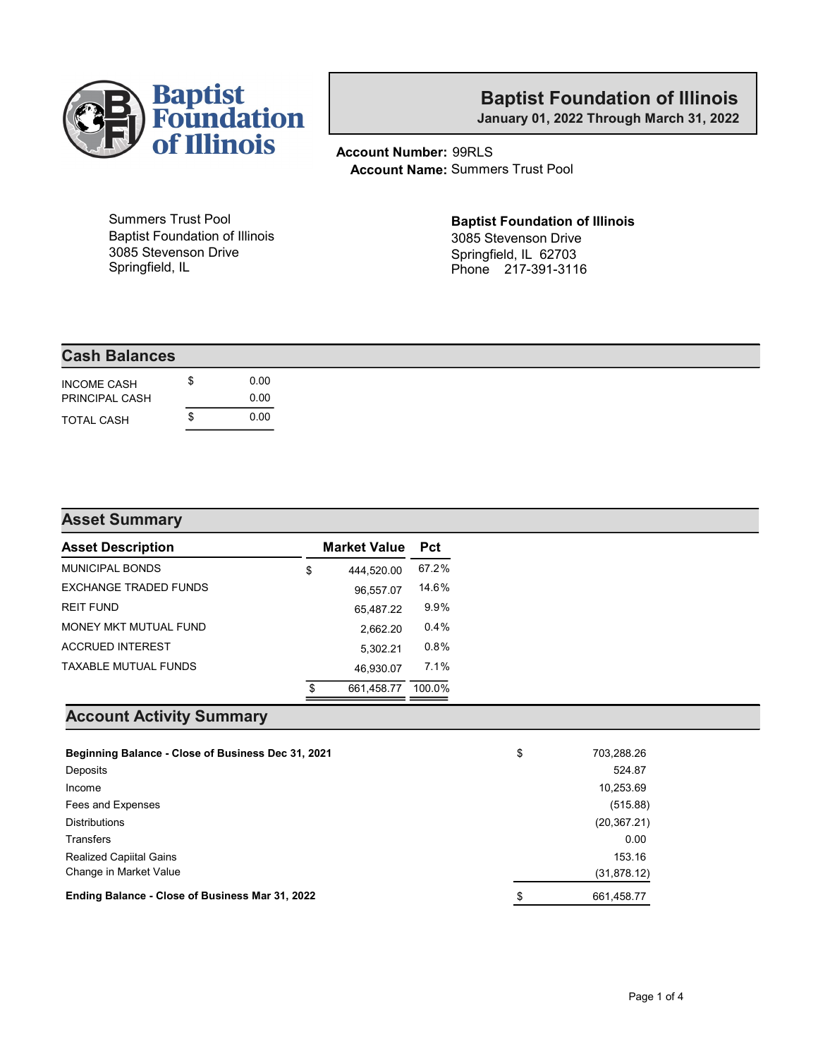# Baptist Foundation of Illinois

**January 01, 2022 Through March 31, 2022**

**Account Number:** 99RLS
**Account Name:** Summers Trust Pool

Summers Trust Pool
Baptist Foundation of Illinois
3085 Stevenson Drive
Springfield, IL

**Baptist Foundation of Illinois**
3085 Stevenson Drive
Springfield, IL 62703
Phone 217-391-3116

## Cash Balances

| | | |
|---|---|---|
| INCOME CASH | $ | 0.00 |
| PRINCIPAL CASH | | 0.00 |
| TOTAL CASH | $ | 0.00 |

## Asset Summary

| Asset Description | | Market Value | Pct |
|---|---|---|---|
| MUNICIPAL BONDS | $ | 444,520.00 | 67.2% |
| EXCHANGE TRADED FUNDS | | 96,557.07 | 14.6% |
| REIT FUND | | 65,487.22 | 9.9% |
| MONEY MKT MUTUAL FUND | | 2,662.20 | 0.4% |
| ACCRUED INTEREST | | 5,302.21 | 0.8% |
| TAXABLE MUTUAL FUNDS | | 46,930.07 | 7.1% |
| | $ | 661,458.77 | 100.0% |

## Account Activity Summary

| | | |
|---|---|---|
| **Beginning Balance - Close of Business Dec 31, 2021** | $ | 703,288.26 |
| Deposits | | 524.87 |
| Income | | 10,253.69 |
| Fees and Expenses | | (515.88) |
| Distributions | | (20,367.21) |
| Transfers | | 0.00 |
| Realized Capiital Gains | | 153.16 |
| Change in Market Value | | (31,878.12) |
| **Ending Balance - Close of Business Mar 31, 2022** | $ | 661,458.77 |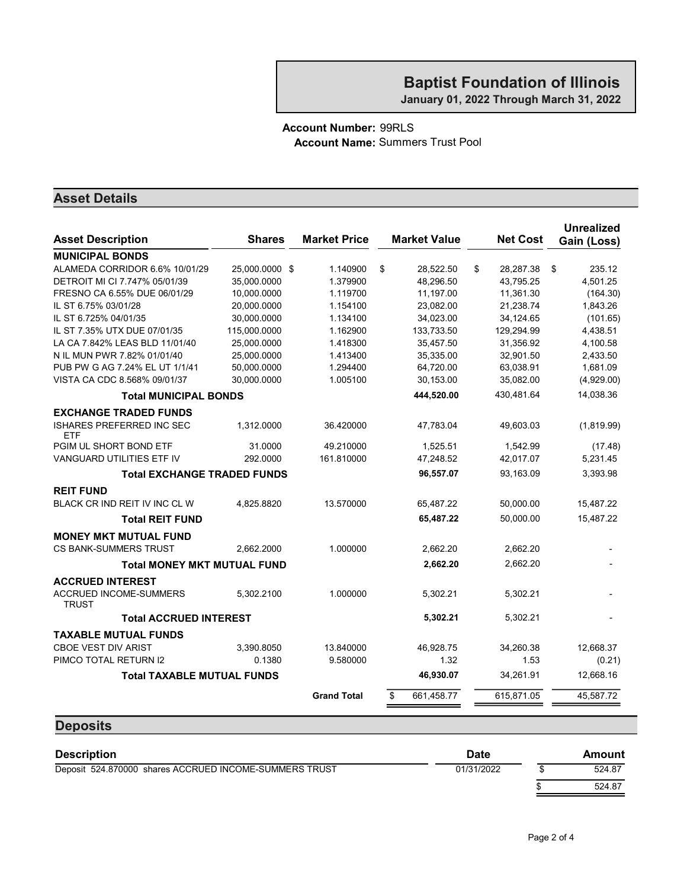# Baptist Foundation of Illinois

**January 01, 2022 Through March 31, 2022**

**Account Number:** 99RLS
**Account Name:** Summers Trust Pool

## Asset Details

| Asset Description | Shares | Market Price | Market Value | Net Cost | Unrealized Gain (Loss) |
|---|---|---|---|---|---|
| **MUNICIPAL BONDS** | | | | | |
| ALAMEDA CORRIDOR 6.6% 10/01/29 | 25,000.0000 | $ 1.140900 | $ 28,522.50 | $ 28,287.38 | $ 235.12 |
| DETROIT MI CI 7.747% 05/01/39 | 35,000.0000 | 1.379900 | 48,296.50 | 43,795.25 | 4,501.25 |
| FRESNO CA 6.55% DUE 06/01/29 | 10,000.0000 | 1.119700 | 11,197.00 | 11,361.30 | (164.30) |
| IL ST 6.75% 03/01/28 | 20,000.0000 | 1.154100 | 23,082.00 | 21,238.74 | 1,843.26 |
| IL ST 6.725% 04/01/35 | 30,000.0000 | 1.134100 | 34,023.00 | 34,124.65 | (101.65) |
| IL ST 7.35% UTX DUE 07/01/35 | 115,000.0000 | 1.162900 | 133,733.50 | 129,294.99 | 4,438.51 |
| LA CA 7.842% LEAS BLD 11/01/40 | 25,000.0000 | 1.418300 | 35,457.50 | 31,356.92 | 4,100.58 |
| N IL MUN PWR 7.82% 01/01/40 | 25,000.0000 | 1.413400 | 35,335.00 | 32,901.50 | 2,433.50 |
| PUB PW G AG 7.24% EL UT 1/1/41 | 50,000.0000 | 1.294400 | 64,720.00 | 63,038.91 | 1,681.09 |
| VISTA CA CDC 8.568% 09/01/37 | 30,000.0000 | 1.005100 | 30,153.00 | 35,082.00 | (4,929.00) |
| **Total MUNICIPAL BONDS** | | | **444,520.00** | 430,481.64 | 14,038.36 |
| **EXCHANGE TRADED FUNDS** | | | | | |
| ISHARES PREFERRED INC SEC ETF | 1,312.0000 | 36.420000 | 47,783.04 | 49,603.03 | (1,819.99) |
| PGIM UL SHORT BOND ETF | 31.0000 | 49.210000 | 1,525.51 | 1,542.99 | (17.48) |
| VANGUARD UTILITIES ETF IV | 292.0000 | 161.810000 | 47,248.52 | 42,017.07 | 5,231.45 |
| **Total EXCHANGE TRADED FUNDS** | | | **96,557.07** | 93,163.09 | 3,393.98 |
| **REIT FUND** | | | | | |
| BLACK CR IND REIT IV INC CL W | 4,825.8820 | 13.570000 | 65,487.22 | 50,000.00 | 15,487.22 |
| **Total REIT FUND** | | | **65,487.22** | 50,000.00 | 15,487.22 |
| **MONEY MKT MUTUAL FUND** | | | | | |
| CS BANK-SUMMERS TRUST | 2,662.2000 | 1.000000 | 2,662.20 | 2,662.20 | - |
| **Total MONEY MKT MUTUAL FUND** | | | **2,662.20** | 2,662.20 | - |
| **ACCRUED INTEREST** | | | | | |
| ACCRUED INCOME-SUMMERS TRUST | 5,302.2100 | 1.000000 | 5,302.21 | 5,302.21 | - |
| **Total ACCRUED INTEREST** | | | **5,302.21** | 5,302.21 | - |
| **TAXABLE MUTUAL FUNDS** | | | | | |
| CBOE VEST DIV ARIST | 3,390.8050 | 13.840000 | 46,928.75 | 34,260.38 | 12,668.37 |
| PIMCO TOTAL RETURN I2 | 0.1380 | 9.580000 | 1.32 | 1.53 | (0.21) |
| **Total TAXABLE MUTUAL FUNDS** | | | **46,930.07** | 34,261.91 | 12,668.16 |
| | | **Grand Total** | $ 661,458.77 | 615,871.05 | 45,587.72 |

## Deposits

| Description | Date | Amount |
|---|---|---|
| Deposit 524.870000 shares ACCRUED INCOME-SUMMERS TRUST | 01/31/2022 | $ 524.87 |
| | | $ 524.87 |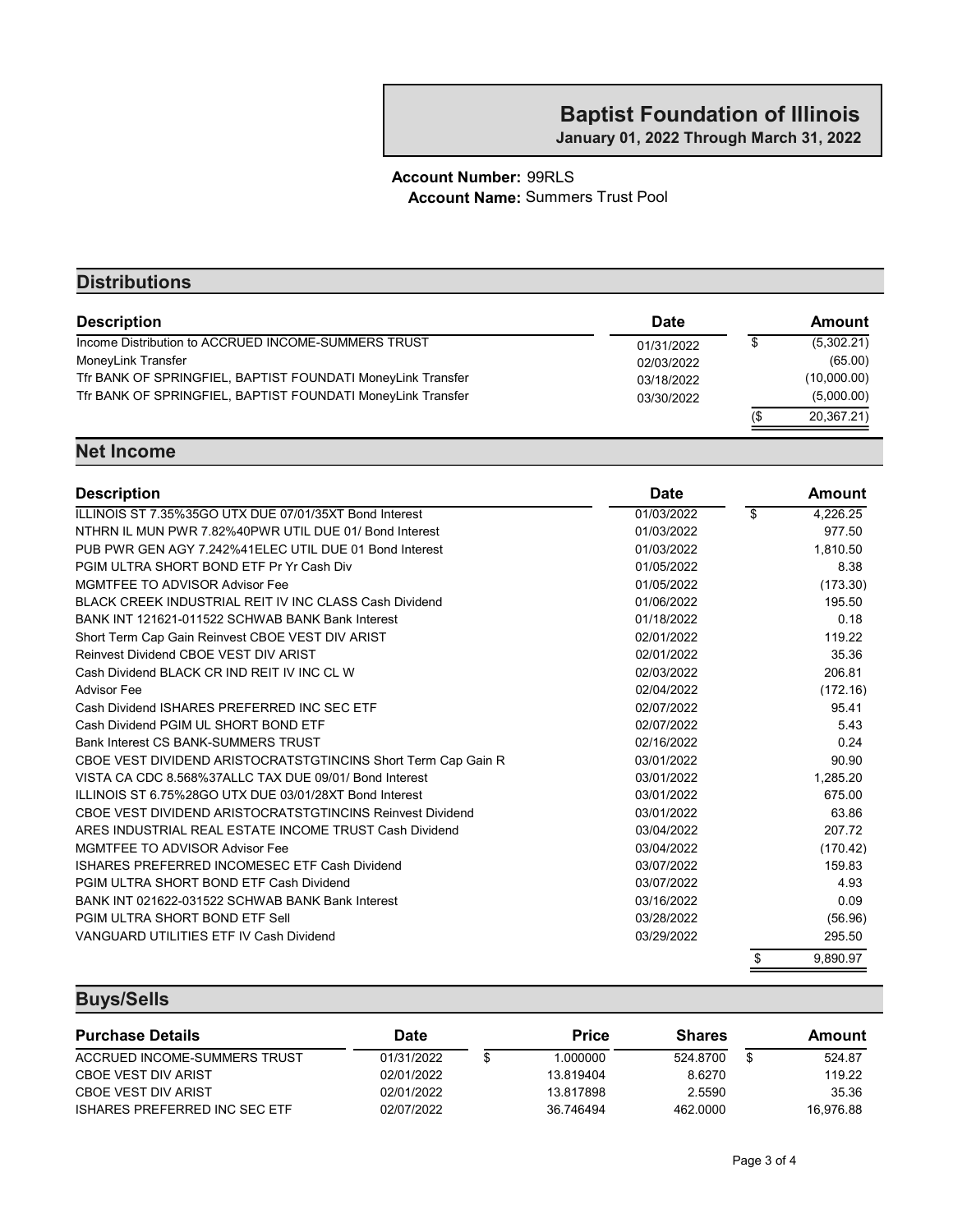# Baptist Foundation of Illinois

**January 01, 2022 Through March 31, 2022**

**Account Number:** 99RLS
**Account Name:** Summers Trust Pool

## Distributions

| Description | Date | | Amount |
|---|---|---|---|
| Income Distribution to ACCRUED INCOME-SUMMERS TRUST | 01/31/2022 | $ | (5,302.21) |
| MoneyLink Transfer | 02/03/2022 | | (65.00) |
| Tfr BANK OF SPRINGFIEL, BAPTIST FOUNDATI MoneyLink Transfer | 03/18/2022 | | (10,000.00) |
| Tfr BANK OF SPRINGFIEL, BAPTIST FOUNDATI MoneyLink Transfer | 03/30/2022 | | (5,000.00) |
| | | ($ | 20,367.21) |

## Net Income

| Description | Date | | Amount |
|---|---|---|---|
| ILLINOIS ST 7.35%35GO UTX DUE 07/01/35XT Bond Interest | 01/03/2022 | $ | 4,226.25 |
| NTHRN IL MUN PWR 7.82%40PWR UTIL DUE 01/ Bond Interest | 01/03/2022 | | 977.50 |
| PUB PWR GEN AGY 7.242%41ELEC UTIL DUE 01 Bond Interest | 01/03/2022 | | 1,810.50 |
| PGIM ULTRA SHORT BOND ETF Pr Yr Cash Div | 01/05/2022 | | 8.38 |
| MGMTFEE TO ADVISOR Advisor Fee | 01/05/2022 | | (173.30) |
| BLACK CREEK INDUSTRIAL REIT IV INC CLASS Cash Dividend | 01/06/2022 | | 195.50 |
| BANK INT 121621-011522 SCHWAB BANK Bank Interest | 01/18/2022 | | 0.18 |
| Short Term Cap Gain Reinvest CBOE VEST DIV ARIST | 02/01/2022 | | 119.22 |
| Reinvest Dividend CBOE VEST DIV ARIST | 02/01/2022 | | 35.36 |
| Cash Dividend BLACK CR IND REIT IV INC CL W | 02/03/2022 | | 206.81 |
| Advisor Fee | 02/04/2022 | | (172.16) |
| Cash Dividend ISHARES PREFERRED INC SEC ETF | 02/07/2022 | | 95.41 |
| Cash Dividend PGIM UL SHORT BOND ETF | 02/07/2022 | | 5.43 |
| Bank Interest CS BANK-SUMMERS TRUST | 02/16/2022 | | 0.24 |
| CBOE VEST DIVIDEND ARISTOCRATSTGTINCINS Short Term Cap Gain R | 03/01/2022 | | 90.90 |
| VISTA CA CDC 8.568%37ALLC TAX DUE 09/01/ Bond Interest | 03/01/2022 | | 1,285.20 |
| ILLINOIS ST 6.75%28GO UTX DUE 03/01/28XT Bond Interest | 03/01/2022 | | 675.00 |
| CBOE VEST DIVIDEND ARISTOCRATSTGTINCINS Reinvest Dividend | 03/01/2022 | | 63.86 |
| ARES INDUSTRIAL REAL ESTATE INCOME TRUST Cash Dividend | 03/04/2022 | | 207.72 |
| MGMTFEE TO ADVISOR Advisor Fee | 03/04/2022 | | (170.42) |
| ISHARES PREFERRED INCOMESEC ETF Cash Dividend | 03/07/2022 | | 159.83 |
| PGIM ULTRA SHORT BOND ETF Cash Dividend | 03/07/2022 | | 4.93 |
| BANK INT 021622-031522 SCHWAB BANK Bank Interest | 03/16/2022 | | 0.09 |
| PGIM ULTRA SHORT BOND ETF Sell | 03/28/2022 | | (56.96) |
| VANGUARD UTILITIES ETF IV Cash Dividend | 03/29/2022 | | 295.50 |
| | | $ | 9,890.97 |

## Buys/Sells

| Purchase Details | Date | | Price | Shares | | Amount |
|---|---|---|---|---|---|---|
| ACCRUED INCOME-SUMMERS TRUST | 01/31/2022 | $ | 1.000000 | 524.8700 | $ | 524.87 |
| CBOE VEST DIV ARIST | 02/01/2022 | | 13.819404 | 8.6270 | | 119.22 |
| CBOE VEST DIV ARIST | 02/01/2022 | | 13.817898 | 2.5590 | | 35.36 |
| ISHARES PREFERRED INC SEC ETF | 02/07/2022 | | 36.746494 | 462.0000 | | 16,976.88 |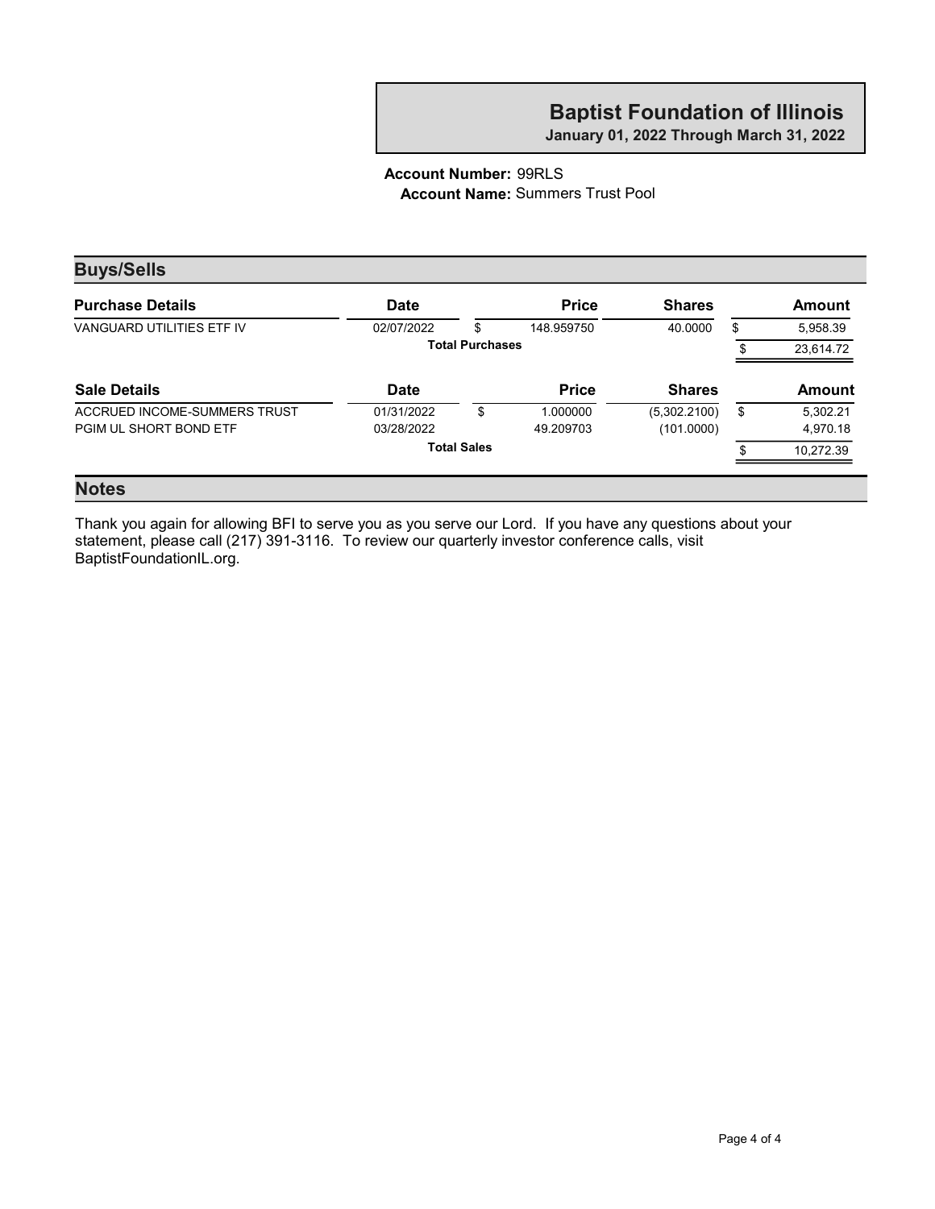# Baptist Foundation of Illinois

**January 01, 2022 Through March 31, 2022**

**Account Number:** 99RLS
**Account Name:** Summers Trust Pool

## Buys/Sells

| Purchase Details | Date | Price | Shares | Amount |
|---|---|---|---|---|
| VANGUARD UTILITIES ETF IV | 02/07/2022 | $ 148.959750 | 40.0000 | $ 5,958.39 |
| | Total Purchases | | | $ 23,614.72 |

| Sale Details | Date | Price | Shares | Amount |
|---|---|---|---|---|
| ACCRUED INCOME-SUMMERS TRUST | 01/31/2022 | $ 1.000000 | (5,302.2100) | $ 5,302.21 |
| PGIM UL SHORT BOND ETF | 03/28/2022 | 49.209703 | (101.0000) | 4,970.18 |
| | Total Sales | | | $ 10,272.39 |

## Notes

Thank you again for allowing BFI to serve you as you serve our Lord. If you have any questions about your statement, please call (217) 391-3116. To review our quarterly investor conference calls, visit BaptistFoundationIL.org.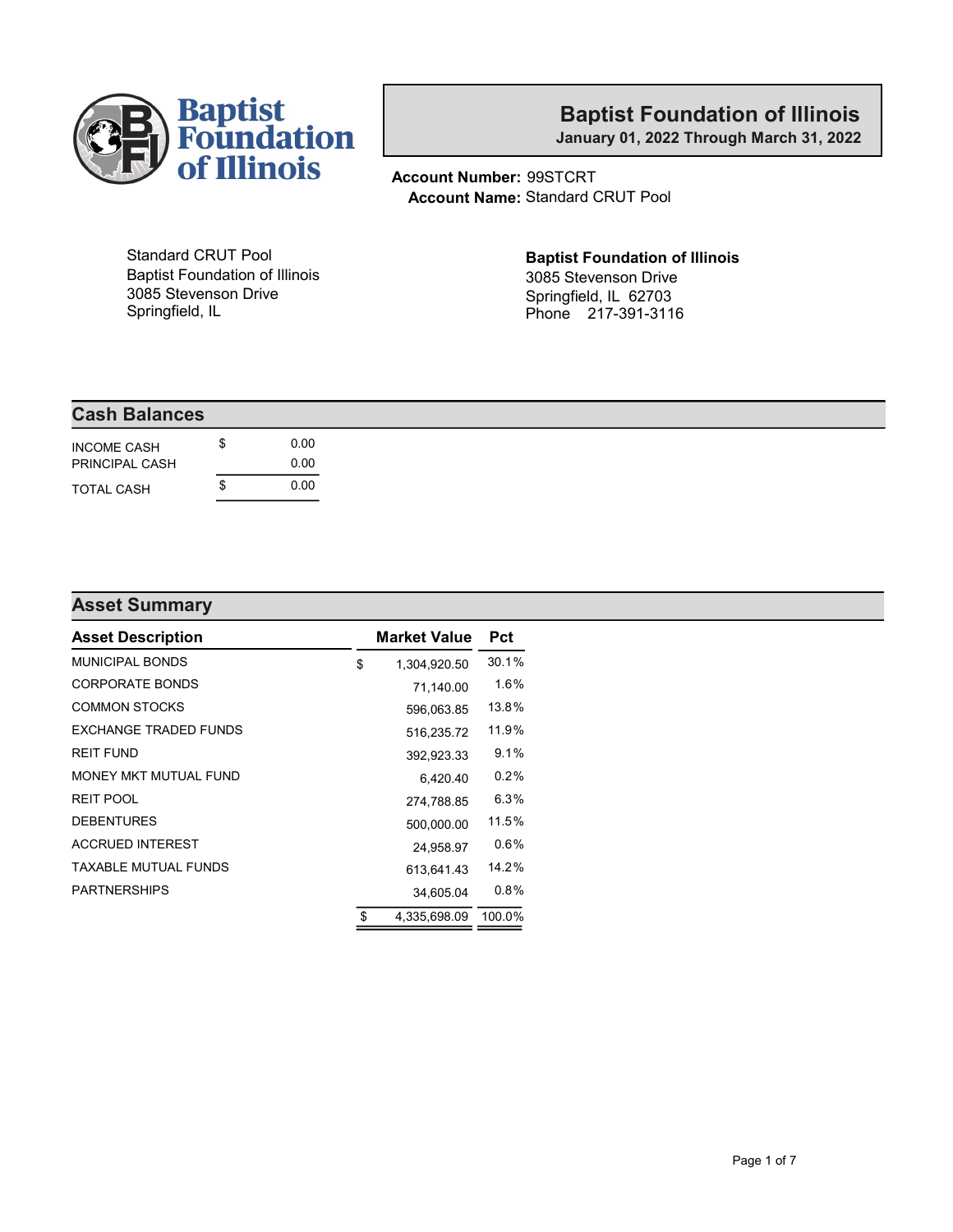# Baptist Foundation of Illinois

**January 01, 2022 Through March 31, 2022**

**Account Number:** 99STCRT
**Account Name:** Standard CRUT Pool

Standard CRUT Pool
Baptist Foundation of Illinois
3085 Stevenson Drive
Springfield, IL

**Baptist Foundation of Illinois**
3085 Stevenson Drive
Springfield, IL 62703
Phone 217-391-3116

## Cash Balances

| | | |
|---|---|---|
| INCOME CASH | $ | 0.00 |
| PRINCIPAL CASH | | 0.00 |
| TOTAL CASH | $ | 0.00 |

## Asset Summary

| Asset Description | | Market Value | Pct |
|---|---|---|---|
| MUNICIPAL BONDS | $ | 1,304,920.50 | 30.1% |
| CORPORATE BONDS | | 71,140.00 | 1.6% |
| COMMON STOCKS | | 596,063.85 | 13.8% |
| EXCHANGE TRADED FUNDS | | 516,235.72 | 11.9% |
| REIT FUND | | 392,923.33 | 9.1% |
| MONEY MKT MUTUAL FUND | | 6,420.40 | 0.2% |
| REIT POOL | | 274,788.85 | 6.3% |
| DEBENTURES | | 500,000.00 | 11.5% |
| ACCRUED INTEREST | | 24,958.97 | 0.6% |
| TAXABLE MUTUAL FUNDS | | 613,641.43 | 14.2% |
| PARTNERSHIPS | | 34,605.04 | 0.8% |
| | $ | 4,335,698.09 | 100.0% |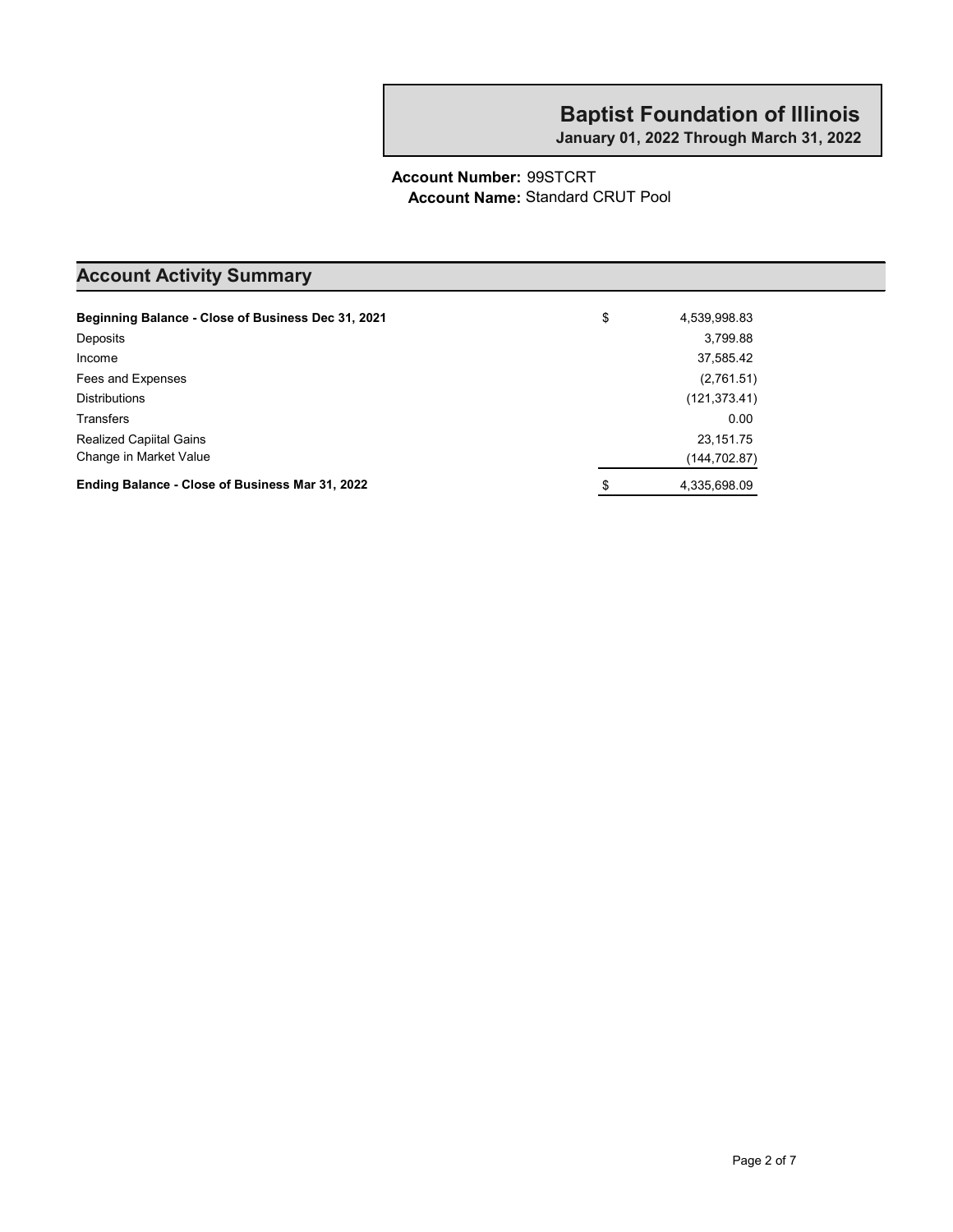# Baptist Foundation of Illinois

**January 01, 2022 Through March 31, 2022**

**Account Number:** 99STCRT
**Account Name:** Standard CRUT Pool

## Account Activity Summary

| | | |
|---|---|---|
| **Beginning Balance - Close of Business Dec 31, 2021** | $ | 4,539,998.83 |
| Deposits | | 3,799.88 |
| Income | | 37,585.42 |
| Fees and Expenses | | (2,761.51) |
| Distributions | | (121,373.41) |
| Transfers | | 0.00 |
| Realized Capiital Gains | | 23,151.75 |
| Change in Market Value | | (144,702.87) |
| **Ending Balance - Close of Business Mar 31, 2022** | $ | 4,335,698.09 |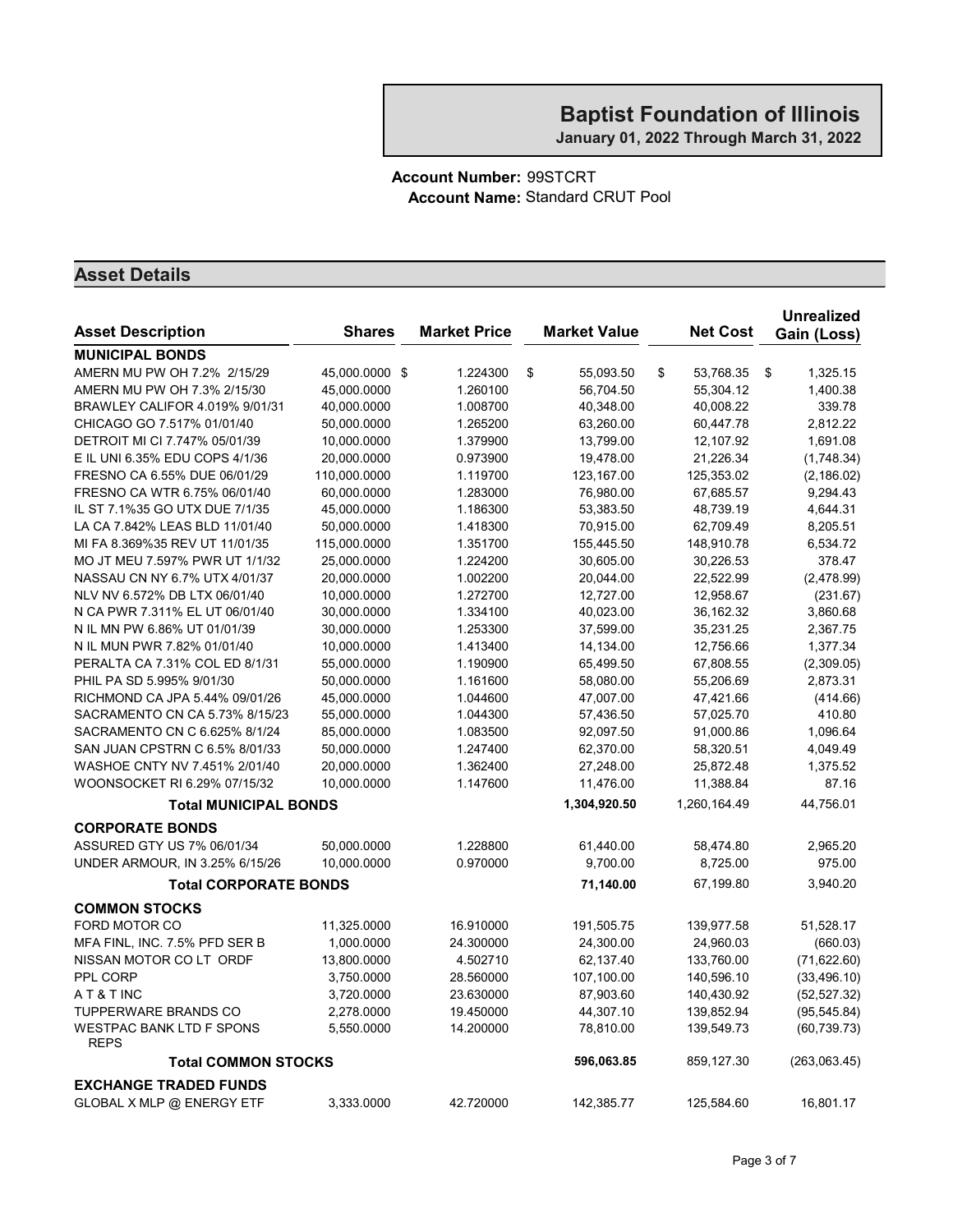# Baptist Foundation of Illinois

**January 01, 2022 Through March 31, 2022**

**Account Number:** 99STCRT
**Account Name:** Standard CRUT Pool

## Asset Details

| Asset Description | Shares | Market Price | Market Value | Net Cost | Unrealized Gain (Loss) |
|---|---|---|---|---|---|
| **MUNICIPAL BONDS** | | | | | |
| AMERN MU PW OH 7.2% 2/15/29 | 45,000.0000 | $ 1.224300 | $ 55,093.50 | $ 53,768.35 | $ 1,325.15 |
| AMERN MU PW OH 7.3% 2/15/30 | 45,000.0000 | 1.260100 | 56,704.50 | 55,304.12 | 1,400.38 |
| BRAWLEY CALIFOR 4.019% 9/01/31 | 40,000.0000 | 1.008700 | 40,348.00 | 40,008.22 | 339.78 |
| CHICAGO GO 7.517% 01/01/40 | 50,000.0000 | 1.265200 | 63,260.00 | 60,447.78 | 2,812.22 |
| DETROIT MI CI 7.747% 05/01/39 | 10,000.0000 | 1.379900 | 13,799.00 | 12,107.92 | 1,691.08 |
| E IL UNI 6.35% EDU COPS 4/1/36 | 20,000.0000 | 0.973900 | 19,478.00 | 21,226.34 | (1,748.34) |
| FRESNO CA 6.55% DUE 06/01/29 | 110,000.0000 | 1.119700 | 123,167.00 | 125,353.02 | (2,186.02) |
| FRESNO CA WTR 6.75% 06/01/40 | 60,000.0000 | 1.283000 | 76,980.00 | 67,685.57 | 9,294.43 |
| IL ST 7.1%35 GO UTX DUE 7/1/35 | 45,000.0000 | 1.186300 | 53,383.50 | 48,739.19 | 4,644.31 |
| LA CA 7.842% LEAS BLD 11/01/40 | 50,000.0000 | 1.418300 | 70,915.00 | 62,709.49 | 8,205.51 |
| MI FA 8.369%35 REV UT 11/01/35 | 115,000.0000 | 1.351700 | 155,445.50 | 148,910.78 | 6,534.72 |
| MO JT MEU 7.597% PWR UT 1/1/32 | 25,000.0000 | 1.224200 | 30,605.00 | 30,226.53 | 378.47 |
| NASSAU CN NY 6.7% UTX 4/01/37 | 20,000.0000 | 1.002200 | 20,044.00 | 22,522.99 | (2,478.99) |
| NLV NV 6.572% DB LTX 06/01/40 | 10,000.0000 | 1.272700 | 12,727.00 | 12,958.67 | (231.67) |
| N CA PWR 7.311% EL UT 06/01/40 | 30,000.0000 | 1.334100 | 40,023.00 | 36,162.32 | 3,860.68 |
| N IL MN PW 6.86% UT 01/01/39 | 30,000.0000 | 1.253300 | 37,599.00 | 35,231.25 | 2,367.75 |
| N IL MUN PWR 7.82% 01/01/40 | 10,000.0000 | 1.413400 | 14,134.00 | 12,756.66 | 1,377.34 |
| PERALTA CA 7.31% COL ED 8/1/31 | 55,000.0000 | 1.190900 | 65,499.50 | 67,808.55 | (2,309.05) |
| PHIL PA SD 5.995% 9/01/30 | 50,000.0000 | 1.161600 | 58,080.00 | 55,206.69 | 2,873.31 |
| RICHMOND CA JPA 5.44% 09/01/26 | 45,000.0000 | 1.044600 | 47,007.00 | 47,421.66 | (414.66) |
| SACRAMENTO CN CA 5.73% 8/15/23 | 55,000.0000 | 1.044300 | 57,436.50 | 57,025.70 | 410.80 |
| SACRAMENTO CN C 6.625% 8/1/24 | 85,000.0000 | 1.083500 | 92,097.50 | 91,000.86 | 1,096.64 |
| SAN JUAN CPSTRN C 6.5% 8/01/33 | 50,000.0000 | 1.247400 | 62,370.00 | 58,320.51 | 4,049.49 |
| WASHOE CNTY NV 7.451% 2/01/40 | 20,000.0000 | 1.362400 | 27,248.00 | 25,872.48 | 1,375.52 |
| WOONSOCKET RI 6.29% 07/15/32 | 10,000.0000 | 1.147600 | 11,476.00 | 11,388.84 | 87.16 |
| **Total MUNICIPAL BONDS** | | | **1,304,920.50** | 1,260,164.49 | 44,756.01 |
| **CORPORATE BONDS** | | | | | |
| ASSURED GTY US 7% 06/01/34 | 50,000.0000 | 1.228800 | 61,440.00 | 58,474.80 | 2,965.20 |
| UNDER ARMOUR, IN 3.25% 6/15/26 | 10,000.0000 | 0.970000 | 9,700.00 | 8,725.00 | 975.00 |
| **Total CORPORATE BONDS** | | | **71,140.00** | 67,199.80 | 3,940.20 |
| **COMMON STOCKS** | | | | | |
| FORD MOTOR CO | 11,325.0000 | 16.910000 | 191,505.75 | 139,977.58 | 51,528.17 |
| MFA FINL, INC. 7.5% PFD SER B | 1,000.0000 | 24.300000 | 24,300.00 | 24,960.03 | (660.03) |
| NISSAN MOTOR CO LT ORDF | 13,800.0000 | 4.502710 | 62,137.40 | 133,760.00 | (71,622.60) |
| PPL CORP | 3,750.0000 | 28.560000 | 107,100.00 | 140,596.10 | (33,496.10) |
| A T & T INC | 3,720.0000 | 23.630000 | 87,903.60 | 140,430.92 | (52,527.32) |
| TUPPERWARE BRANDS CO | 2,278.0000 | 19.450000 | 44,307.10 | 139,852.94 | (95,545.84) |
| WESTPAC BANK LTD F SPONS REPS | 5,550.0000 | 14.200000 | 78,810.00 | 139,549.73 | (60,739.73) |
| **Total COMMON STOCKS** | | | **596,063.85** | 859,127.30 | (263,063.45) |
| **EXCHANGE TRADED FUNDS** | | | | | |
| GLOBAL X MLP @ ENERGY ETF | 3,333.0000 | 42.720000 | 142,385.77 | 125,584.60 | 16,801.17 |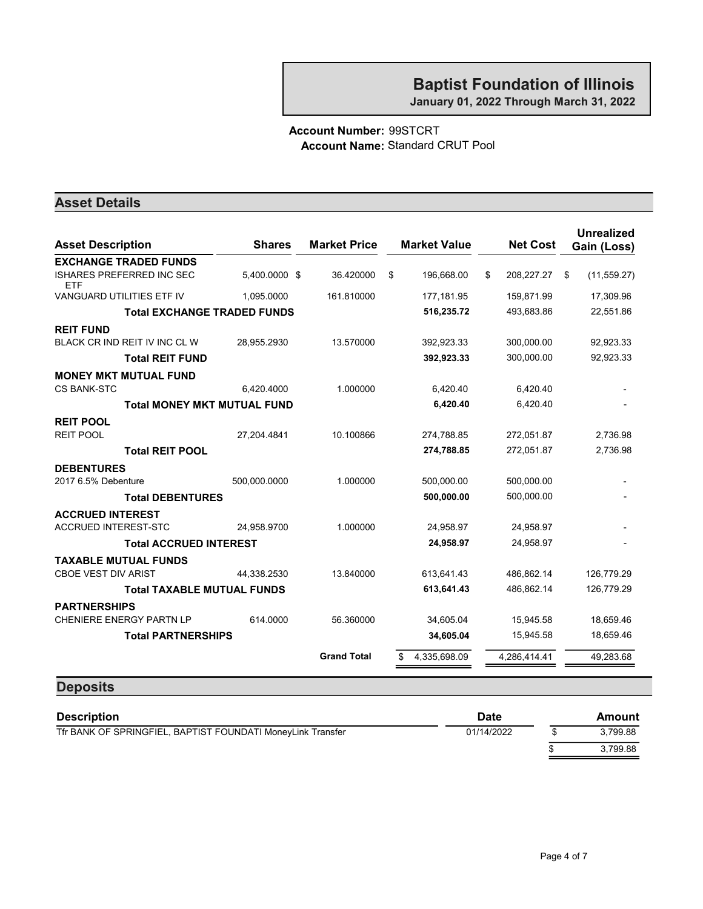# Baptist Foundation of Illinois

**January 01, 2022 Through March 31, 2022**

**Account Number:** 99STCRT
**Account Name:** Standard CRUT Pool

## Asset Details

| Asset Description | Shares | Market Price | Market Value | Net Cost | Unrealized Gain (Loss) |
|---|---|---|---|---|---|
| **EXCHANGE TRADED FUNDS** | | | | | |
| ISHARES PREFERRED INC SEC ETF | 5,400.0000 | $ 36.420000 | $ 196,668.00 | $ 208,227.27 | $ (11,559.27) |
| VANGUARD UTILITIES ETF IV | 1,095.0000 | 161.810000 | 177,181.95 | 159,871.99 | 17,309.96 |
| **Total EXCHANGE TRADED FUNDS** | | | **516,235.72** | 493,683.86 | 22,551.86 |
| **REIT FUND** | | | | | |
| BLACK CR IND REIT IV INC CL W | 28,955.2930 | 13.570000 | 392,923.33 | 300,000.00 | 92,923.33 |
| **Total REIT FUND** | | | **392,923.33** | 300,000.00 | 92,923.33 |
| **MONEY MKT MUTUAL FUND** | | | | | |
| CS BANK-STC | 6,420.4000 | 1.000000 | 6,420.40 | 6,420.40 | - |
| **Total MONEY MKT MUTUAL FUND** | | | **6,420.40** | 6,420.40 | - |
| **REIT POOL** | | | | | |
| REIT POOL | 27,204.4841 | 10.100866 | 274,788.85 | 272,051.87 | 2,736.98 |
| **Total REIT POOL** | | | **274,788.85** | 272,051.87 | 2,736.98 |
| **DEBENTURES** | | | | | |
| 2017 6.5% Debenture | 500,000.0000 | 1.000000 | 500,000.00 | 500,000.00 | - |
| **Total DEBENTURES** | | | **500,000.00** | 500,000.00 | - |
| **ACCRUED INTEREST** | | | | | |
| ACCRUED INTEREST-STC | 24,958.9700 | 1.000000 | 24,958.97 | 24,958.97 | - |
| **Total ACCRUED INTEREST** | | | **24,958.97** | 24,958.97 | - |
| **TAXABLE MUTUAL FUNDS** | | | | | |
| CBOE VEST DIV ARIST | 44,338.2530 | 13.840000 | 613,641.43 | 486,862.14 | 126,779.29 |
| **Total TAXABLE MUTUAL FUNDS** | | | **613,641.43** | 486,862.14 | 126,779.29 |
| **PARTNERSHIPS** | | | | | |
| CHENIERE ENERGY PARTN LP | 614.0000 | 56.360000 | 34,605.04 | 15,945.58 | 18,659.46 |
| **Total PARTNERSHIPS** | | | **34,605.04** | 15,945.58 | 18,659.46 |
| | | **Grand Total** | $ 4,335,698.09 | 4,286,414.41 | 49,283.68 |

## Deposits

| Description | Date | Amount |
|---|---|---|
| Tfr BANK OF SPRINGFIEL, BAPTIST FOUNDATI MoneyLink Transfer | 01/14/2022 | $ 3,799.88 |
| | | $ 3,799.88 |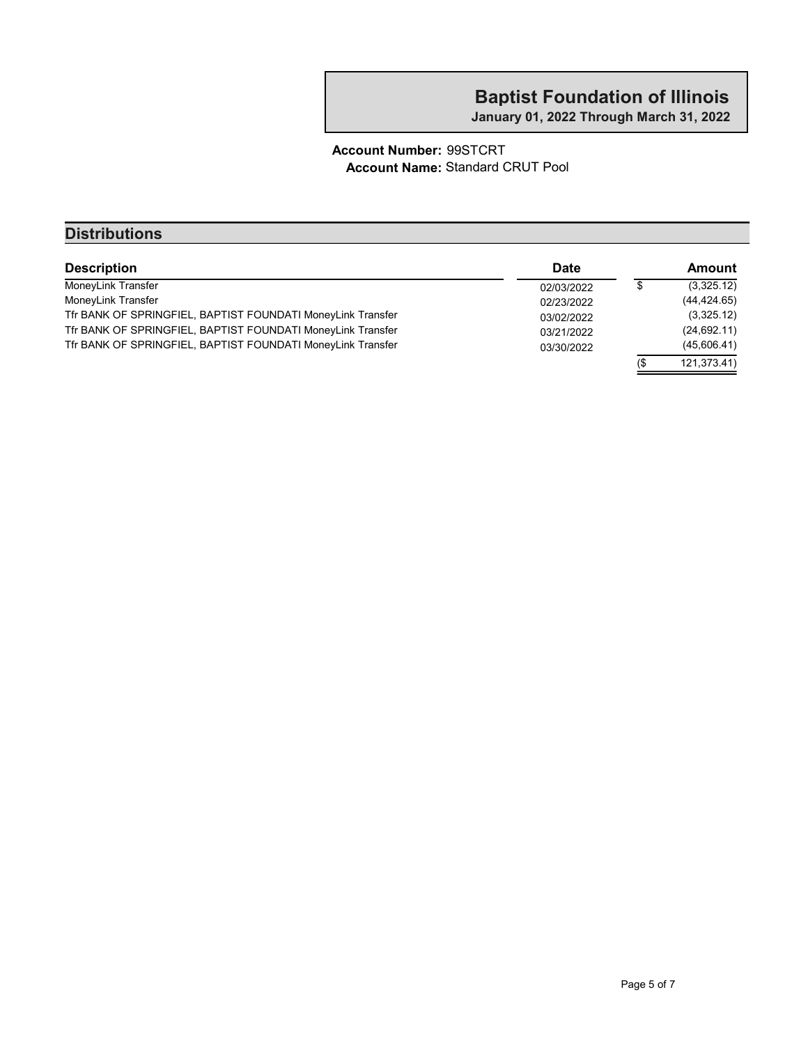# Baptist Foundation of Illinois

**January 01, 2022 Through March 31, 2022**

**Account Number:** 99STCRT
**Account Name:** Standard CRUT Pool

## Distributions

| Description | Date | Amount |
|---|---|---|
| MoneyLink Transfer | 02/03/2022 | $ (3,325.12) |
| MoneyLink Transfer | 02/23/2022 | (44,424.65) |
| Tfr BANK OF SPRINGFIEL, BAPTIST FOUNDATI MoneyLink Transfer | 03/02/2022 | (3,325.12) |
| Tfr BANK OF SPRINGFIEL, BAPTIST FOUNDATI MoneyLink Transfer | 03/21/2022 | (24,692.11) |
| Tfr BANK OF SPRINGFIEL, BAPTIST FOUNDATI MoneyLink Transfer | 03/30/2022 | (45,606.41) |
| | | ($ 121,373.41) |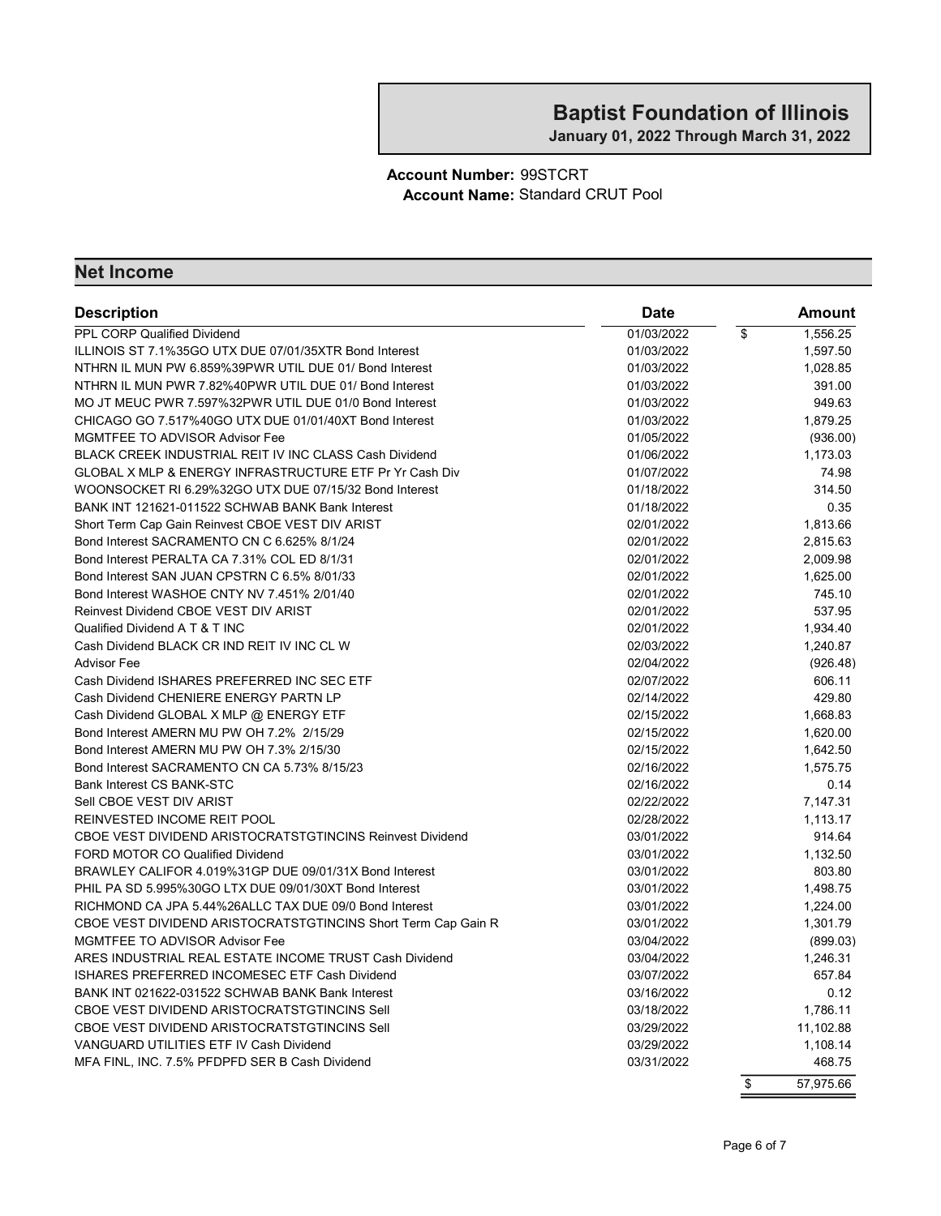# Baptist Foundation of Illinois

**January 01, 2022 Through March 31, 2022**

**Account Number:** 99STCRT
**Account Name:** Standard CRUT Pool

## Net Income

| Description | Date | Amount |
|---|---|---|
| PPL CORP Qualified Dividend | 01/03/2022 | $ 1,556.25 |
| ILLINOIS ST 7.1%35GO UTX DUE 07/01/35XTR Bond Interest | 01/03/2022 | 1,597.50 |
| NTHRN IL MUN PW 6.859%39PWR UTIL DUE 01/ Bond Interest | 01/03/2022 | 1,028.85 |
| NTHRN IL MUN PWR 7.82%40PWR UTIL DUE 01/ Bond Interest | 01/03/2022 | 391.00 |
| MO JT MEUC PWR 7.597%32PWR UTIL DUE 01/0 Bond Interest | 01/03/2022 | 949.63 |
| CHICAGO GO 7.517%40GO UTX DUE 01/01/40XT Bond Interest | 01/03/2022 | 1,879.25 |
| MGMTFEE TO ADVISOR Advisor Fee | 01/05/2022 | (936.00) |
| BLACK CREEK INDUSTRIAL REIT IV INC CLASS Cash Dividend | 01/06/2022 | 1,173.03 |
| GLOBAL X MLP & ENERGY INFRASTRUCTURE ETF Pr Yr Cash Div | 01/07/2022 | 74.98 |
| WOONSOCKET RI 6.29%32GO UTX DUE 07/15/32 Bond Interest | 01/18/2022 | 314.50 |
| BANK INT 121621-011522 SCHWAB BANK Bank Interest | 01/18/2022 | 0.35 |
| Short Term Cap Gain Reinvest CBOE VEST DIV ARIST | 02/01/2022 | 1,813.66 |
| Bond Interest SACRAMENTO CN C 6.625% 8/1/24 | 02/01/2022 | 2,815.63 |
| Bond Interest PERALTA CA 7.31% COL ED 8/1/31 | 02/01/2022 | 2,009.98 |
| Bond Interest SAN JUAN CPSTRN C 6.5% 8/01/33 | 02/01/2022 | 1,625.00 |
| Bond Interest WASHOE CNTY NV 7.451% 2/01/40 | 02/01/2022 | 745.10 |
| Reinvest Dividend CBOE VEST DIV ARIST | 02/01/2022 | 537.95 |
| Qualified Dividend A T & T INC | 02/01/2022 | 1,934.40 |
| Cash Dividend BLACK CR IND REIT IV INC CL W | 02/03/2022 | 1,240.87 |
| Advisor Fee | 02/04/2022 | (926.48) |
| Cash Dividend ISHARES PREFERRED INC SEC ETF | 02/07/2022 | 606.11 |
| Cash Dividend CHENIERE ENERGY PARTN LP | 02/14/2022 | 429.80 |
| Cash Dividend GLOBAL X MLP @ ENERGY ETF | 02/15/2022 | 1,668.83 |
| Bond Interest AMERN MU PW OH 7.2% 2/15/29 | 02/15/2022 | 1,620.00 |
| Bond Interest AMERN MU PW OH 7.3% 2/15/30 | 02/15/2022 | 1,642.50 |
| Bond Interest SACRAMENTO CN CA 5.73% 8/15/23 | 02/16/2022 | 1,575.75 |
| Bank Interest CS BANK-STC | 02/16/2022 | 0.14 |
| Sell CBOE VEST DIV ARIST | 02/22/2022 | 7,147.31 |
| REINVESTED INCOME REIT POOL | 02/28/2022 | 1,113.17 |
| CBOE VEST DIVIDEND ARISTOCRATSTGTINCINS Reinvest Dividend | 03/01/2022 | 914.64 |
| FORD MOTOR CO Qualified Dividend | 03/01/2022 | 1,132.50 |
| BRAWLEY CALIFOR 4.019%31GP DUE 09/01/31X Bond Interest | 03/01/2022 | 803.80 |
| PHIL PA SD 5.995%30GO LTX DUE 09/01/30XT Bond Interest | 03/01/2022 | 1,498.75 |
| RICHMOND CA JPA 5.44%26ALLC TAX DUE 09/0 Bond Interest | 03/01/2022 | 1,224.00 |
| CBOE VEST DIVIDEND ARISTOCRATSTGTINCINS Short Term Cap Gain R | 03/01/2022 | 1,301.79 |
| MGMTFEE TO ADVISOR Advisor Fee | 03/04/2022 | (899.03) |
| ARES INDUSTRIAL REAL ESTATE INCOME TRUST Cash Dividend | 03/04/2022 | 1,246.31 |
| ISHARES PREFERRED INCOMESEC ETF Cash Dividend | 03/07/2022 | 657.84 |
| BANK INT 021622-031522 SCHWAB BANK Bank Interest | 03/16/2022 | 0.12 |
| CBOE VEST DIVIDEND ARISTOCRATSTGTINCINS Sell | 03/18/2022 | 1,786.11 |
| CBOE VEST DIVIDEND ARISTOCRATSTGTINCINS Sell | 03/29/2022 | 11,102.88 |
| VANGUARD UTILITIES ETF IV Cash Dividend | 03/29/2022 | 1,108.14 |
| MFA FINL, INC. 7.5% PFDPFD SER B Cash Dividend | 03/31/2022 | 468.75 |
| | | $ 57,975.66 |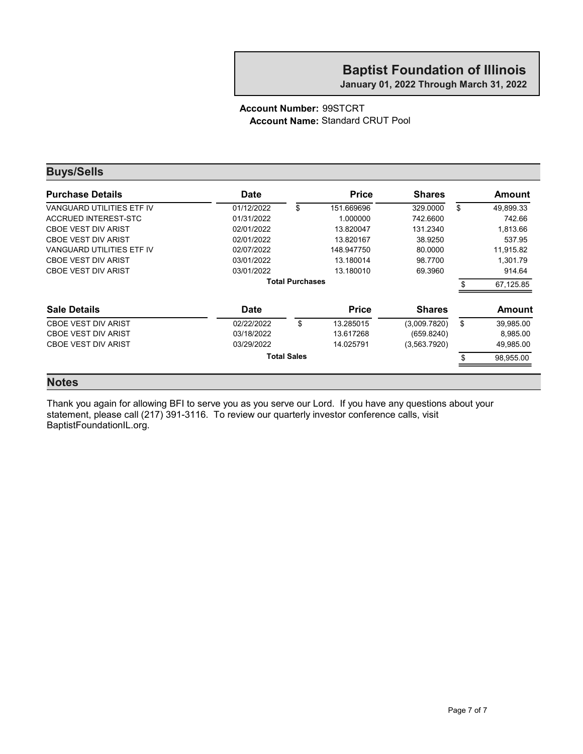## Baptist Foundation of Illinois

**January 01, 2022 Through March 31, 2022**

**Account Number:** 99STCRT
**Account Name:** Standard CRUT Pool

## Buys/Sells

| Purchase Details | Date | | Price | Shares | | Amount |
|---|---|---|---|---|---|---|
| VANGUARD UTILITIES ETF IV | 01/12/2022 | $ | 151.669696 | 329.0000 | $ | 49,899.33 |
| ACCRUED INTEREST-STC | 01/31/2022 | | 1.000000 | 742.6600 | | 742.66 |
| CBOE VEST DIV ARIST | 02/01/2022 | | 13.820047 | 131.2340 | | 1,813.66 |
| CBOE VEST DIV ARIST | 02/01/2022 | | 13.820167 | 38.9250 | | 537.95 |
| VANGUARD UTILITIES ETF IV | 02/07/2022 | | 148.947750 | 80.0000 | | 11,915.82 |
| CBOE VEST DIV ARIST | 03/01/2022 | | 13.180014 | 98.7700 | | 1,301.79 |
| CBOE VEST DIV ARIST | 03/01/2022 | | 13.180010 | 69.3960 | | 914.64 |
| | **Total Purchases** | | | | $ | 67,125.85 |

| Sale Details | Date | | Price | Shares | | Amount |
|---|---|---|---|---|---|---|
| CBOE VEST DIV ARIST | 02/22/2022 | $ | 13.285015 | (3,009.7820) | $ | 39,985.00 |
| CBOE VEST DIV ARIST | 03/18/2022 | | 13.617268 | (659.8240) | | 8,985.00 |
| CBOE VEST DIV ARIST | 03/29/2022 | | 14.025791 | (3,563.7920) | | 49,985.00 |
| | **Total Sales** | | | | $ | 98,955.00 |

## Notes

Thank you again for allowing BFI to serve you as you serve our Lord. If you have any questions about your statement, please call (217) 391-3116. To review our quarterly investor conference calls, visit BaptistFoundationIL.org.